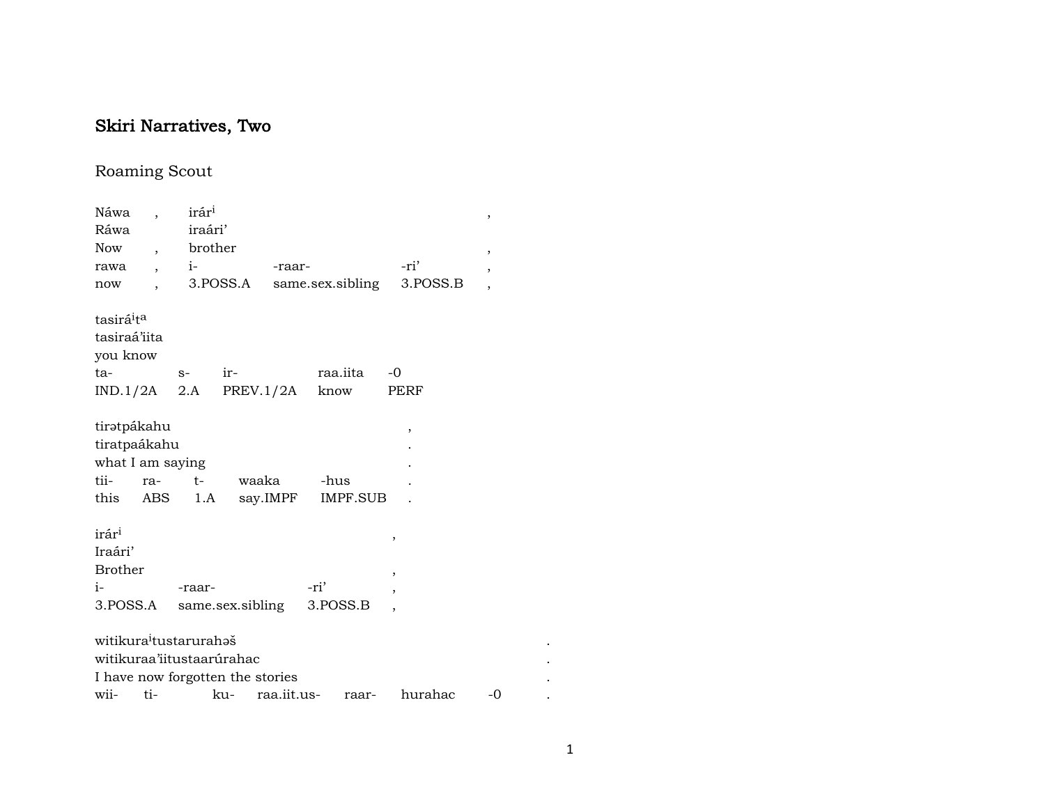# Skiri Narratives, Two

## Roaming Scout

| Náwa | , | irár[i] | | | , |
|---|---|---|---|---|---|
| Ráwa | | iraári’ | | | |
| Now | , | brother | | | , |
| rawa | , | i- | -raar- | -ri’ | , |
| now | , | 3.POSS.A | same.sex.sibling | 3.POSS.B | , |

| tasirá[i]t[a] | | | | |
|---|---|---|---|---|
| tasiraá’iita | | | | |
| you know | | | | |
| ta- | s- | ir- | raa.iita | -0 |
| IND.1/2A | 2.A | PREV.1/2A | know | PERF |

| tirətpákahu | | | | | , |
|---|---|---|---|---|---|
| tiratpaákahu | | | | | . |
| what I am saying | | | | | . |
| tii- | ra- | t- | waaka | -hus | . |
| this | ABS | 1.A | say.IMPF | IMPF.SUB | . |

| irár[i] | | | , |
|---|---|---|---|
| Iraári’ | | | |
| Brother | | | , |
| i- | -raar- | -ri’ | , |
| 3.POSS.A | same.sex.sibling | 3.POSS.B | , |

| witikura[i]tustarurahəš | | | | | | | . |
|---|---|---|---|---|---|---|---|
| witikuraa’iitustaarúrahac | | | | | | | . |
| I have now forgotten the stories | | | | | | | . |
| wii- | ti- | ku- | raa.iit.us- | raar- | hurahac | -0 | . |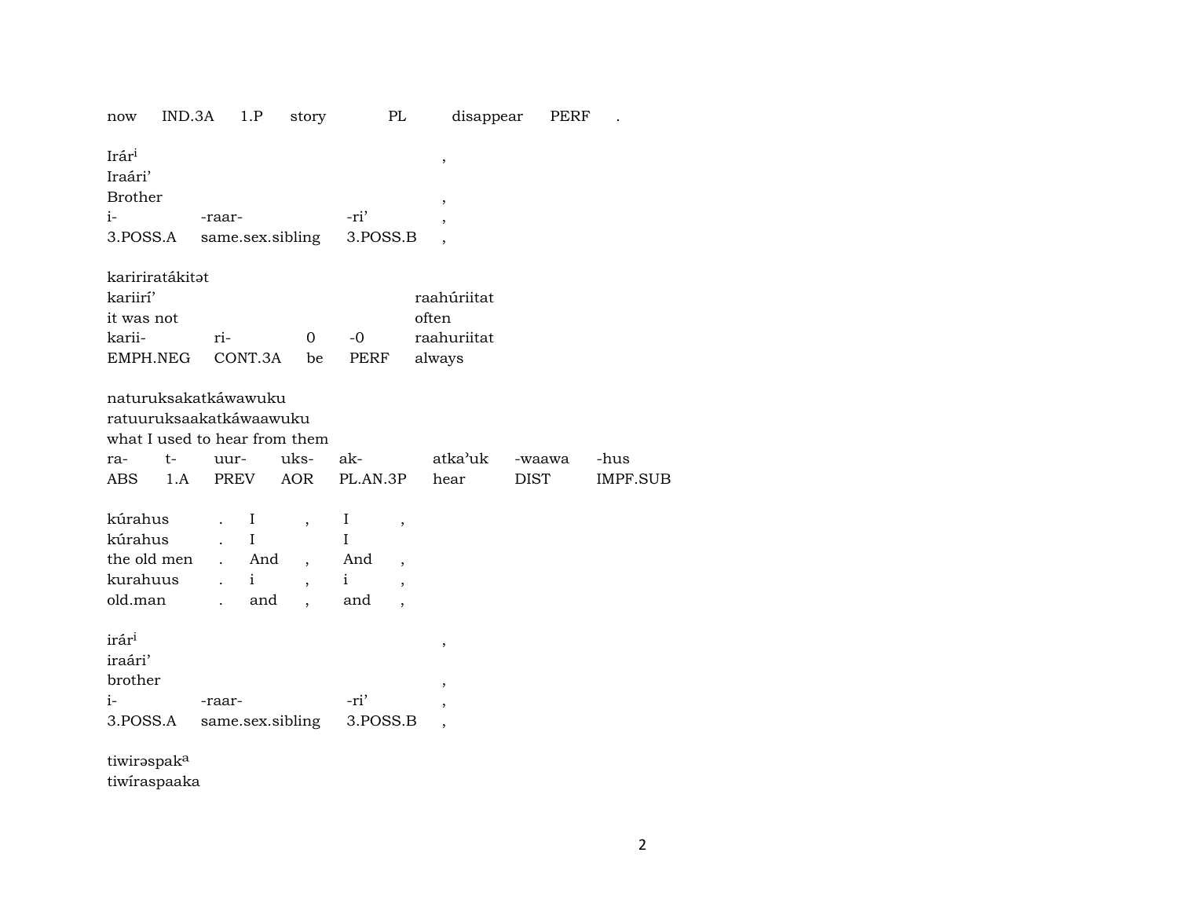| now | IND.3A | 1.P | story | PL | disappear | PERF | . |
|---|---|---|---|---|---|---|---|

| Irár[i] | | | , |
|---|---|---|---|
| Iraári’ | | | |
| Brother | | | , |
| i- | -raar- | -ri’ | , |
| 3.POSS.A | same.sex.sibling | 3.POSS.B | , |

| kaririratákitət | | | | |
|---|---|---|---|---|
| kariirí’ | | | | raahúriitat |
| it was not | | | | often |
| karii- | ri- | 0 | -0 | raahuriitat |
| EMPH.NEG | CONT.3A | be | PERF | always |

| naturuksakatkáwawuku | | | | | | | |
|---|---|---|---|---|---|---|---|
| ratuuruksaakatkáwaawuku | | | | | | | |
| what I used to hear from them | | | | | | | |
| ra- | t- | uur- | uks- | ak- | atka’uk | -waawa | -hus |
| ABS | 1.A | PREV | AOR | PL.AN.3P | hear | DIST | IMPF.SUB |

| kúrahus | . | I | , | I | , |
|---|---|---|---|---|---|
| kúrahus | . | I | | I | |
| the old men | . | And | , | And | , |
| kurahuus | . | i | , | i | , |
| old.man | . | and | , | and | , |

| irár[i] | | | , |
|---|---|---|---|
| iraári’ | | | |
| brother | | | , |
| i- | -raar- | -ri’ | , |
| 3.POSS.A | same.sex.sibling | 3.POSS.B | , |

tiwirəspak[a]
tiwíraspaaka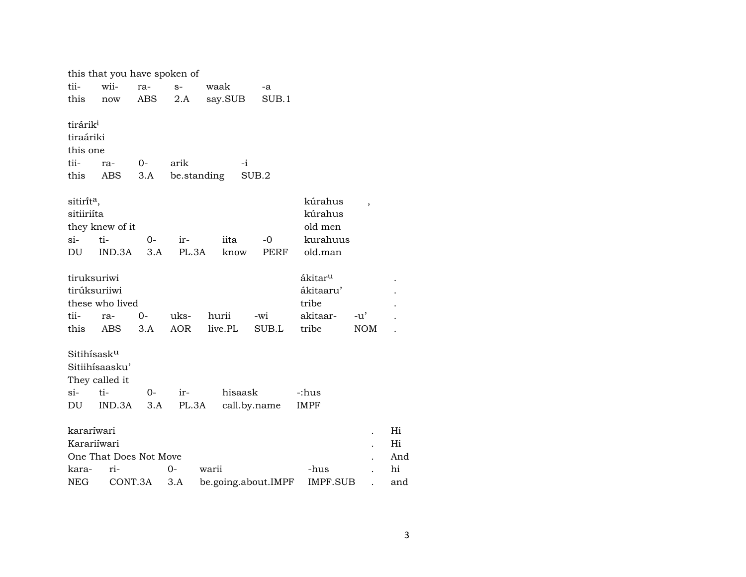this that you have spoken of

| tii- | wii- | ra- | s- | waak | -a |
|---|---|---|---|---|---|
| this | now | ABS | 2.A | say.SUB | SUB.1 |

tirárik[i]
tiraáriki
this one

| tii- | ra- | 0- | arik | -i |
|---|---|---|---|---|
| this | ABS | 3.A | be.standing | SUB.2 |

| sitirít[a], | | | | | | kúrahus | , |
|---|---|---|---|---|---|---|---|
| sitiiriíta | | | | | | kúrahus | |
| they knew of it | | | | | | old men | |
| si- | ti- | 0- | ir- | iita | -0 | kurahuus | |
| DU | IND.3A | 3.A | PL.3A | know | PERF | old.man | |

| tiruksuriwi | | | | | | ákitar[u] | | . |
|---|---|---|---|---|---|---|---|---|
| tirúksuriiwi | | | | | | ákitaaru' | | . |
| these who lived | | | | | | tribe | | . |
| tii- | ra- | 0- | uks- | hurii | -wi | akitaar- | -u' | . |
| this | ABS | 3.A | AOR | live.PL | SUB.L | tribe | NOM | . |

Sitihísask[u]
Sitiihísaasku'
They called it

| si- | ti- | 0- | ir- | hisaask | -:hus |
|---|---|---|---|---|---|
| DU | IND.3A | 3.A | PL.3A | call.by.name | IMPF |

| kararíwari | | | | | . | Hi |
|---|---|---|---|---|---|---|
| Karariíwari | | | | | . | Hi |
| One That Does Not Move | | | | | . | And |
| kara- | ri- | 0- | warii | -hus | . | hi |
| NEG | CONT.3A | 3.A | be.going.about.IMPF | IMPF.SUB | . | and |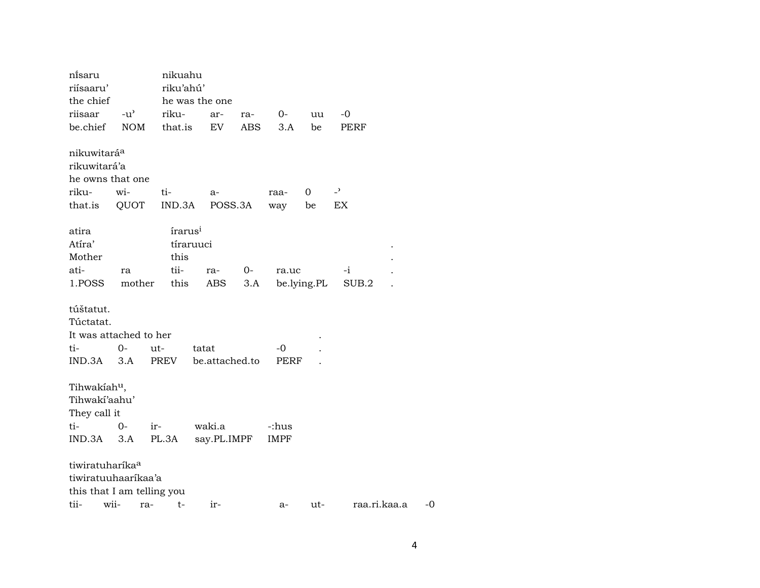nísaru riísaaru' the chief

| riisaar | -u' |
|---|---|
| be.chief | NOM |

nikuahu riku'ahú' he was the one

| riku- | ar- | ra- | 0- | uu | -0 |
|---|---|---|---|---|---|
| that.is | EV | ABS | 3.A | be | PERF |

nikuwitará[a]
rikuwitará'a
he owns that one

| riku- | wi- | ti- | a- | raa- | 0 | -' |
|---|---|---|---|---|---|---|
| that.is | QUOT | IND.3A | POSS.3A | way | be | EX |

atira
Atíra'
Mother

| ati- | ra |
|---|---|
| 1.POSS | mother |

írarus[i]
tíraruuci .
this .

| tii- | ra- | 0- | ra.uc | -i | . |
|---|---|---|---|---|---|
| this | ABS | 3.A | be.lying.PL | SUB.2 | . |

túštatut.
Túctatat.
It was attached to her .

| ti- | 0- | ut- | tatat | -0 | . |
|---|---|---|---|---|---|
| IND.3A | 3.A | PREV | be.attached.to | PERF | . |

Tihwakíah[u],
Tihwakí'aahu'
They call it

| ti- | 0- | ir- | waki.a | -:hus |
|---|---|---|---|---|
| IND.3A | 3.A | PL.3A | say.PL.IMPF | IMPF |

tiwiratuharíka[a]
tiwiratuuhaaríkaa'a
this that I am telling you

| tii- | wii- | ra- | t- | ir- | a- | ut- | raa.ri.kaa.a | -0 |
|---|---|---|---|---|---|---|---|---|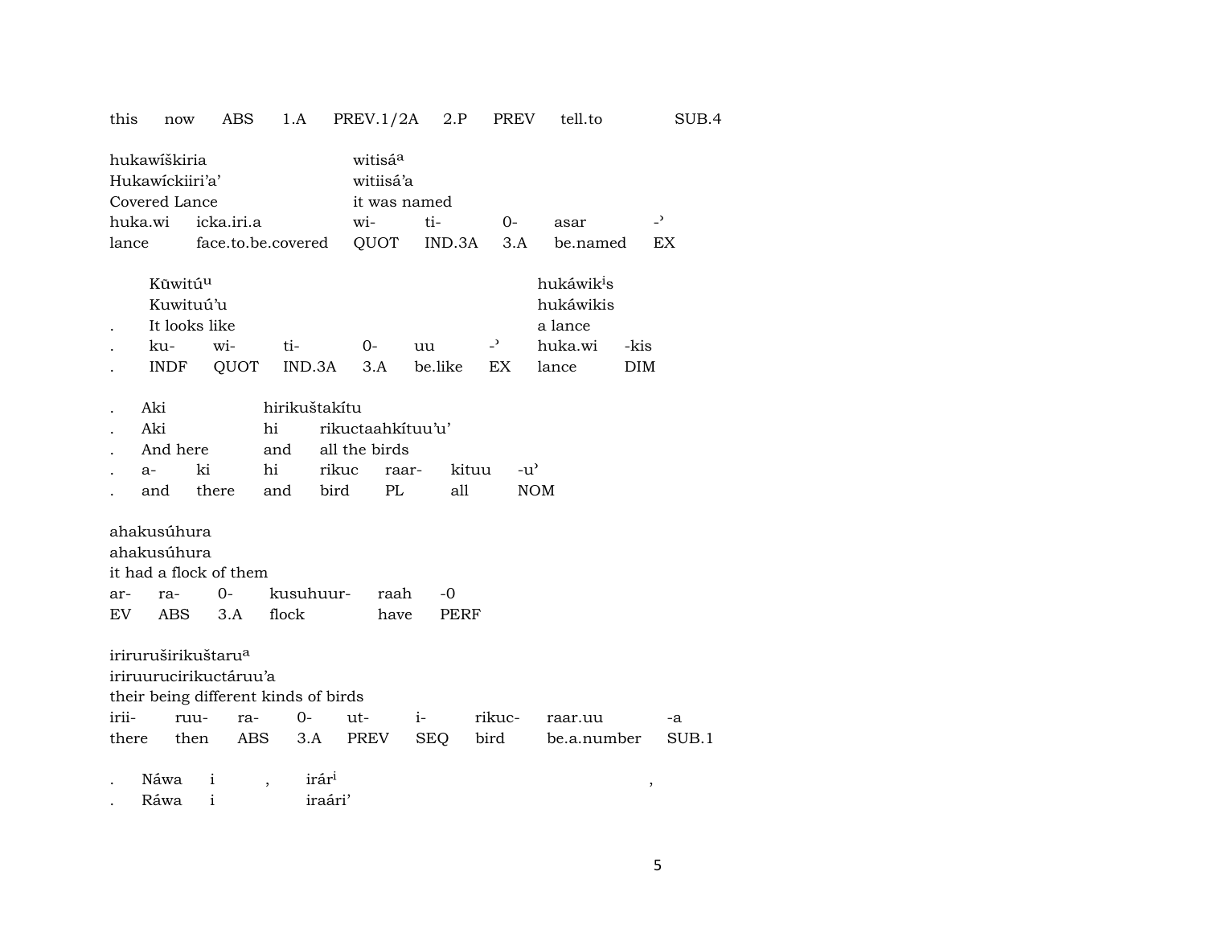this now ABS 1.A PREV.1/2A 2.P PREV tell.to SUB.4

| hukawíškiria | | witisá^a | | | | |
|---|---|---|---|---|---|---|
| Hukawíckiiri'a' | | witiisá'a | | | | |
| Covered Lance | | it was named | | | | |
| huka.wi | icka.iri.a | wi- | ti- | 0- | asar | -ʾ |
| lance | face.to.be.covered | QUOT | IND.3A | 3.A | be.named | EX |

| | Kūwitú^u | | | | | | hukáwik^is | |
|---|---|---|---|---|---|---|---|---|
| | Kuwituú'u | | | | | | hukáwikis | |
| . | It looks like | | | | | | a lance | |
| . | ku- | wi- | ti- | 0- | uu | -ʾ | huka.wi | -kis |
| . | INDF | QUOT | IND.3A | 3.A | be.like | EX | lance | DIM |

| . | Aki | | hirikuštakítu | | | | |
|---|---|---|---|---|---|---|---|
| . | Aki | | hi | rikuctaahkítuu'u' | | | |
| . | And here | | and | all the birds | | | |
| . | a- | ki | hi | rikuc | raar- | kituu | -u' |
| . | and | there | and | bird | PL | all | NOM |

| ahakusúhura | | | | | |
|---|---|---|---|---|---|
| ahakusúhura | | | | | |
| it had a flock of them | | | | | |
| ar- | ra- | 0- | kusuhuur- | raah | -0 |
| EV | ABS | 3.A | flock | have | PERF |

| iriruruširikuštaru^a | | | | | | | | |
|---|---|---|---|---|---|---|---|---|
| iriruurucirikuctáruu'a | | | | | | | | |
| their being different kinds of birds | | | | | | | | |
| irii- | ruu- | ra- | 0- | ut- | i- | rikuc- | raar.uu | -a |
| there | then | ABS | 3.A | PREV | SEQ | bird | be.a.number | SUB.1 |

| . | Náwa | i | , | irár^i | , |
|---|---|---|---|---|---|
| . | Ráwa | i | | iraári' | |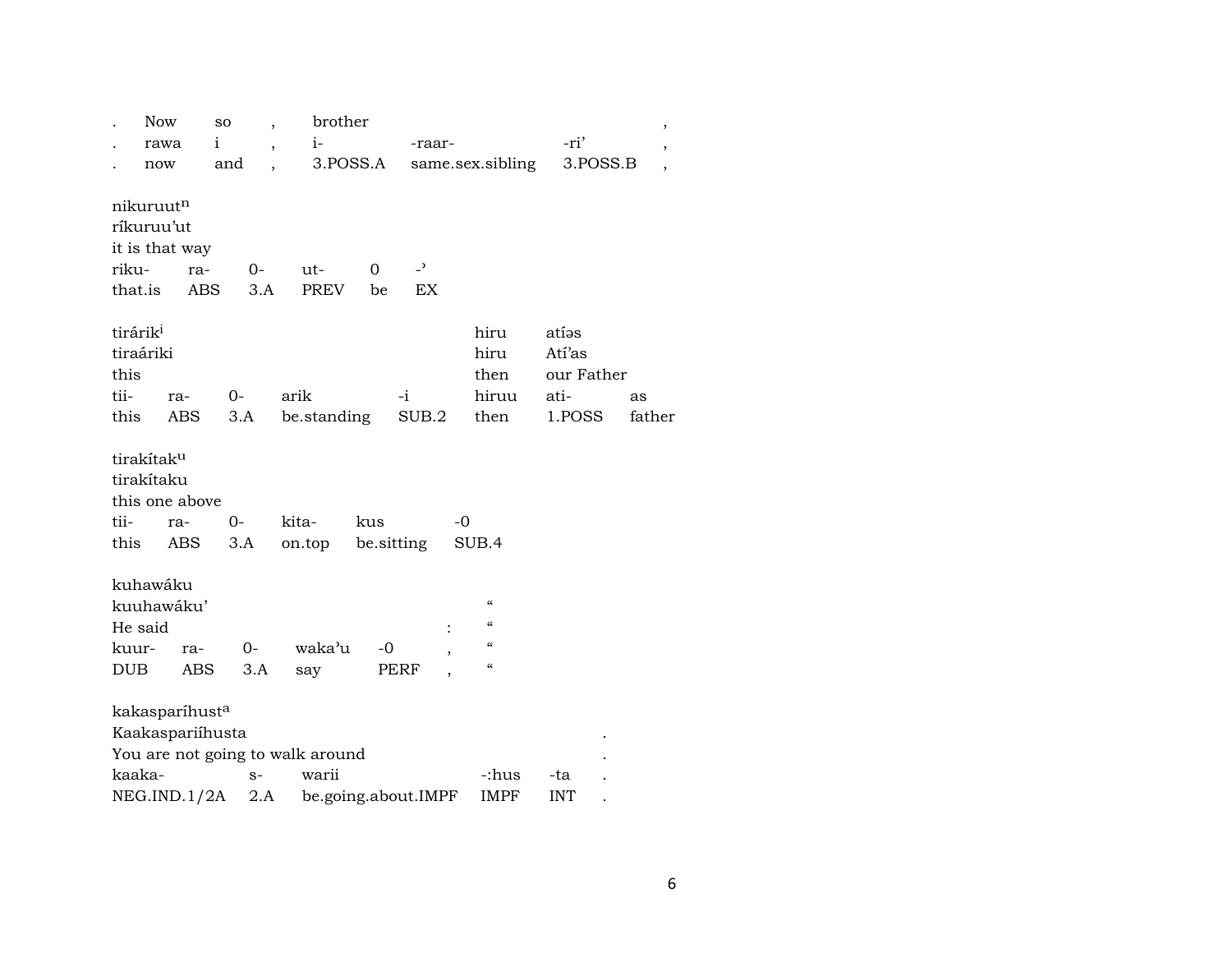| . | Now | so | , | brother | | | , |
|---|---|---|---|---|---|---|---|
| . | rawa | i | , | i- | -raar- | -ri' | , |
| . | now | and | , | 3.POSS.A | same.sex.sibling | 3.POSS.B | , |

nikuruut[n]
ríkuruu'ut
it is that way

| riku- | ra- | 0- | ut- | 0 | -' |
|---|---|---|---|---|---|
| that.is | ABS | 3.A | PREV | be | EX |

| tirárik[i] | | | | | hiru | atíəs | |
|---|---|---|---|---|---|---|---|
| tiraáriki | | | | | hiru | Atí'as | |
| this | | | | | then | our Father | |
| tii- | ra- | 0- | arik | -i | hiruu | ati- | as |
| this | ABS | 3.A | be.standing | SUB.2 | then | 1.POSS | father |

tirakítak[u]
tirakítaku
this one above

| tii- | ra- | 0- | kita- | kus | -0 |
|---|---|---|---|---|---|
| this | ABS | 3.A | on.top | be.sitting | SUB.4 |

kuhawáku

| kuuhawáku' | | | | | " |
|---|---|---|---|---|---|
| He said | | | | : | " |
| kuur- | ra- | 0- | waka'u | -0 | , | " |
| DUB | ABS | 3.A | say | PERF | , | " |

kakasparíhust[a]

| Kaakaspariíhusta | | | | | . |
|---|---|---|---|---|---|
| You are not going to walk around | | | | | . |
| kaaka- | s- | warii | -:hus | -ta | . |
| NEG.IND.1/2A | 2.A | be.going.about.IMPF | IMPF | INT | . |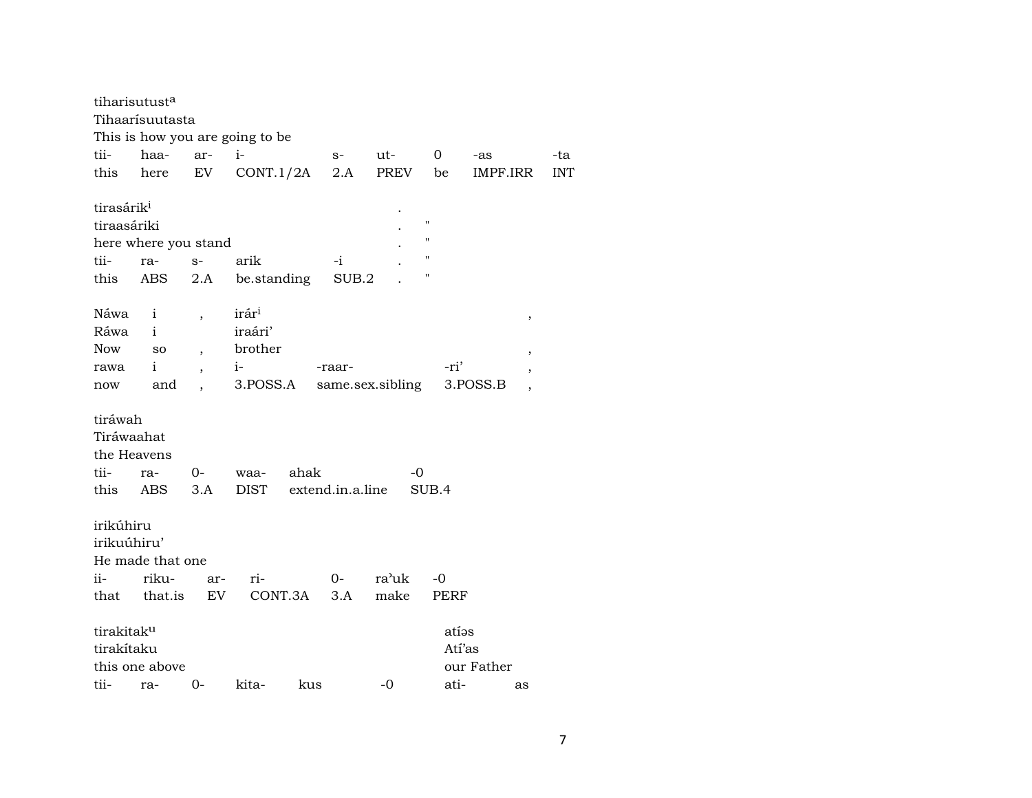tiharisutust[a]
Tihaarísuutasta
This is how you are going to be

| tii- | haa- | ar- | i- | s- | ut- | 0 | -as | -ta |
|---|---|---|---|---|---|---|---|---|
| this | here | EV | CONT.1/2A | 2.A | PREV | be | IMPF.IRR | INT |

tirasárik[i] .
tiraasáriki . "
here where you stand . "

| tii- | ra- | s- | arik | -i | . | " |
|---|---|---|---|---|---|---|
| this | ABS | 2.A | be.standing | SUB.2 | . | " |

| Náwa | i | , | irár[i] | | | , |
|---|---|---|---|---|---|---|
| Ráwa | i | | iraári’ | | | |
| Now | so | , | brother | | | , |
| rawa | i | , | i- | -raar- | -ri’ | , |
| now | and | , | 3.POSS.A | same.sex.sibling | 3.POSS.B | , |

tiráwah
Tiráwaahat
the Heavens

| tii- | ra- | 0- | waa- | ahak | -0 |
|---|---|---|---|---|---|
| this | ABS | 3.A | DIST | extend.in.a.line | SUB.4 |

irikúhiru
irikuúhiru’
He made that one

| ii- | riku- | ar- | ri- | 0- | ra’uk | -0 |
|---|---|---|---|---|---|---|
| that | that.is | EV | CONT.3A | 3.A | make | PERF |

| tirakitak[u] | | | | | | atíəs | |
|---|---|---|---|---|---|---|---|
| tirakítaku | | | | | | Atí’as | |
| this one above | | | | | | our Father | |
| tii- | ra- | 0- | kita- | kus | -0 | ati- | as |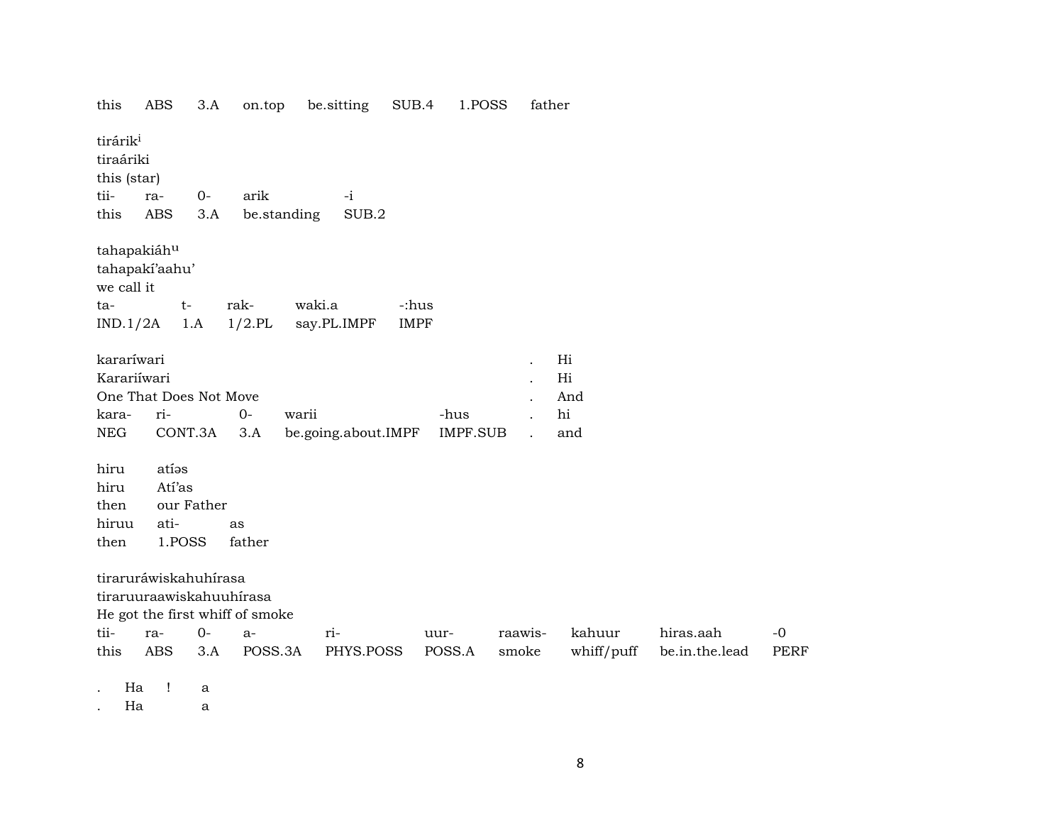this ABS 3.A on.top be.sitting SUB.4 1.POSS father

tirárik^i
tiraáriki
this (star)

| tii- | ra- | 0- | arik | -i |
|---|---|---|---|---|
| this | ABS | 3.A | be.standing | SUB.2 |

tahapakiáh^u
tahapakí'aahu'
we call it

| ta- | t- | rak- | waki.a | -:hus |
|---|---|---|---|---|
| IND.1/2A | 1.A | 1/2.PL | say.PL.IMPF | IMPF |

kararíwari . Hi
Karariíwari . Hi
One That Does Not Move . And

| kara- | ri- | 0- | warii | -hus | . | hi |
|---|---|---|---|---|---|---|
| NEG | CONT.3A | 3.A | be.going.about.IMPF | IMPF.SUB | . | and |

hiru atíəs
hiru Atí'as
then our Father

| hiruu | ati- | as |
|---|---|---|
| then | 1.POSS | father |

tirarurawiskahuhírasa
tiraruuraawiskahuuhírasa
He got the first whiff of smoke

| tii- | ra- | 0- | a- | ri- | uur- | raawis- | kahuur | hiras.aah | -0 |
|---|---|---|---|---|---|---|---|---|---|
| this | ABS | 3.A | POSS.3A | PHYS.POSS | POSS.A | smoke | whiff/puff | be.in.the.lead | PERF |

. Ha ! a
. Ha a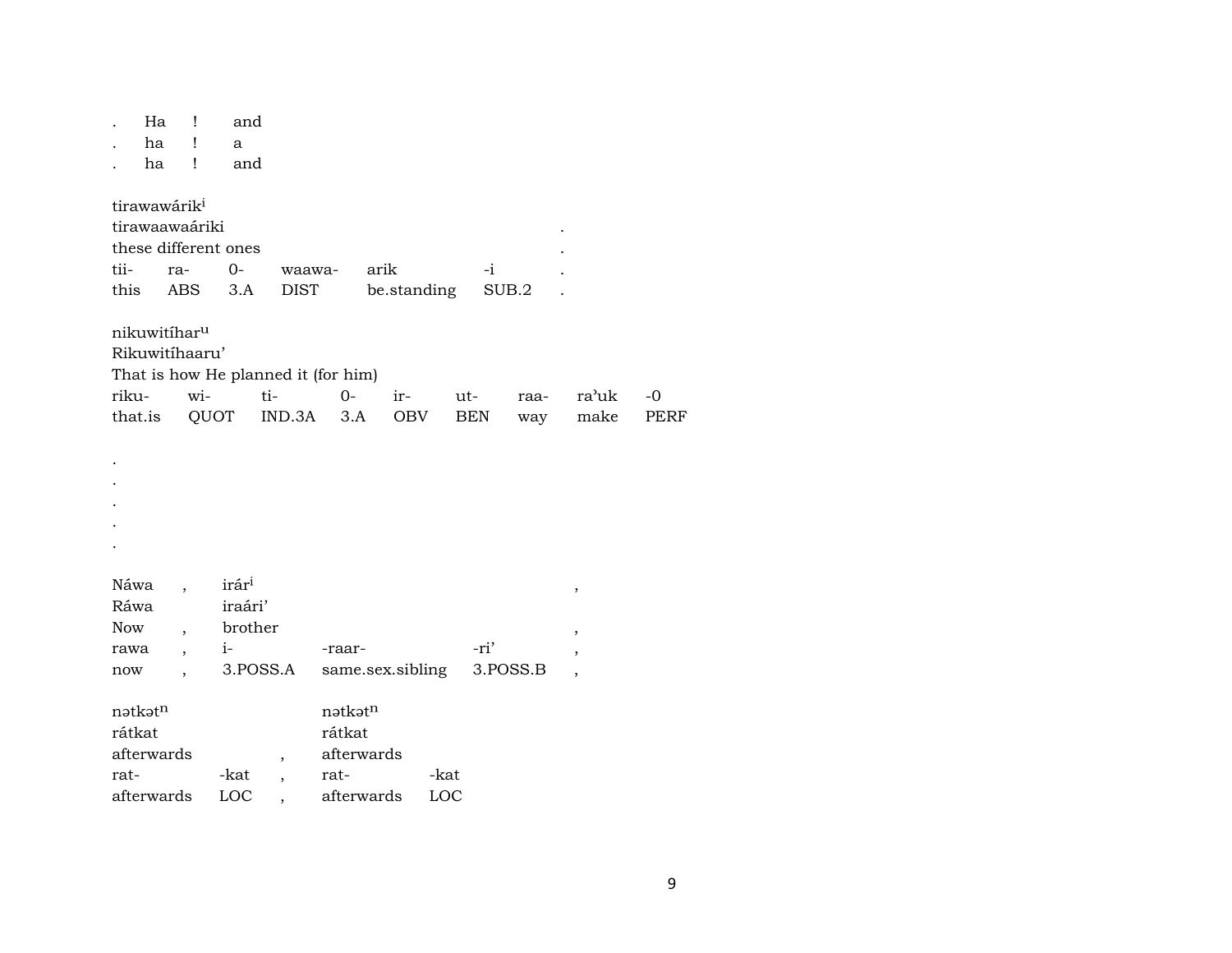| . | Ha | ! | and |
|---|---|---|---|
| . | ha | ! | a |
| . | ha | ! | and |

tirawawárik[i]
tirawaawaáriki .
these different ones .

| tii- | ra- | 0- | waawa- | arik | -i | . |
|---|---|---|---|---|---|---|
| this | ABS | 3.A | DIST | be.standing | SUB.2 | . |

nikuwitíhar[u]
Rikuwitíhaaru’
That is how He planned it (for him)

| riku- | wi- | ti- | 0- | ir- | ut- | raa- | ra’uk | -0 |
|---|---|---|---|---|---|---|---|---|
| that.is | QUOT | IND.3A | 3.A | OBV | BEN | way | make | PERF |

.
.
.
.
.

| Náwa | , | irár[i] | | | , |
|---|---|---|---|---|---|
| Ráwa | | iraári’ | | | |
| Now | , | brother | | | , |
| rawa | , | i- | -raar- | -ri’ | , |
| now | , | 3.POSS.A | same.sex.sibling | 3.POSS.B | , |

| nətkət[n] | | | nətkət[n] | |
|---|---|---|---|---|
| rátkat | | | rátkat | |
| afterwards | | , | afterwards | |
| rat- | -kat | , | rat- | -kat |
| afterwards | LOC | , | afterwards | LOC |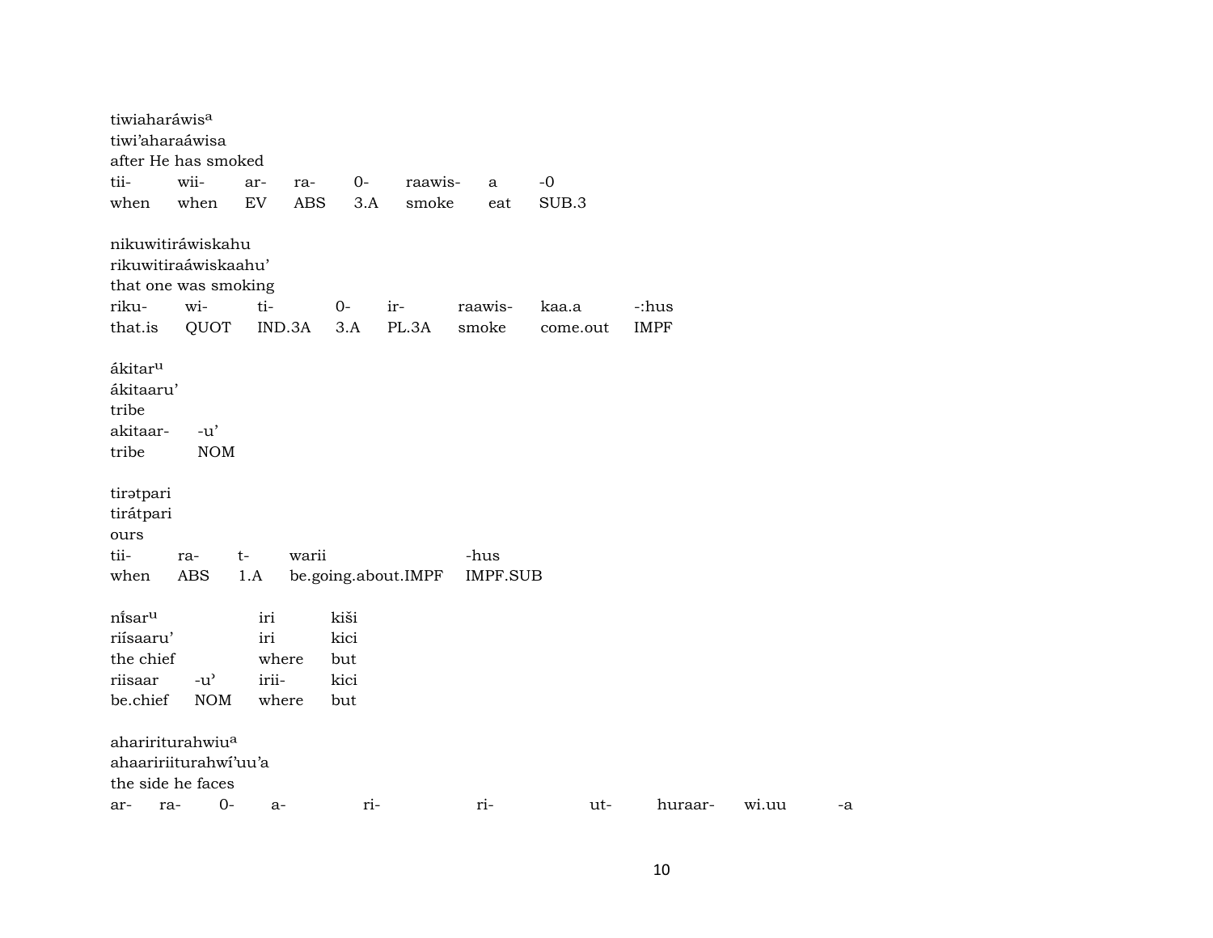tiwiaharáwis[a]
tiwi'aharaáwisa
after He has smoked

| tii- | wii- | ar- | ra- | 0- | raawis- | a | -0 |
|---|---|---|---|---|---|---|---|
| when | when | EV | ABS | 3.A | smoke | eat | SUB.3 |

nikuwitiráwiskahu
rikuwitiraáwiskaahu'
that one was smoking

| riku- | wi- | ti- | 0- | ir- | raawis- | kaa.a | -:hus |
|---|---|---|---|---|---|---|---|
| that.is | QUOT | IND.3A | 3.A | PL.3A | smoke | come.out | IMPF |

ákitar[u]
ákitaaru'
tribe

| akitaar- | -u' |
|---|---|
| tribe | NOM |

tirətpari
tirátpari
ours

| tii- | ra- | t- | warii | -hus |
|---|---|---|---|---|
| when | ABS | 1.A | be.going.about.IMPF | IMPF.SUB |

| nísar[u] | | iri | kiši |
|---|---|---|---|
| riísaaru' | | iri | kici |
| the chief | | where | but |
| riisaar | -u' | irii- | kici |
| be.chief | NOM | where | but |

ahaririturahwiu[a]
ahaaririiturahwí'uu'a
the side he faces

| ar- | ra- | 0- | a- | ri- | ri- | ut- | huraar- | wi.uu | -a |
|---|---|---|---|---|---|---|---|---|---|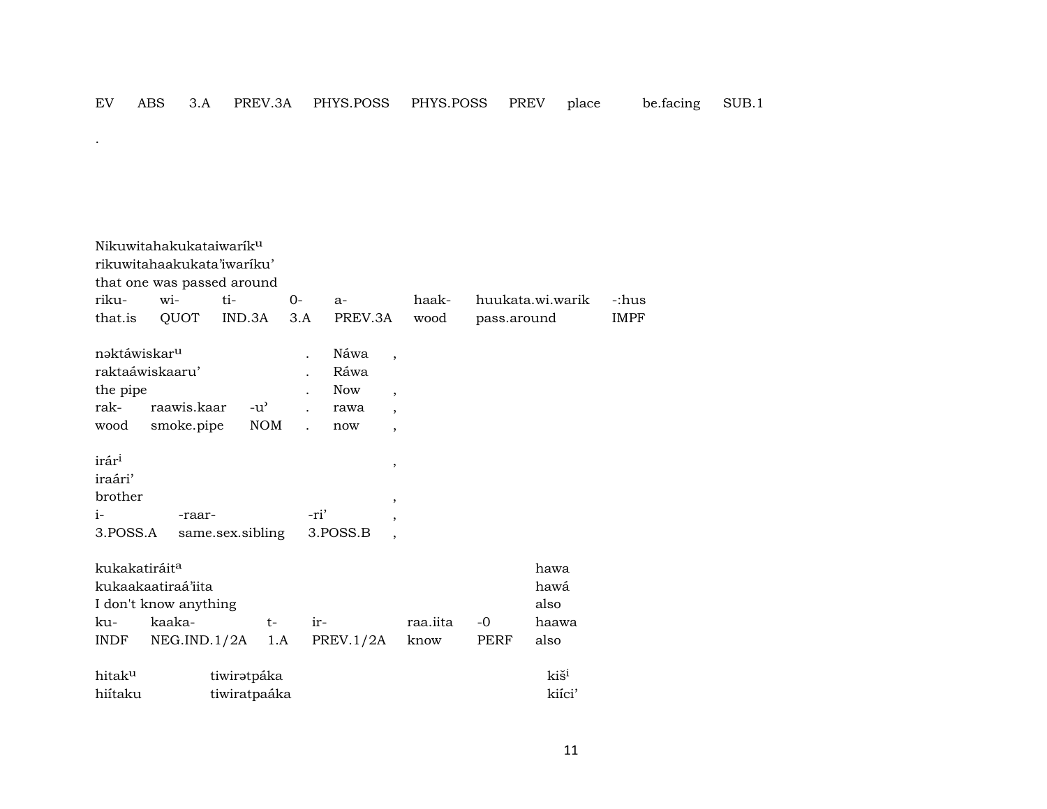| EV | ABS | 3.A | PREV.3A | PHYS.POSS | PHYS.POSS | PREV | place | be.facing | SUB.1 |
|---|---|---|---|---|---|---|---|---|---|

.

Nikuwitahakukataiwaríkᵘ
rikuwitahaakukata'iwaríku'
that one was passed around

| riku- | wi- | ti- | 0- | a- | haak- | huukata.wi.warik | -:hus |
|---|---|---|---|---|---|---|---|
| that.is | QUOT | IND.3A | 3.A | PREV.3A | wood | pass.around | IMPF |

| nəktáwiskarᵘ | | | . | Náwa | , |
|---|---|---|---|---|---|
| raktaáwiskaaru' | | | . | Ráwa | |
| the pipe | | | . | Now | , |
| rak- | raawis.kaar | -u' | . | rawa | , |
| wood | smoke.pipe | NOM | . | now | , |

| irárⁱ | | | , |
|---|---|---|---|
| iraári' | | | |
| brother | | | , |
| i- | -raar- | -ri' | , |
| 3.POSS.A | same.sex.sibling | 3.POSS.B | , |

| kukakatiráitᵃ | | | | | | hawa |
|---|---|---|---|---|---|---|
| kukaakaatiraá'iita | | | | | | hawá |
| I don't know anything | | | | | | also |
| ku- | kaaka- | t- | ir- | raa.iita | -0 | haawa |
| INDF | NEG.IND.1/2A | 1.A | PREV.1/2A | know | PERF | also |

| hitakᵘ | tiwirətpáka | kišⁱ |
|---|---|---|
| hiítaku | tiwiratpaáka | kiíci' |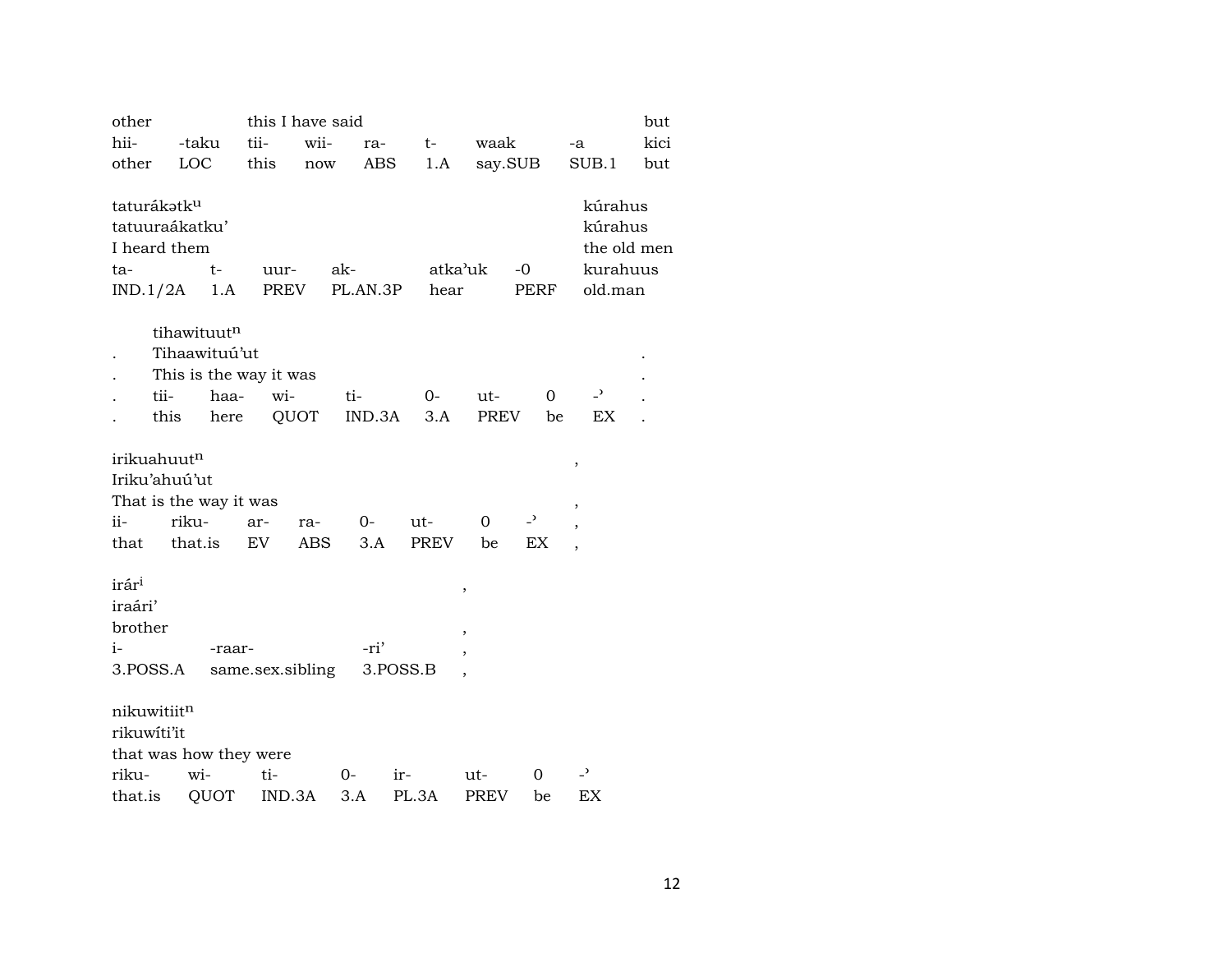| other | | this I have said | | | | | | but |
|---|---|---|---|---|---|---|---|---|
| hii- | -taku | tii- | wii- | ra- | t- | waak | -a | kici |
| other | LOC | this | now | ABS | 1.A | say.SUB | SUB.1 | but |

| taturákətk$^{u}$ | | | | | | kúrahus |
|---|---|---|---|---|---|---|
| tatuuraákatku’ | | | | | | kúrahus |
| I heard them | | | | | | the old men |
| ta- | t- | uur- | ak- | atka’uk | -0 | kurahuus |
| IND.1/2A | 1.A | PREV | PL.AN.3P | hear | PERF | old.man |

| | tihawituut$^{n}$ | | | | | | | | |
|---|---|---|---|---|---|---|---|---|---|
| . | Tihaawituú’ut | | | | | | | | . |
| . | This is the way it was | | | | | | | | . |
| . | tii- | haa- | wi- | ti- | 0- | ut- | 0 | -ʾ | . |
| . | this | here | QUOT | IND.3A | 3.A | PREV | be | EX | . |

| irikuahuut$^{n}$ | | | | | | | | , |
|---|---|---|---|---|---|---|---|---|
| Iriku’ahuú’ut | | | | | | | | |
| That is the way it was | | | | | | | | , |
| ii- | riku- | ar- | ra- | 0- | ut- | 0 | -ʾ | , |
| that | that.is | EV | ABS | 3.A | PREV | be | EX | , |

| irár$^{i}$ | | | , |
|---|---|---|---|
| iraári’ | | | |
| brother | | | , |
| i- | -raar- | -ri’ | , |
| 3.POSS.A | same.sex.sibling | 3.POSS.B | , |

| nikuwitiit$^{n}$ | | | | | | | |
|---|---|---|---|---|---|---|---|
| rikuwíti’it | | | | | | | |
| that was how they were | | | | | | | |
| riku- | wi- | ti- | 0- | ir- | ut- | 0 | -ʾ |
| that.is | QUOT | IND.3A | 3.A | PL.3A | PREV | be | EX |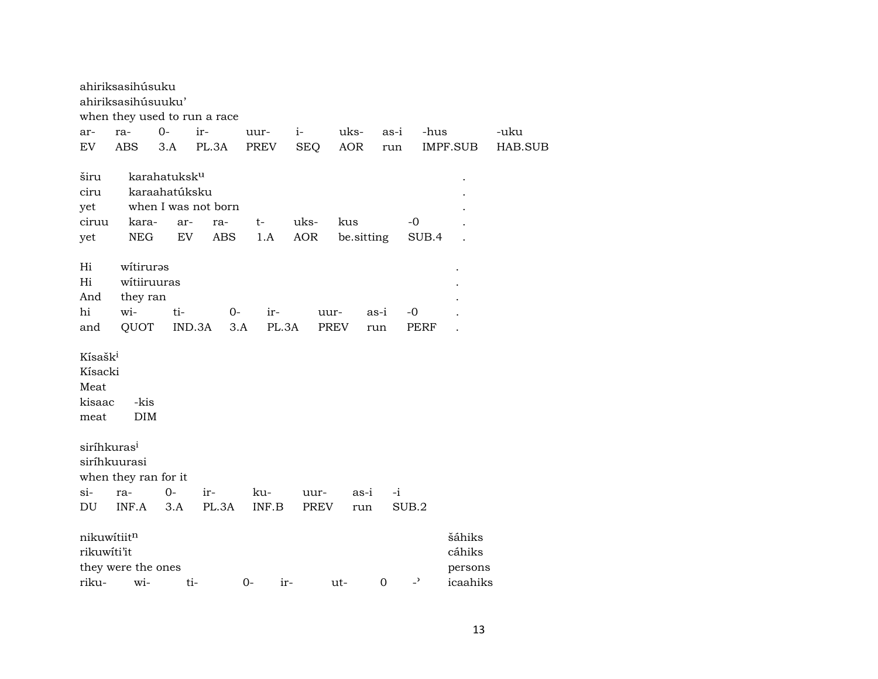ahiriksasihúsuku
ahiriksasihúsuuku'
when they used to run a race

| ar- | ra- | 0- | ir- | uur- | i- | uks- | as-i | -hus | -uku |
|---|---|---|---|---|---|---|---|---|---|
| EV | ABS | 3.A | PL.3A | PREV | SEQ | AOR | run | IMPF.SUB | HAB.SUB |

| širu | karahatuksk$^{u}$ | | | | | | | . |
|---|---|---|---|---|---|---|---|---|
| ciru | karaahatúksku | | | | | | | . |
| yet | when I was not born | | | | | | | . |
| ciruu | kara- | ar- | ra- | t- | uks- | kus | -0 | . |
| yet | NEG | EV | ABS | 1.A | AOR | be.sitting | SUB.4 | . |

| Hi | wítirurəs | | | | | | | . |
|---|---|---|---|---|---|---|---|---|
| Hi | wítiiruuras | | | | | | | . |
| And | they ran | | | | | | | . |
| hi | wi- | ti- | 0- | ir- | uur- | as-i | -0 | . |
| and | QUOT | IND.3A | 3.A | PL.3A | PREV | run | PERF | . |

| Kísašk$^{i}$ | |
|---|---|
| Kísacki | |
| Meat | |
| kisaac | -kis |
| meat | DIM |

siríhkuras$^{i}$
siríhkuurasi
when they ran for it

| si- | ra- | 0- | ir- | ku- | uur- | as-i | -i |
|---|---|---|---|---|---|---|---|
| DU | INF.A | 3.A | PL.3A | INF.B | PREV | run | SUB.2 |

| nikuwítiit$^{n}$ | | | | | | | | šáhiks |
|---|---|---|---|---|---|---|---|---|
| rikuwíti'it | | | | | | | | cáhiks |
| they were the ones | | | | | | | | persons |
| riku- | wi- | ti- | 0- | ir- | ut- | 0 | -' | icaahiks |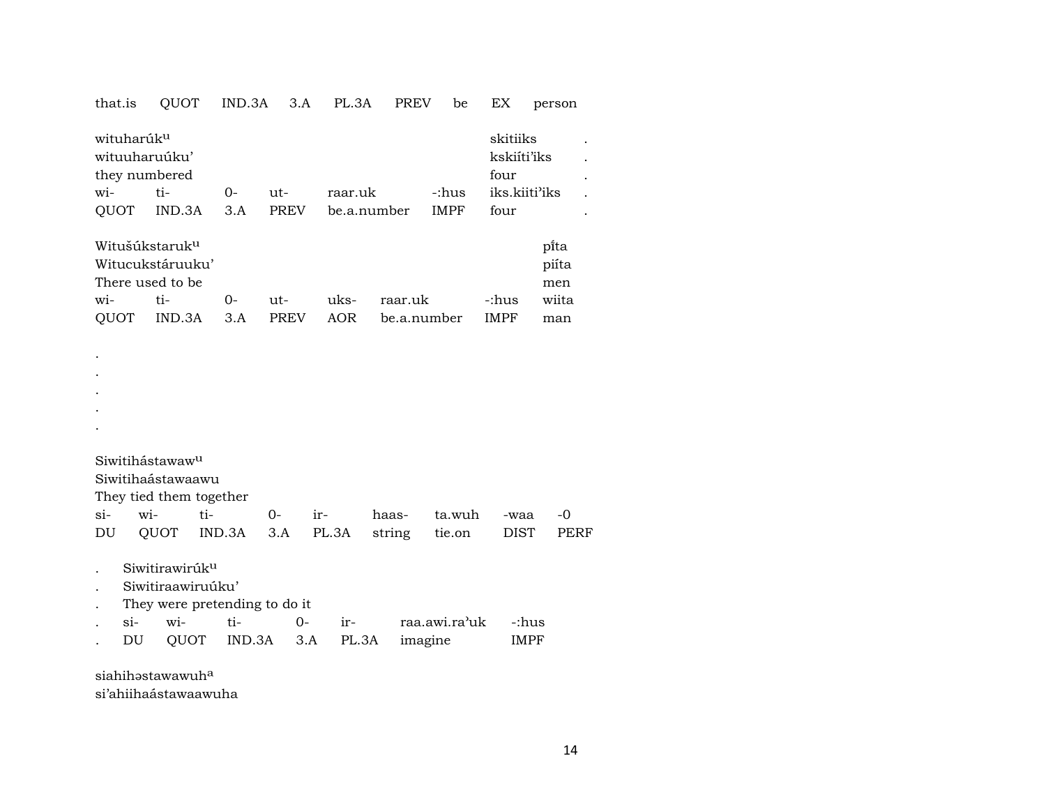| that.is | QUOT | IND.3A | 3.A | PL.3A | PREV | be | EX | person |
|---|---|---|---|---|---|---|---|---|

| wituharúk^u | | | | | | skitiiks | . |
|---|---|---|---|---|---|---|---|
| wituuharuúku' | | | | | | kskiíti'iks | . |
| they numbered | | | | | | four | . |
| wi- | ti- | 0- | ut- | raar.uk | -:hus | iks.kiiti'iks | . |
| QUOT | IND.3A | 3.A | PREV | be.a.number | IMPF | four | . |

| Witušúkstaruk^u | | | | | | | pı̃ta |
|---|---|---|---|---|---|---|---|
| Witucukstáruuku' | | | | | | | piíta |
| There used to be | | | | | | | men |
| wi- | ti- | 0- | ut- | uks- | raar.uk | -:hus | wiita |
| QUOT | IND.3A | 3.A | PREV | AOR | be.a.number | IMPF | man |

.
.
.
.
.

| Siwitihástawaw^u | | | | | | | | |
|---|---|---|---|---|---|---|---|---|
| Siwitihaástawaawu | | | | | | | | |
| They tied them together | | | | | | | | |
| si- | wi- | ti- | 0- | ir- | haas- | ta.wuh | -waa | -0 |
| DU | QUOT | IND.3A | 3.A | PL.3A | string | tie.on | DIST | PERF |

| . | Siwitirawirúk^u | | | | | | |
|---|---|---|---|---|---|---|---|
| . | Siwitiraawiruúku' | | | | | | |
| . | They were pretending to do it | | | | | | |
| . | si- | wi- | ti- | 0- | ir- | raa.awi.ra'uk | -:hus |
| . | DU | QUOT | IND.3A | 3.A | PL.3A | imagine | IMPF |

siahihəstawawuh^a
si'ahiihaástawaawuha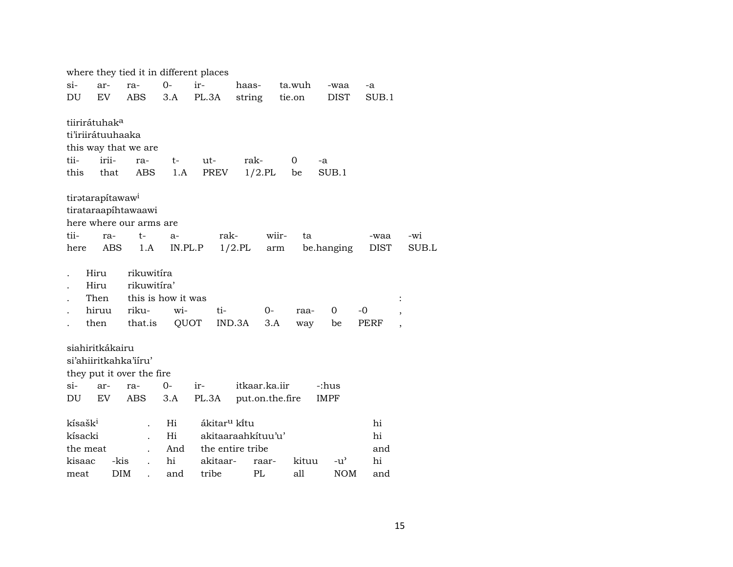where they tied it in different places

| si- | ar- | ra- | 0- | ir- | haas- | ta.wuh | -waa | -a |
|---|---|---|---|---|---|---|---|---|
| DU | EV | ABS | 3.A | PL.3A | string | tie.on | DIST | SUB.1 |

tiirirátuhak[a]
ti'iriirátuuhaaka
this way that we are

| tii- | irii- | ra- | t- | ut- | rak- | 0 | -a |
|---|---|---|---|---|---|---|---|
| this | that | ABS | 1.A | PREV | 1/2.PL | be | SUB.1 |

tirətarapítawaw[i]
tirataraapíhtawaawi
here where our arms are

| tii- | ra- | t- | a- | rak- | wiir- | ta | -waa | -wi |
|---|---|---|---|---|---|---|---|---|
| here | ABS | 1.A | IN.PL.P | 1/2.PL | arm | be.hanging | DIST | SUB.L |

| . | Hiru | rikuwitíra | | | | | | | |
|---|---|---|---|---|---|---|---|---|---|
| . | Hiru | rikuwitíra' | | | | | | | |
| . | Then | this is how it was | | | | | | | : |
| . | hiruu | riku- | wi- | ti- | 0- | raa- | 0 | -0 | , |
| . | then | that.is | QUOT | IND.3A | 3.A | way | be | PERF | , |

siahiritkákairu
si'ahiiritkahka'iíru'
they put it over the fire

| si- | ar- | ra- | 0- | ir- | itkaar.ka.iir | -:hus |
|---|---|---|---|---|---|---|
| DU | EV | ABS | 3.A | PL.3A | put.on.the.fire | IMPF |

| kísašk[i] | | . | Hi | ákitar[u] kĩtu | | | | hi |
|---|---|---|---|---|---|---|---|---|
| kísacki | | . | Hi | akitaaraahkítuu'u' | | | | hi |
| the meat | | . | And | the entire tribe | | | | and |
| kisaac | -kis | . | hi | akitaar- | raar- | kituu | -u' | hi |
| meat | DIM | . | and | tribe | PL | all | NOM | and |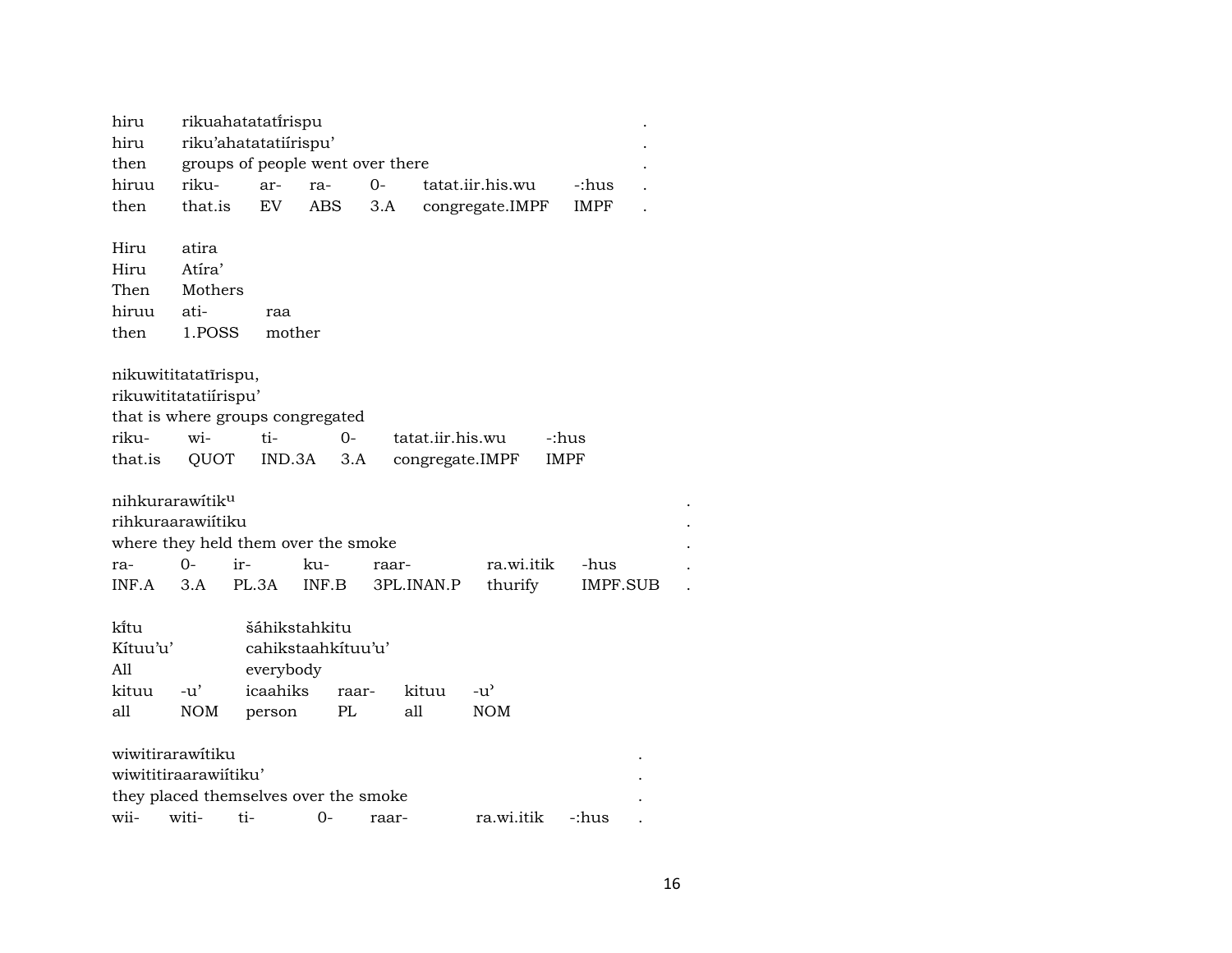hiru rikuahatatatı̃rispu .
hiru riku'ahatatatiírispu' .
then groups of people went over there .

| hiruu | riku- | ar- | ra- | 0- | tatat.iir.his.wu | -:hus | . |
|---|---|---|---|---|---|---|---|
| then | that.is | EV | ABS | 3.A | congregate.IMPF | IMPF | . |

Hiru atira
Hiru Atíra'
Then Mothers

| hiruu | ati- | raa |
|---|---|---|
| then | 1.POSS | mother |

nikuwititatatı̃rispu,
rikuwititatatiírispu'
that is where groups congregated

| riku- | wi- | ti- | 0- | tatat.iir.his.wu | -:hus |
|---|---|---|---|---|---|
| that.is | QUOT | IND.3A | 3.A | congregate.IMPF | IMPF |

nihkurarawítik$^{u}$ .
rihkuraarawiítiku .
where they held them over the smoke .

| ra- | 0- | ir- | ku- | raar- | ra.wi.itik | -hus | . |
|---|---|---|---|---|---|---|---|
| INF.A | 3.A | PL.3A | INF.B | 3PL.INAN.P | thurify | IMPF.SUB | . |

kı̃tu šáhikstahkitu
Kítuu'u' cahikstaahkítuu'u'
All everybody

| kituu | -u' | icaahiks | raar- | kituu | -u' |
|---|---|---|---|---|---|
| all | NOM | person | PL | all | NOM |

wiwitirarawítiku .
wiwititiraarawiítiku' .
they placed themselves over the smoke .

| wii- | witi- | ti- | 0- | raar- | ra.wi.itik | -:hus | . |
|---|---|---|---|---|---|---|---|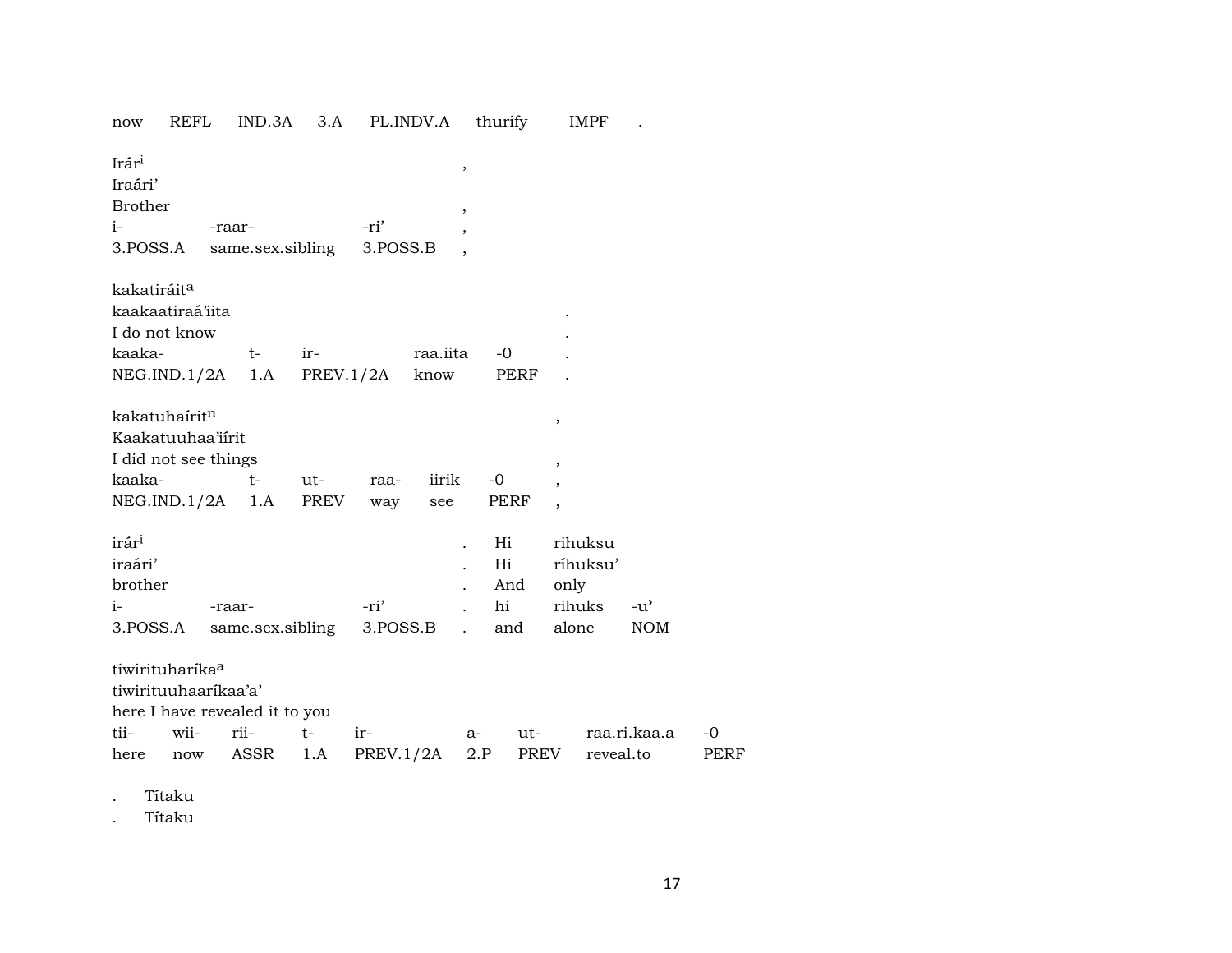now REFL IND.3A 3.A PL.INDV.A thurify IMPF .

Irár[i] ,
Iraári’
Brother ,
i- -raar- -ri’ ,
3.POSS.A same.sex.sibling 3.POSS.B ,

kakatiráit[a]
kaakaatiraá’iita .
I do not know .
kaaka- t- ir- raa.iita -0 .
NEG.IND.1/2A 1.A PREV.1/2A know PERF .

kakatuhaírit[n] ,
Kaakatuuhaa’iírit
I did not see things ,
kaaka- t- ut- raa- iirik -0 ,
NEG.IND.1/2A 1.A PREV way see PERF ,

irár[i] . Hi rihuksu
iraári’ . Hi ríhuksu’
brother . And only
i- -raar- -ri’ . hi rihuks -u’
3.POSS.A same.sex.sibling 3.POSS.B . and alone NOM

tiwirituharíka[a]
tiwirituuhaaríkaa’a’
here I have revealed it to you
tii- wii- rii- t- ir- a- ut- raa.ri.kaa.a -0
here now ASSR 1.A PREV.1/2A 2.P PREV reveal.to PERF

. Títaku
. Títaku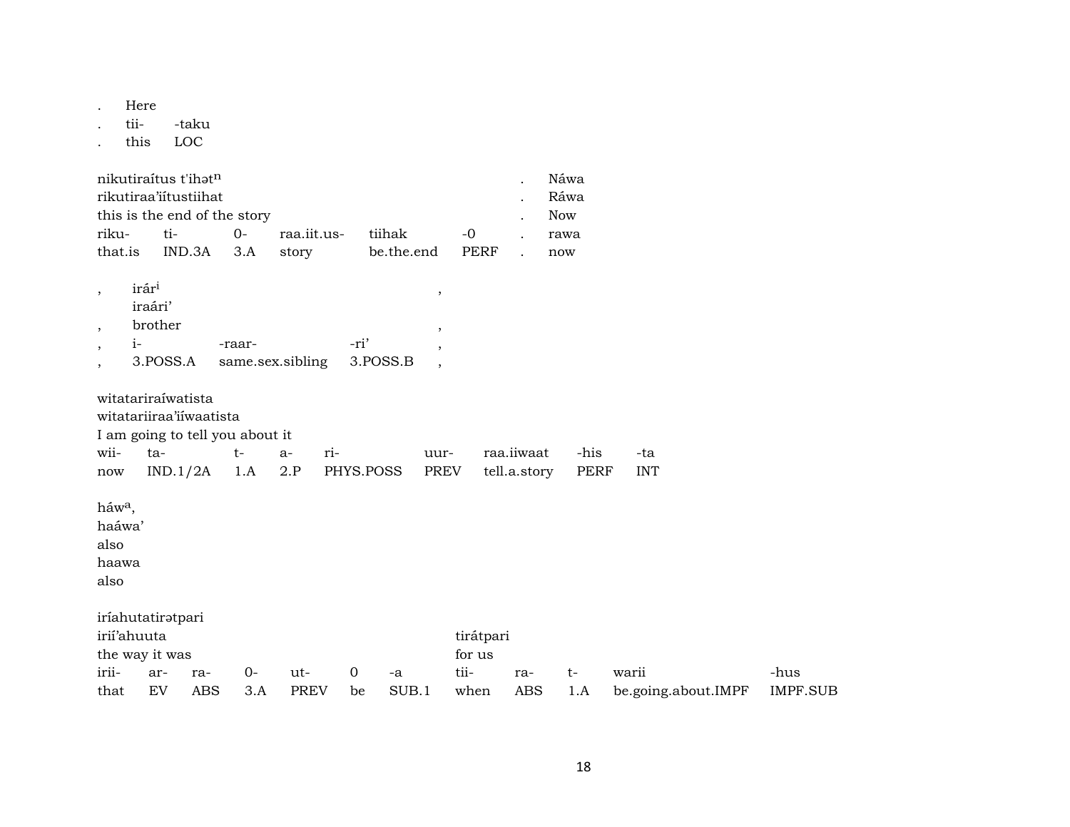| . | Here |  |
|---|---|---|
| . | tii- | -taku |
| . | this | LOC |

| nikutiraítus t'ihətn |  |  |  |  |  | . | Náwa |
|---|---|---|---|---|---|---|---|
| rikutiraa'iítustiihat |  |  |  |  |  | . | Ráwa |
| this is the end of the story |  |  |  |  |  | . | Now |
| riku- | ti- | 0- | raa.iit.us- | tiihak | -0 | . | rawa |
| that.is | IND.3A | 3.A | story | be.the.end | PERF | . | now |

| , | irári |  |  | , |
|---|---|---|---|---|
|  | iraári' |  |  |  |
| , | brother |  |  | , |
| , | i- | -raar- | -ri' | , |
| , | 3.POSS.A | same.sex.sibling | 3.POSS.B | , |

| witatariraíwatista |  |  |  |  |  |  |  |  |
|---|---|---|---|---|---|---|---|---|
| witatariiraa'iíwaatista |  |  |  |  |  |  |  |  |
| I am going to tell you about it |  |  |  |  |  |  |  |  |
| wii- | ta- | t- | a- | ri- | uur- | raa.iiwaat | -his | -ta |
| now | IND.1/2A | 1.A | 2.P | PHYS.POSS | PREV | tell.a.story | PERF | INT |

háwa,
haáwa'
also
haawa
also

| iríahutatirətpari |  |  |  |  |  |  |  |  |  |  |  |
|---|---|---|---|---|---|---|---|---|---|---|---|
| irií'ahuuta |  |  |  |  |  |  | tirátpari |  |  |  |  |
| the way it was |  |  |  |  |  |  | for us |  |  |  |  |
| irii- | ar- | ra- | 0- | ut- | 0 | -a | tii- | ra- | t- | warii | -hus |
| that | EV | ABS | 3.A | PREV | be | SUB.1 | when | ABS | 1.A | be.going.about.IMPF | IMPF.SUB |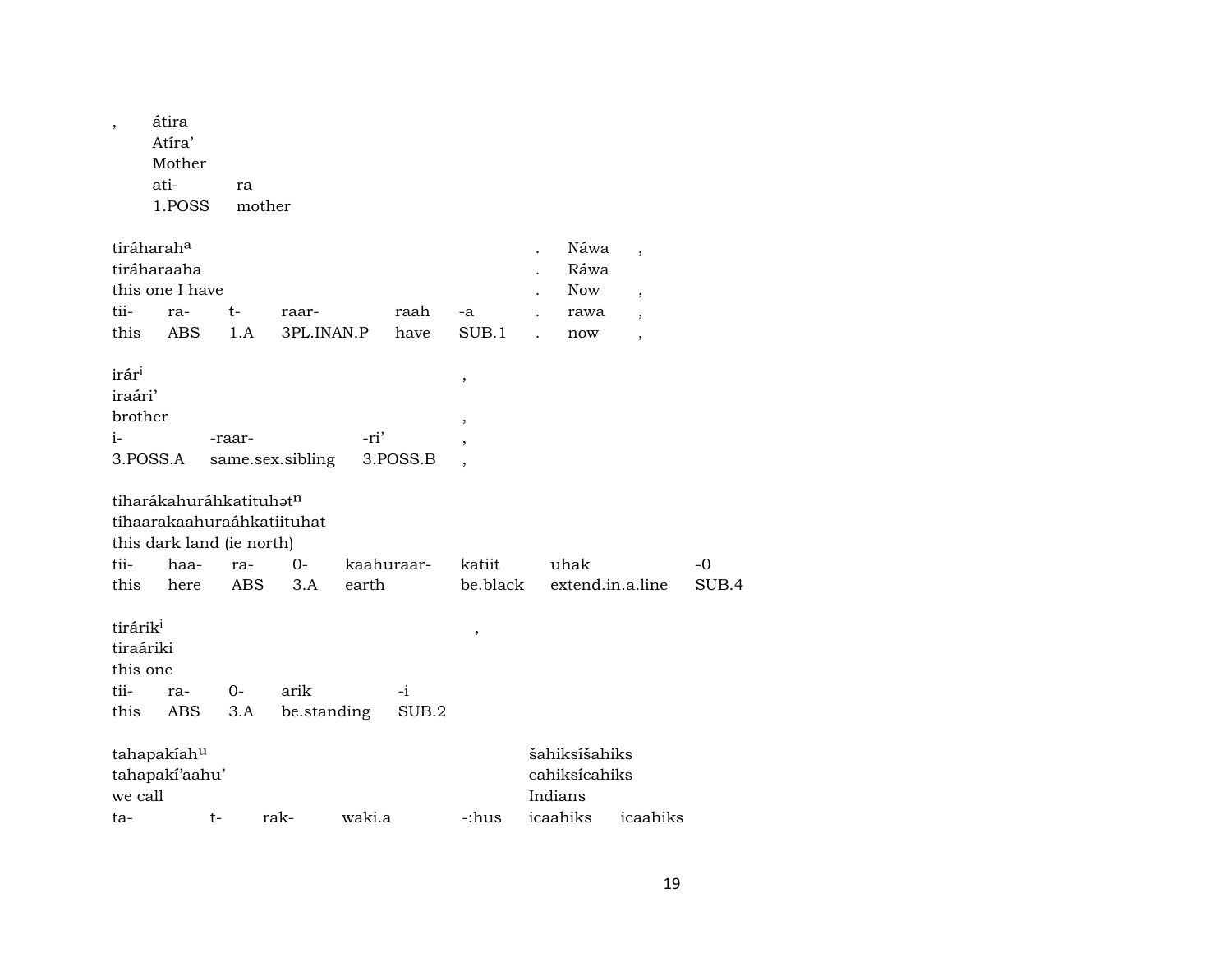| , | átira | |
|---|---|---|
| | Atíra’ | |
| | Mother | |
| | ati- | ra |
| | 1.POSS | mother |

| tiráharah[a] | | | | | | . | Náwa | , |
|---|---|---|---|---|---|---|---|---|
| tiráharaaha | | | | | | . | Ráwa | |
| this one I have | | | | | | . | Now | , |
| tii- | ra- | t- | raar- | raah | -a | . | rawa | , |
| this | ABS | 1.A | 3PL.INAN.P | have | SUB.1 | . | now | , |

| irár[i] | | | , |
|---|---|---|---|
| iraári’ | | | |
| brother | | | , |
| i- | -raar- | -ri’ | , |
| 3.POSS.A | same.sex.sibling | 3.POSS.B | , |

| tihárákahuráhkatituhət[n] | | | | | | | |
|---|---|---|---|---|---|---|---|
| tihaarakaahuraáhkatiituhat | | | | | | | |
| this dark land (ie north) | | | | | | | |
| tii- | haa- | ra- | 0- | kaahuraar- | katiit | uhak | -0 |
| this | here | ABS | 3.A | earth | be.black | extend.in.a.line | SUB.4 |

| tirárik[i] | | | | | , |
|---|---|---|---|---|---|
| tiraáriki | | | | | |
| this one | | | | | |
| tii- | ra- | 0- | arik | -i | |
| this | ABS | 3.A | be.standing | SUB.2 | |

| tahapakíah[u] | | | | | šahiksíšahiks | |
|---|---|---|---|---|---|---|
| tahapakí’aahu’ | | | | | cahiksícahiks | |
| we call | | | | | Indians | |
| ta- | t- | rak- | waki.a | -:hus | icaahiks | icaahiks |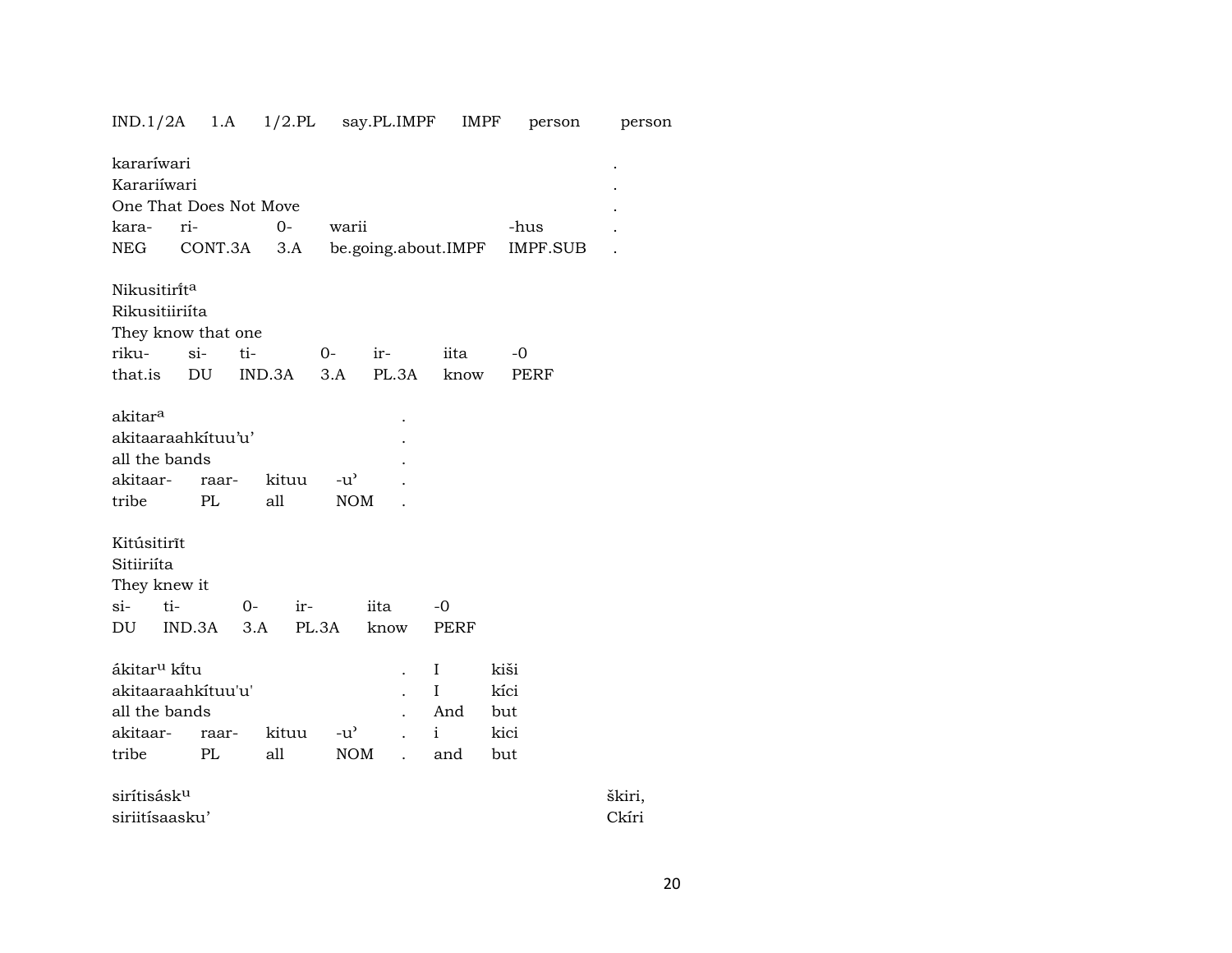| IND.1/2A | 1.A | 1/2.PL | say.PL.IMPF | IMPF | person | person |
|---|---|---|---|---|---|---|

kararíwari .
Karariíwari .
One That Does Not Move .

| kara- | ri- | 0- | warii | -hus | . |
|---|---|---|---|---|---|
| NEG | CONT.3A | 3.A | be.going.about.IMPF | IMPF.SUB | . |

Nikusitiri̍t[a]
Rikusitiiriíta
They know that one

| riku- | si- | ti- | 0- | ir- | iita | -0 |
|---|---|---|---|---|---|---|
| that.is | DU | IND.3A | 3.A | PL.3A | know | PERF |

akitar[a] .
akitaaraahkítuu’u’ .
all the bands .

| akitaar- | raar- | kituu | -u’ | . |
|---|---|---|---|---|
| tribe | PL | all | NOM | . |

Kitúsitirīt
Sitiiriíta
They knew it

| si- | ti- | 0- | ir- | iita | -0 |
|---|---|---|---|---|---|
| DU | IND.3A | 3.A | PL.3A | know | PERF |

| ákitar[u] kı̄tu | | | | . | I | kiši |
|---|---|---|---|---|---|---|
| akitaaraahkítuu'u' | | | | . | I | kíci |
| all the bands | | | | . | And | but |
| akitaar- | raar- | kituu | -u’ | . | i | kici |
| tribe | PL | all | NOM | . | and | but |

sirítisásk[u] škiri,
siriitísaasku’ Ckíri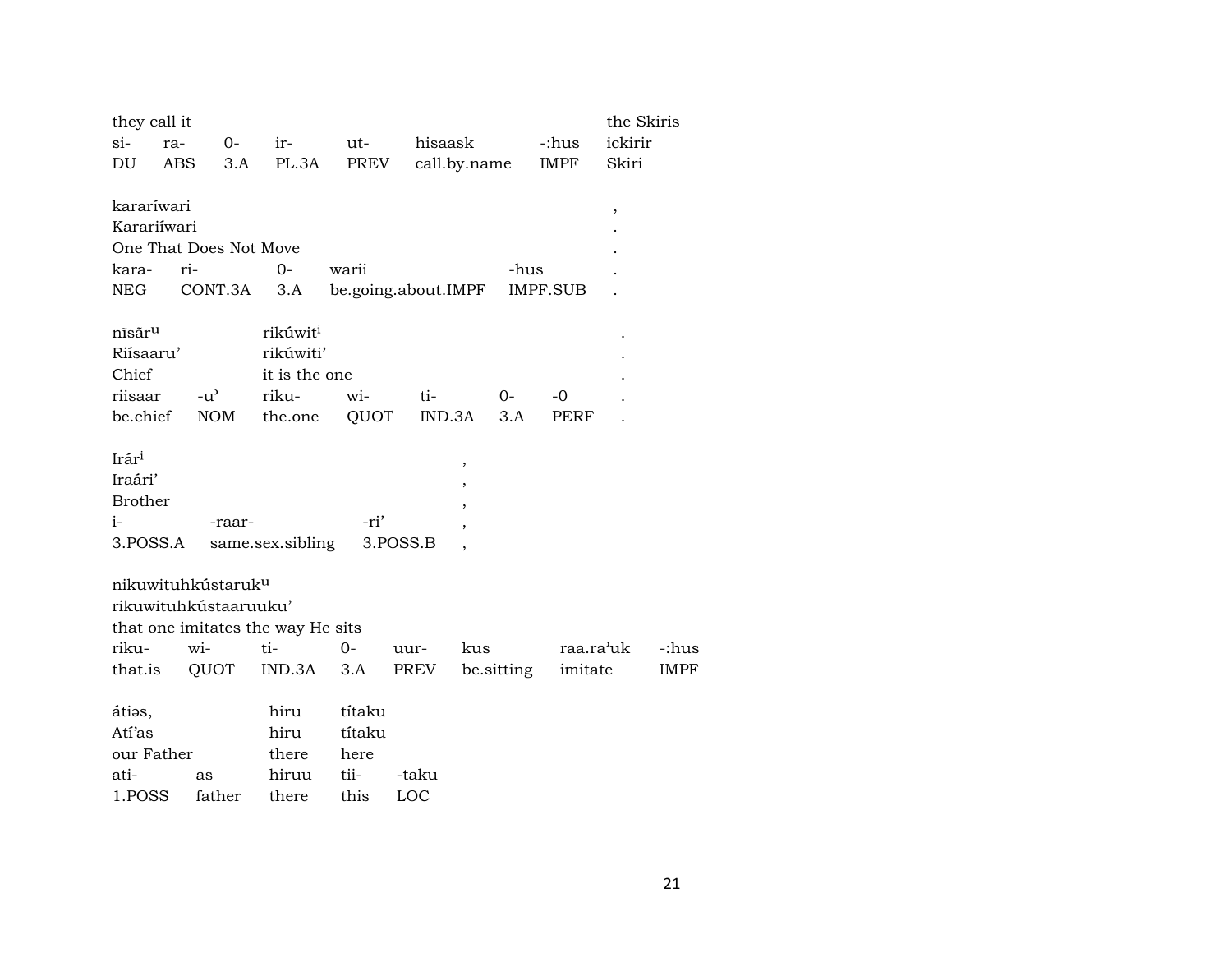| they call it | | | | | | | the Skiris |
|---|---|---|---|---|---|---|---|
| si- | ra- | 0- | ir- | ut- | hisaask | -:hus | ickirir |
| DU | ABS | 3.A | PL.3A | PREV | call.by.name | IMPF | Skiri |

| kararíwari | | | | | , |
|---|---|---|---|---|---|
| Karariíwari | | | | | . |
| One That Does Not Move | | | | | . |
| kara- | ri- | 0- | warii | -hus | . |
| NEG | CONT.3A | 3.A | be.going.about.IMPF | IMPF.SUB | . |

| nīsāru | | rikúwiti | | | | | . |
|---|---|---|---|---|---|---|---|
| Riísaaru' | | rikúwiti' | | | | | . |
| Chief | | it is the one | | | | | . |
| riisaar | -u' | riku- | wi- | ti- | 0- | -0 | . |
| be.chief | NOM | the.one | QUOT | IND.3A | 3.A | PERF | . |

| Irári | | | , |
|---|---|---|---|
| Iraári' | | | , |
| Brother | | | , |
| i- | -raar- | -ri' | , |
| 3.POSS.A | same.sex.sibling | 3.POSS.B | , |

| nikuwituhkústaruku | | | | | | | |
|---|---|---|---|---|---|---|---|
| rikuwituhkústaaruuku' | | | | | | | |
| that one imitates the way He sits | | | | | | | |
| riku- | wi- | ti- | 0- | uur- | kus | raa.ra'uk | -:hus |
| that.is | QUOT | IND.3A | 3.A | PREV | be.sitting | imitate | IMPF |

| átiəs, | | hiru | títaku | |
|---|---|---|---|---|
| Atí'as | | hiru | títaku | |
| our Father | | there | here | |
| ati- | as | hiruu | tii- | -taku |
| 1.POSS | father | there | this | LOC |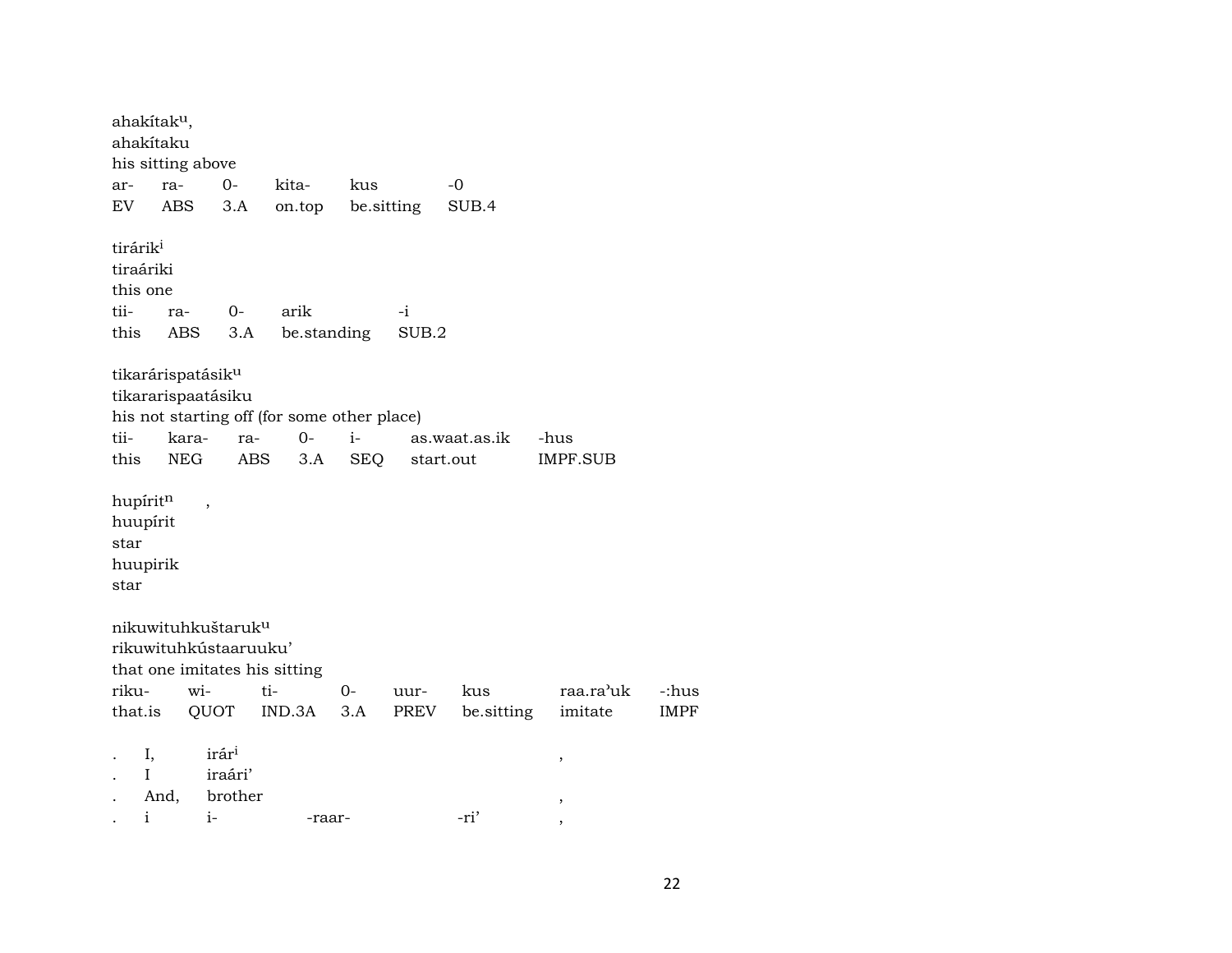ahakítak[u],
ahakítaku
his sitting above

| ar- | ra- | 0- | kita- | kus | -0 |
|---|---|---|---|---|---|
| EV | ABS | 3.A | on.top | be.sitting | SUB.4 |

tirárik[i]
tiraáriki
this one

| tii- | ra- | 0- | arik | -i |
|---|---|---|---|---|
| this | ABS | 3.A | be.standing | SUB.2 |

tikarárispatásik[u]
tikararispaatásiku
his not starting off (for some other place)

| tii- | kara- | ra- | 0- | i- | as.waat.as.ik | -hus |
|---|---|---|---|---|---|---|
| this | NEG | ABS | 3.A | SEQ | start.out | IMPF.SUB |

hupírit[n] ,
huupírit
star
huupirik
star

nikuwituhkuštaruk[u]
rikuwituhkústaaruuku'
that one imitates his sitting

| riku- | wi- | ti- | 0- | uur- | kus | raa.ra'uk | -:hus |
|---|---|---|---|---|---|---|---|
| that.is | QUOT | IND.3A | 3.A | PREV | be.sitting | imitate | IMPF |

| . | I, | irár[i] | | | , |
|---|---|---|---|---|---|
| . | I | iraári' | | | |
| . | And, | brother | | | , |
| . | i | i- | -raar- | -ri' | , |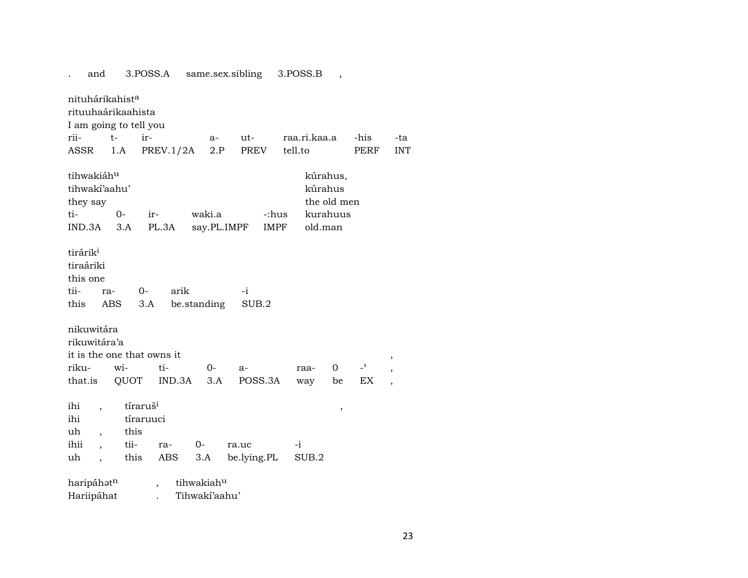. and 3.POSS.A same.sex.sibling 3.POSS.B ,

nituhárikahist[a]
rituuhaárikaahista
I am going to tell you

| rii- | t- | ir- | a- | ut- | raa.ri.kaa.a | -his | -ta |
|---|---|---|---|---|---|---|---|
| ASSR | 1.A | PREV.1/2A | 2.P | PREV | tell.to | PERF | INT |

tihwakiáh[u] kúrahus,
tihwakí'aahu' kúrahus
they say the old men

| ti- | 0- | ir- | waki.a | -:hus | kurahuus |
|---|---|---|---|---|---|
| IND.3A | 3.A | PL.3A | say.PL.IMPF | IMPF | old.man |

tirárik[i]
tiraáriki
this one

| tii- | ra- | 0- | arik | -i |
|---|---|---|---|---|
| this | ABS | 3.A | be.standing | SUB.2 |

nikuwitára
rikuwitára'a
it is the one that owns it ,

| riku- | wi- | ti- | 0- | a- | raa- | 0 | -' | , |
|---|---|---|---|---|---|---|---|---|
| that.is | QUOT | IND.3A | 3.A | POSS.3A | way | be | EX | , |

ihi , tíraruš[i] ,
ihi tíraruuci
uh , this

| ihii | , | tii- | ra- | 0- | ra.uc | -i |
|---|---|---|---|---|---|---|
| uh | , | this | ABS | 3.A | be.lying.PL | SUB.2 |

haripáhət[n] , tihwakiah[u]
Hariipáhat . Tihwakí'aahu'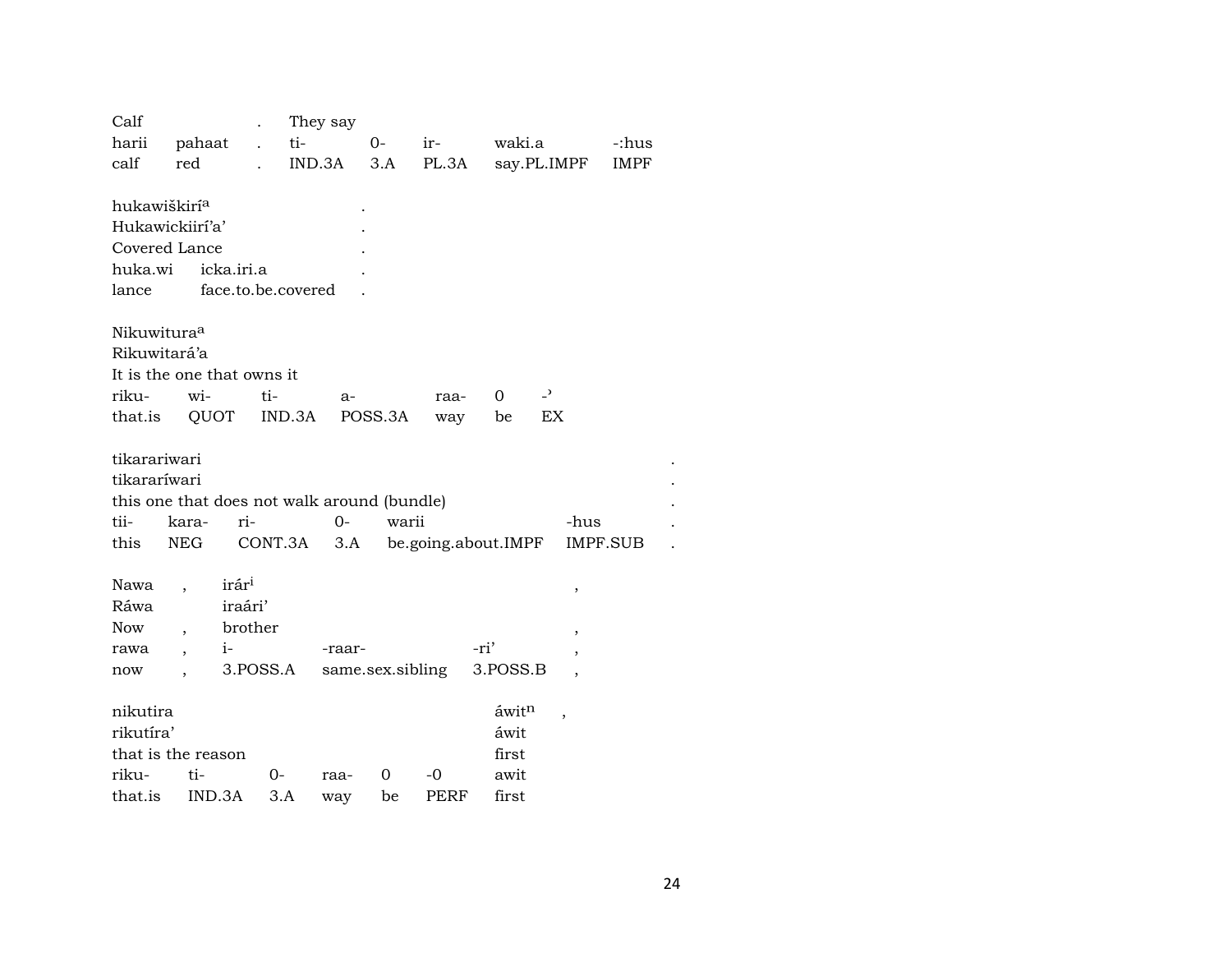| Calf | | . | They say | | | | |
|---|---|---|---|---|---|---|---|
| harii | pahaat | . | ti- | 0- | ir- | waki.a | -:hus |
| calf | red | . | IND.3A | 3.A | PL.3A | say.PL.IMPF | IMPF |

| hukawiškiríᵃ | | . |
|---|---|---|
| Hukawickiirí'a' | | . |
| Covered Lance | | . |
| huka.wi | icka.iri.a | . |
| lance | face.to.be.covered | . |

| Nikuwituraᵃ | | | | | | |
|---|---|---|---|---|---|---|
| Rikuwitará'a | | | | | | |
| It is the one that owns it | | | | | | |
| riku- | wi- | ti- | a- | raa- | 0 | -ʾ |
| that.is | QUOT | IND.3A | POSS.3A | way | be | EX |

| tikarariwari | | | | | | . |
|---|---|---|---|---|---|---|
| tikararíwari | | | | | | . |
| this one that does not walk around (bundle) | | | | | | . |
| tii- | kara- | ri- | 0- | warii | -hus | . |
| this | NEG | CONT.3A | 3.A | be.going.about.IMPF | IMPF.SUB | . |

| Nawa | , | irárⁱ | | | , |
|---|---|---|---|---|---|
| Ráwa | | iraári' | | | |
| Now | , | brother | | | , |
| rawa | , | i- | -raar- | -ri' | , |
| now | , | 3.POSS.A | same.sex.sibling | 3.POSS.B | , |

| nikutira | | | | | | áwitⁿ | , |
|---|---|---|---|---|---|---|---|
| rikutíra' | | | | | | áwit | |
| that is the reason | | | | | | first | |
| riku- | ti- | 0- | raa- | 0 | -0 | awit | |
| that.is | IND.3A | 3.A | way | be | PERF | first | |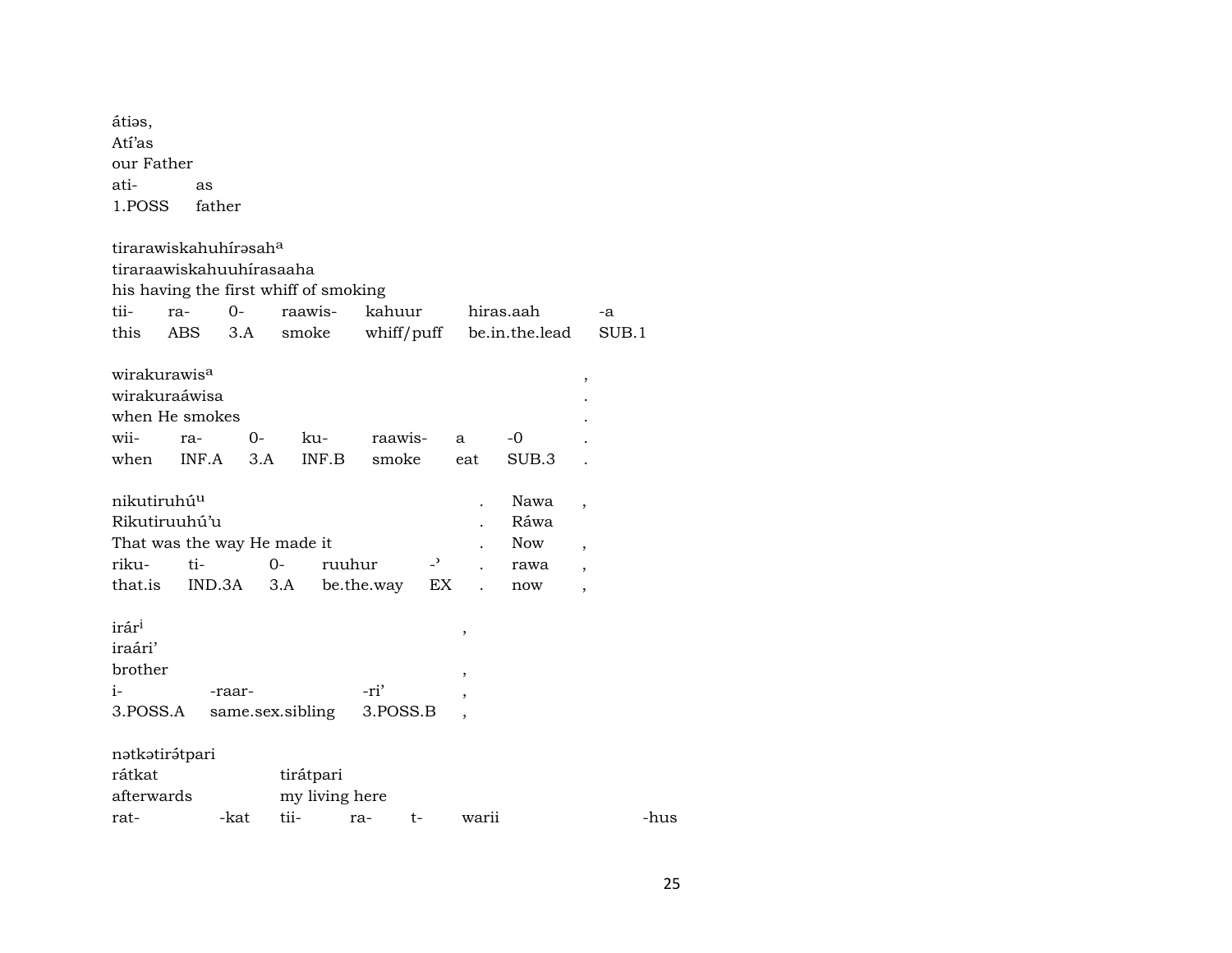átiəs,
Atí'as
our Father

| ati- | as |
|---|---|
| 1.POSS | father |

tirarawiskahuhírəsah[a]
tiraraawiskahuuhírasaaha
his having the first whiff of smoking

| tii- | ra- | 0- | raawis- | kahuur | hiras.aah | -a |
|---|---|---|---|---|---|---|
| this | ABS | 3.A | smoke | whiff/puff | be.in.the.lead | SUB.1 |

wirakurawis[a] ,
wirakuraáwisa .
when He smokes .

| wii- | ra- | 0- | ku- | raawis- | a | -0 | . |
|---|---|---|---|---|---|---|---|
| when | INF.A | 3.A | INF.B | smoke | eat | SUB.3 | . |

nikutiruhú[u] . Nawa ,
Rikutiruuhú'u . Ráwa
That was the way He made it . Now ,

| riku- | ti- | 0- | ruuhur | -' | . | rawa | , |
|---|---|---|---|---|---|---|---|
| that.is | IND.3A | 3.A | be.the.way | EX | . | now | , |

irár[i] ,
iraári'
brother ,

| i- | -raar- | -ri' | , |
|---|---|---|---|
| 3.POSS.A | same.sex.sibling | 3.POSS.B | , |

nətkətirə́tpari
rátkat tirátpari
afterwards my living here

| rat- | -kat | tii- | ra- | t- | warii | -hus |
|---|---|---|---|---|---|---|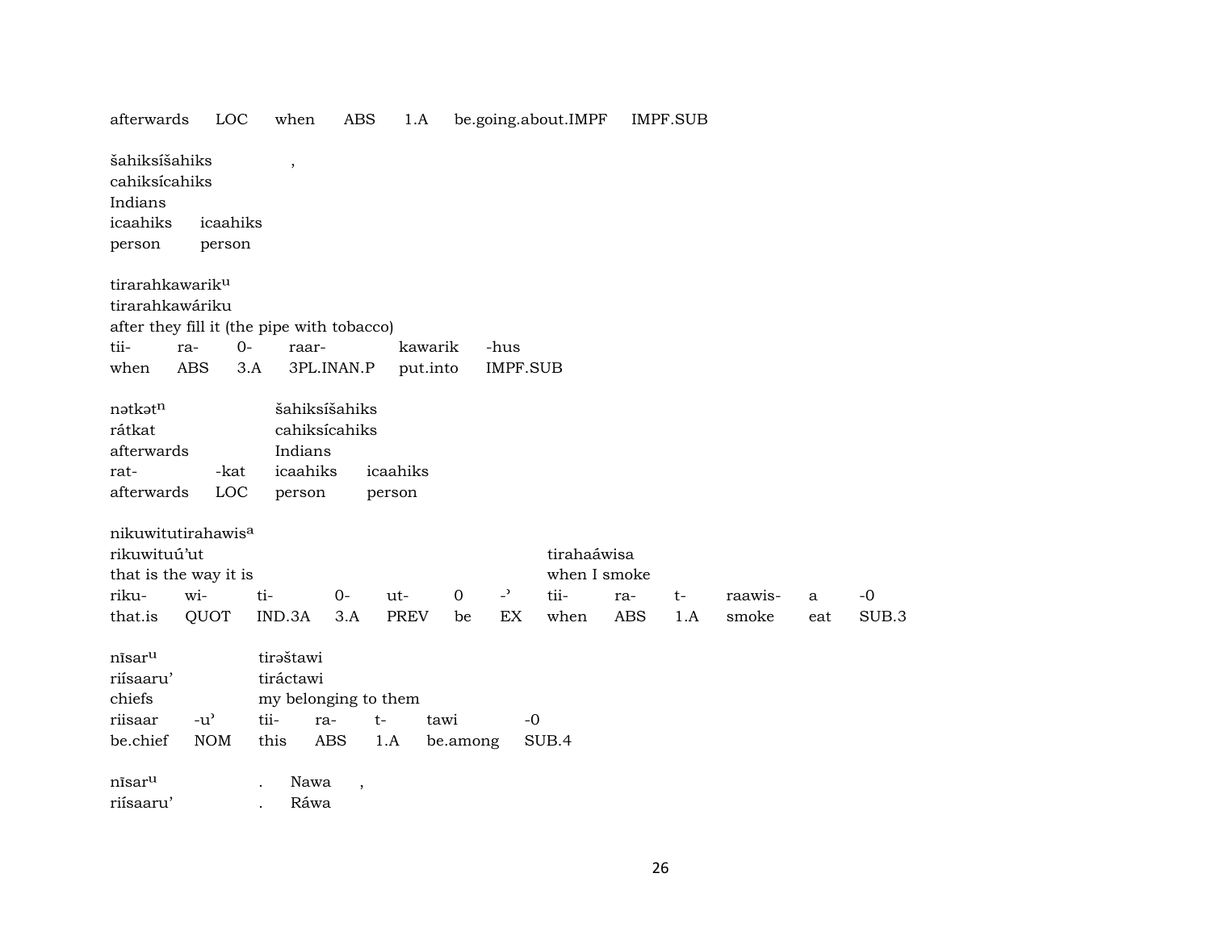| afterwards | LOC | when | ABS | 1.A | be.going.about.IMPF | IMPF.SUB |
|---|---|---|---|---|---|---|

šahiksíšahiks ,
cahiksícahiks
Indians

| icaahiks | icaahiks |
|---|---|
| person | person |

tirarahkawarik^u
tirarahkawáriku
after they fill it (the pipe with tobacco)

| tii- | ra- | 0- | raar- | kawarik | -hus |
|---|---|---|---|---|---|
| when | ABS | 3.A | 3PL.INAN.P | put.into | IMPF.SUB |

| nətkət^n | | šahiksíšahiks | |
|---|---|---|---|
| rátkat | | cahiksícahiks | |
| afterwards | | Indians | |
| rat- | -kat | icaahiks | icaahiks |
| afterwards | LOC | person | person |

| nikuwitutirahawis^a | | | | | | | | | | | | |
|---|---|---|---|---|---|---|---|---|---|---|---|---|
| rikuwituú'ut | | | | | | | tirahaáwisa | | | | | |
| that is the way it is | | | | | | | when I smoke | | | | | |
| riku- | wi- | ti- | 0- | ut- | 0 | -ʾ | tii- | ra- | t- | raawis- | a | -0 |
| that.is | QUOT | IND.3A | 3.A | PREV | be | EX | when | ABS | 1.A | smoke | eat | SUB.3 |

| nīsar^u | | tirəštawi | | | | |
|---|---|---|---|---|---|---|
| riísaaru' | | tiráctawi | | | | |
| chiefs | | my belonging to them | | | | |
| riisaar | -uʾ | tii- | ra- | t- | tawi | -0 |
| be.chief | NOM | this | ABS | 1.A | be.among | SUB.4 |

nīsar^u . Nawa ,
riísaaru' . Ráwa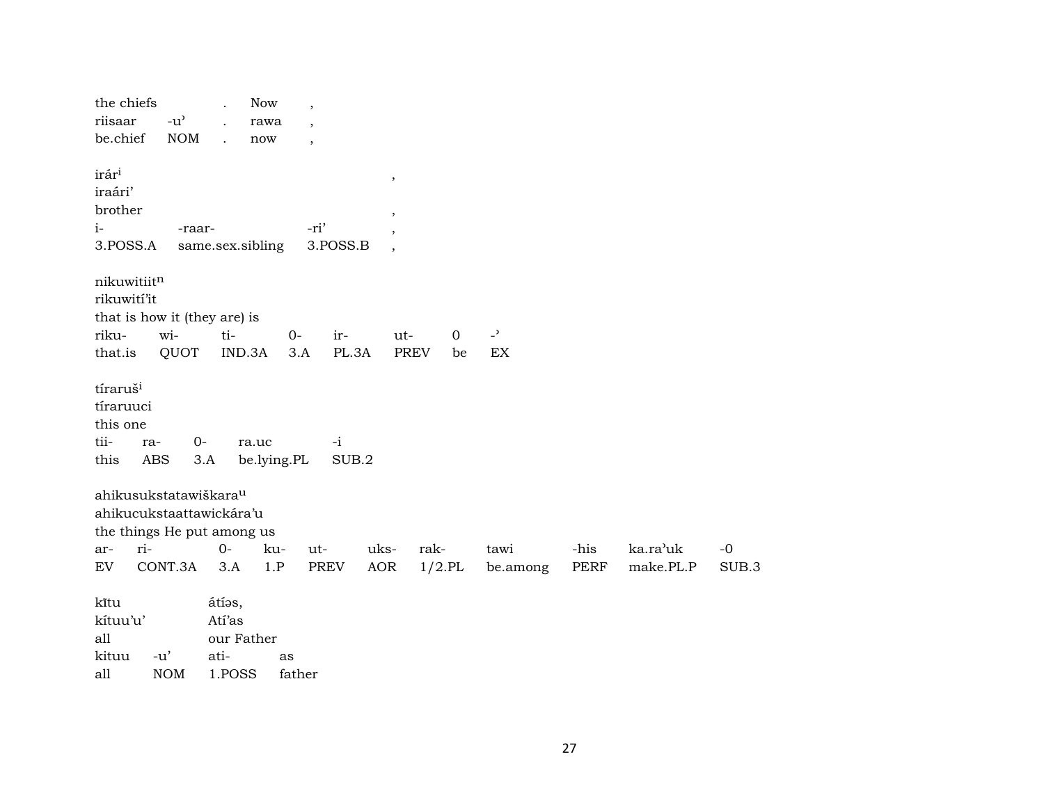| the chiefs | | . | Now | , |
|---|---|---|---|---|
| riisaar | -u' | . | rawa | , |
| be.chief | NOM | . | now | , |

irár$^{i}$ ,
iraári'
brother ,

| i- | -raar- | -ri' | , |
|---|---|---|---|
| 3.POSS.A | same.sex.sibling | 3.POSS.B | , |

nikuwitiit$^{n}$
rikuwití'it
that is how it (they are) is

| riku- | wi- | ti- | 0- | ir- | ut- | 0 | -' |
|---|---|---|---|---|---|---|---|
| that.is | QUOT | IND.3A | 3.A | PL.3A | PREV | be | EX |

tíraruš$^{i}$
tíraruuci
this one

| tii- | ra- | 0- | ra.uc | -i |
|---|---|---|---|---|
| this | ABS | 3.A | be.lying.PL | SUB.2 |

ahikusukstatawiškara$^{u}$
ahikucukstaattawickára'u
the things He put among us

| ar- | ri- | 0- | ku- | ut- | uks- | rak- | tawi | -his | ka.ra'uk | -0 |
|---|---|---|---|---|---|---|---|---|---|---|
| EV | CONT.3A | 3.A | 1.P | PREV | AOR | 1/2.PL | be.among | PERF | make.PL.P | SUB.3 |

| kītu | | átíəs, | |
|---|---|---|---|
| kítuu'u' | | Atí'as | |
| all | | our Father | |
| kituu | -u' | ati- | as |
| all | NOM | 1.POSS | father |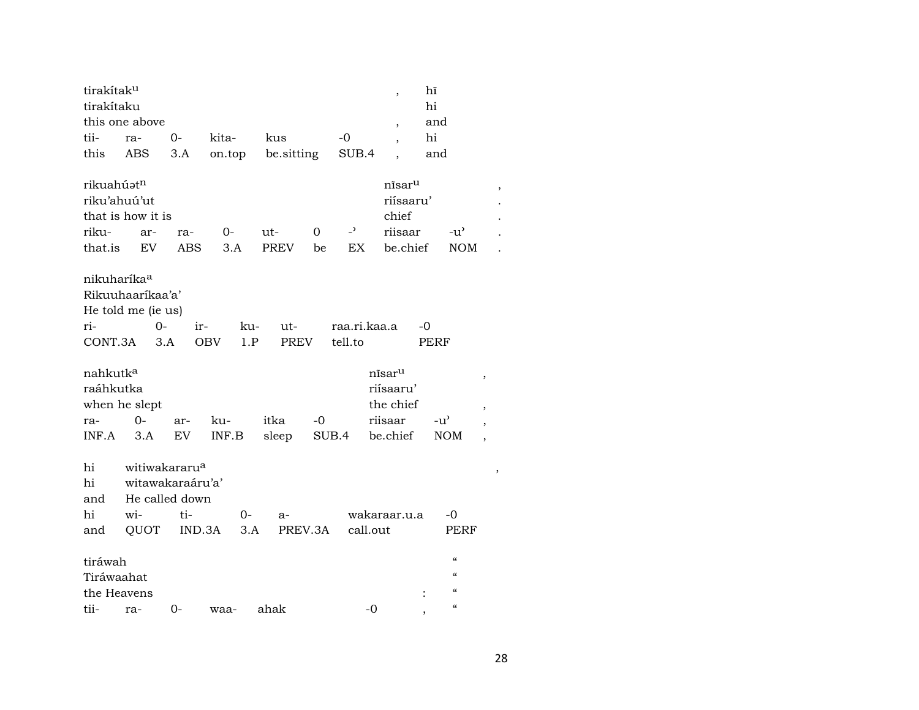| tirakítak[u] | | | | | | , | hĩ |
|---|---|---|---|---|---|---|---|
| tirakítaku | | | | | | | hi |
| this one above | | | | | | , | and |
| tii- | ra- | 0- | kita- | kus | -0 | , | hi |
| this | ABS | 3.A | on.top | be.sitting | SUB.4 | , | and |

| rikuahúət[n] | | | | | | | nĩsar[u] | | , |
|---|---|---|---|---|---|---|---|---|---|
| riku'ahuú'ut | | | | | | | riísaaru' | | . |
| that is how it is | | | | | | | chief | | . |
| riku- | ar- | ra- | 0- | ut- | 0 | -ˀ | riisaar | -uˀ | . |
| that.is | EV | ABS | 3.A | PREV | be | EX | be.chief | NOM | . |

| nikuharíka[a] | | | | | | |
|---|---|---|---|---|---|---|
| Rikuuhaaríkaa'a' | | | | | | |
| He told me (ie us) | | | | | | |
| ri- | 0- | ir- | ku- | ut- | raa.ri.kaa.a | -0 |
| CONT.3A | 3.A | OBV | 1.P | PREV | tell.to | PERF |

| nahkutk[a] | | | | | | nĩsar[u] | | , |
|---|---|---|---|---|---|---|---|---|
| raáhkutka | | | | | | riísaaru' | | |
| when he slept | | | | | | the chief | | , |
| ra- | 0- | ar- | ku- | itka | -0 | riisaar | -uˀ | , |
| INF.A | 3.A | EV | INF.B | sleep | SUB.4 | be.chief | NOM | , |

| hi | witiwakararu[a] | | | | | , |
|---|---|---|---|---|---|---|
| hi | witawakaraáru'a' | | | | | |
| and | He called down | | | | | |
| hi | wi- | ti- | 0- | a- | wakaraar.u.a | -0 |
| and | QUOT | IND.3A | 3.A | PREV.3A | call.out | PERF |

| tiráwah | | | | | | “ |
|---|---|---|---|---|---|---|
| Tiráwaahat | | | | | | “ |
| the Heavens | | | | | : | “ |
| tii- | ra- | 0- | waa- | ahak | -0 , | “ |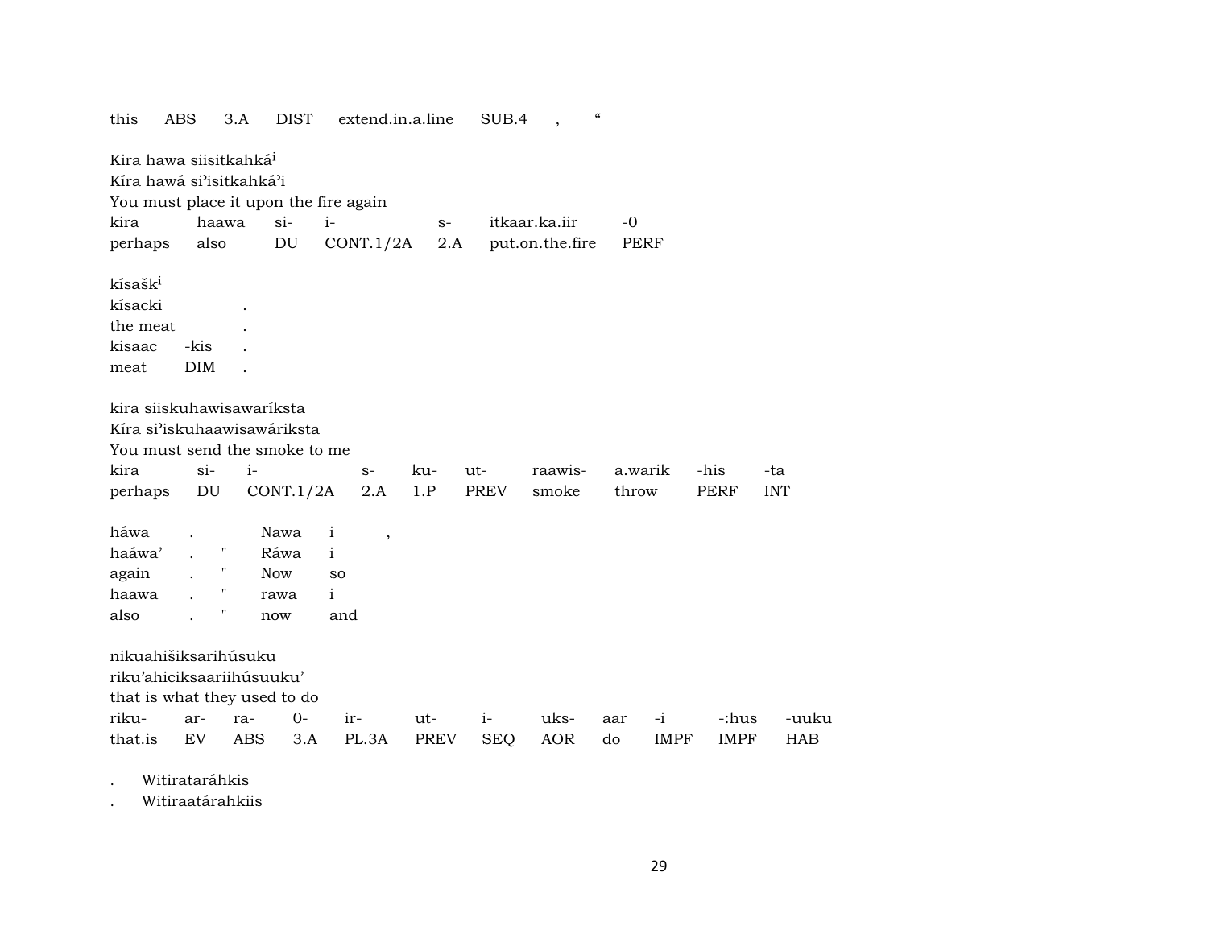this ABS 3.A DIST extend.in.a.line SUB.4 , "

Kira hawa siisitkahká[i]
Kíra hawá si'isitkahká'i
You must place it upon the fire again

| kira | haawa | si- | i- | s- | itkaar.ka.iir | -0 |
|---|---|---|---|---|---|---|
| perhaps | also | DU | CONT.1/2A | 2.A | put.on.the.fire | PERF |

kísašk[i]
kísacki .
the meat .

| kisaac | -kis | . |
|---|---|---|
| meat | DIM | . |

kira siiskuhawisawaríksta
Kíra si'iskuhaawisawáriksta
You must send the smoke to me

| kira | si- | i- | s- | ku- | ut- | raawis- | a.warik | -his | -ta |
|---|---|---|---|---|---|---|---|---|---|
| perhaps | DU | CONT.1/2A | 2.A | 1.P | PREV | smoke | throw | PERF | INT |

| háwa | . | | Nawa | i | , |
|---|---|---|---|---|---|
| haáwa' | . | " | Ráwa | i | |
| again | . | " | Now | so | |
| haawa | . | " | rawa | i | |
| also | . | " | now | and | |

nikuahišiksarihúsuku
riku'ahiciksaariihúsuuku'
that is what they used to do

| riku- | ar- | ra- | 0- | ir- | ut- | i- | uks- | aar | -i | -:hus | -uuku |
|---|---|---|---|---|---|---|---|---|---|---|---|
| that.is | EV | ABS | 3.A | PL.3A | PREV | SEQ | AOR | do | IMPF | IMPF | HAB |

. Witirataráhkis
. Witiraatárahkiis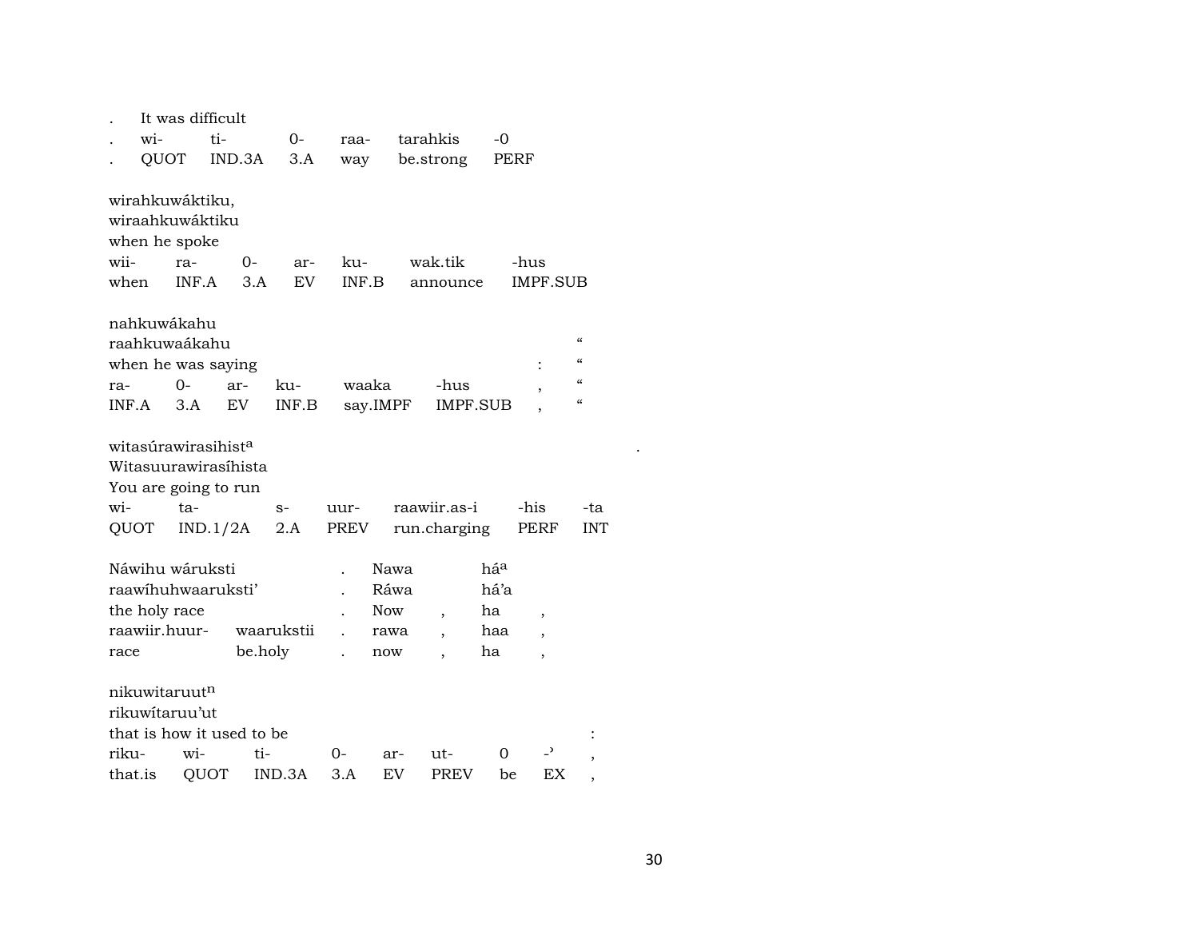. It was difficult

| . | wi- | ti- | 0- | raa- | tarahkis | -0 |
|---|---|---|---|---|---|---|
| . | QUOT | IND.3A | 3.A | way | be.strong | PERF |

wirahkuwáktiku,
wiraahkuwáktiku
when he spoke

| wii- | ra- | 0- | ar- | ku- | wak.tik | -hus |
|---|---|---|---|---|---|---|
| when | INF.A | 3.A | EV | INF.B | announce | IMPF.SUB |

nahkuwákahu &nbsp;&nbsp;&nbsp;&nbsp;&nbsp;&nbsp;&nbsp;&nbsp; “
raahkuwaákahu &nbsp;&nbsp;&nbsp;&nbsp;&nbsp;&nbsp;&nbsp;&nbsp; “
when he was saying &nbsp;&nbsp;&nbsp;&nbsp; : &nbsp; “

| ra- | 0- | ar- | ku- | waaka | -hus | , | “ |
|---|---|---|---|---|---|---|---|
| INF.A | 3.A | EV | INF.B | say.IMPF | IMPF.SUB | , | “ |

witasúrawirasihist[a] &nbsp;&nbsp;&nbsp;&nbsp;&nbsp;&nbsp;&nbsp;&nbsp; .
Witasuurawirasíhista
You are going to run

| wi- | ta- | s- | uur- | raawiir.as-i | -his | -ta |
|---|---|---|---|---|---|---|
| QUOT | IND.1/2A | 2.A | PREV | run.charging | PERF | INT |

| Náwihu wáruksti | | . | Nawa | | há[a] | |
|---|---|---|---|---|---|---|
| raawíhuhwaaruksti’ | | . | Ráwa | | há’a | |
| the holy race | | . | Now | , | ha | , |
| raawiir.huur- | waarukstii | . | rawa | , | haa | , |
| race | be.holy | . | now | , | ha | , |

nikuwitaruut[n]
rikuwítaruu’ut
that is how it used to be &nbsp;&nbsp;&nbsp;&nbsp; :

| riku- | wi- | ti- | 0- | ar- | ut- | 0 | -ˀ | , |
|---|---|---|---|---|---|---|---|---|
| that.is | QUOT | IND.3A | 3.A | EV | PREV | be | EX | , |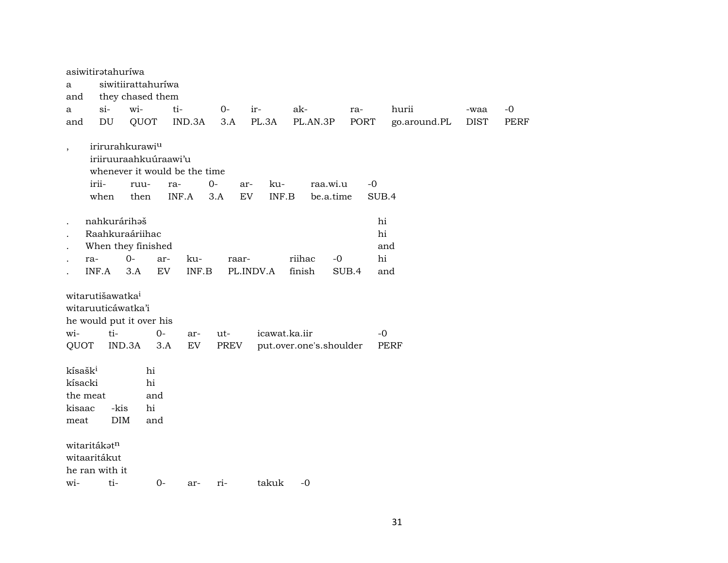asiwitirətahuríwa
a siwitiirattahuríwa
and they chased them

| a | si- | wi- | ti- | 0- | ir- | ak- | ra- | hurii | -waa | -0 |
|---|---|---|---|---|---|---|---|---|---|---|
| and | DU | QUOT | IND.3A | 3.A | PL.3A | PL.AN.3P | PORT | go.around.PL | DIST | PERF |

, irirurahkurawi[u]
iriiruuraahkuúraawi'u
whenever it would be the time

| irii- | ruu- | ra- | 0- | ar- | ku- | raa.wi.u | -0 |
|---|---|---|---|---|---|---|---|
| when | then | INF.A | 3.A | EV | INF.B | be.a.time | SUB.4 |

. nahkurárihəš hi
. Raahkuraáriihac hi
. When they finished and

| . | ra- | 0- | ar- | ku- | raar- | riihac | -0 | hi |
|---|---|---|---|---|---|---|---|---|
| . | INF.A | 3.A | EV | INF.B | PL.INDV.A | finish | SUB.4 | and |

witarutišawatka[i]
witaruuticáwatka'i
he would put it over his

| wi- | ti- | 0- | ar- | ut- | icawat.ka.iir | -0 |
|---|---|---|---|---|---|---|
| QUOT | IND.3A | 3.A | EV | PREV | put.over.one's.shoulder | PERF |

kísašk[i] hi
kísacki hi
the meat and

| kisaac | -kis | hi |
|---|---|---|
| meat | DIM | and |

witaritákət[n]
witaaritákut
he ran with it

| wi- | ti- | 0- | ar- | ri- | takuk | -0 |
|---|---|---|---|---|---|---|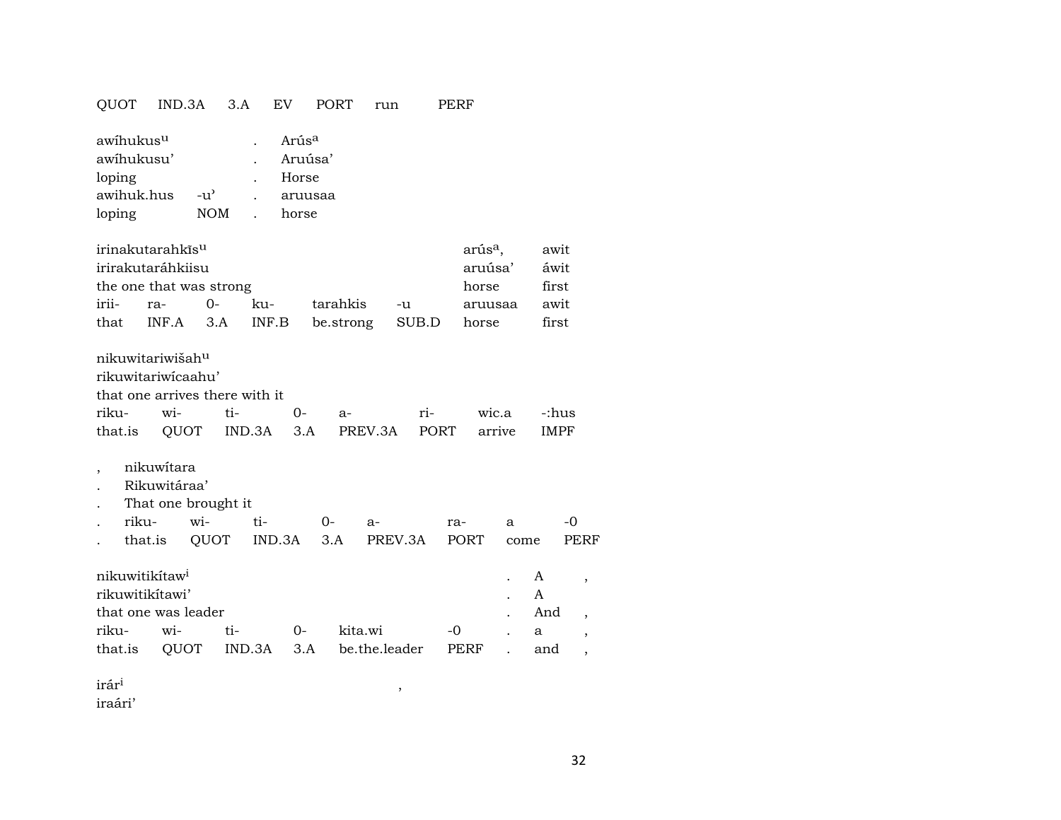QUOT    IND.3A    3.A    EV    PORT    run    PERF

| awíhukus^u | | . | Arús^a |
|---|---|---|---|
| awíhukusu' | | . | Aruúsa' |
| loping | | . | Horse |
| awihuk.hus | -u' | . | aruusaa |
| loping | NOM | . | horse |

| irinakutarahkīs^u | | | | | | arús^a, | awit |
|---|---|---|---|---|---|---|---|
| irirakutaráhkiisu | | | | | | aruúsa' | áwit |
| the one that was strong | | | | | | horse | first |
| irii- | ra- | 0- | ku- | tarahkis | -u | aruusaa | awit |
| that | INF.A | 3.A | INF.B | be.strong | SUB.D | horse | first |

| nikuwitariwišah^u | | | | | | | |
|---|---|---|---|---|---|---|---|
| rikuwitariwícaahu' | | | | | | | |
| that one arrives there with it | | | | | | | |
| riku- | wi- | ti- | 0- | a- | ri- | wic.a | -:hus |
| that.is | QUOT | IND.3A | 3.A | PREV.3A | PORT | arrive | IMPF |

| , | nikuwítara | | | | | | | |
|---|---|---|---|---|---|---|---|---|
| . | Rikuwitáraa' | | | | | | | |
| . | That one brought it | | | | | | | |
| . | riku- | wi- | ti- | 0- | a- | ra- | a | -0 |
| . | that.is | QUOT | IND.3A | 3.A | PREV.3A | PORT | come | PERF |

| nikuwitikítaw^i | | | | | | . | A | , |
|---|---|---|---|---|---|---|---|---|
| rikuwitikítawi' | | | | | | . | A | |
| that one was leader | | | | | | . | And | , |
| riku- | wi- | ti- | 0- | kita.wi | -0 | . | a | , |
| that.is | QUOT | IND.3A | 3.A | be.the.leader | PERF | . | and | , |

irár^i    ,
iraári'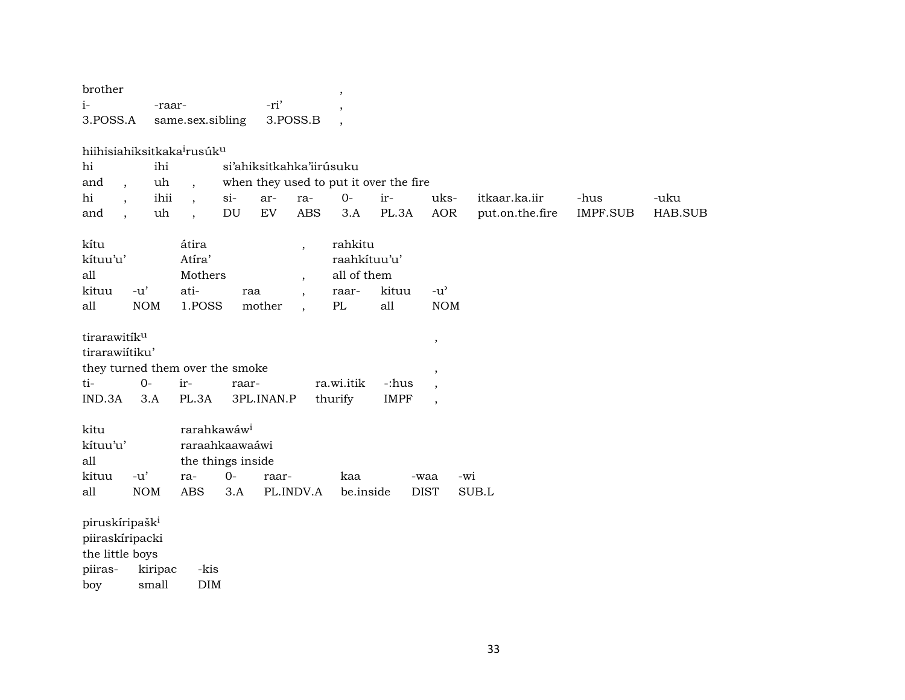| brother | | | , |
|---|---|---|---|
| i- | -raar- | -ri’ | , |
| 3.POSS.A | same.sex.sibling | 3.POSS.B | , |

hiihisiahiksitkaka[i]rusúk[u]

| hi | | ihi | | si’ahiksitkahka’iirúsuku | | | | | | | | |
|---|---|---|---|---|---|---|---|---|---|---|---|---|
| and | , | uh | , | when they used to put it over the fire | | | | | | | | |
| hi | , | ihii | , | si- | ar- | ra- | 0- | ir- | uks- | itkaar.ka.iir | -hus | -uku |
| and | , | uh | , | DU | EV | ABS | 3.A | PL.3A | AOR | put.on.the.fire | IMPF.SUB | HAB.SUB |

| kítu | | átira | | , | rahkitu | | |
|---|---|---|---|---|---|---|---|
| kítuu’u’ | | Atíra’ | | | raahkítuu’u’ | | |
| all | | Mothers | | , | all of them | | |
| kituu | -u’ | ati- | raa | , | raar- | kituu | -u’ |
| all | NOM | 1.POSS | mother | , | PL | all | NOM |

| tirarawitík[u] | | | | | | , |
|---|---|---|---|---|---|---|
| tirarawiítiku’ | | | | | | |
| they turned them over the smoke | | | | | | , |
| ti- | 0- | ir- | raar- | ra.wi.itik | -:hus | , |
| IND.3A | 3.A | PL.3A | 3PL.INAN.P | thurify | IMPF | , |

| kitu | | rarahkawáw[i] | | | | | |
|---|---|---|---|---|---|---|---|
| kítuu’u’ | | raraahkaawaáwi | | | | | |
| all | | the things inside | | | | | |
| kituu | -u’ | ra- | 0- | raar- | kaa | -waa | -wi |
| all | NOM | ABS | 3.A | PL.INDV.A | be.inside | DIST | SUB.L |

| piruskíripašk[i] | | |
|---|---|---|
| piiraskíripacki | | |
| the little boys | | |
| piiras- | kiripac | -kis |
| boy | small | DIM |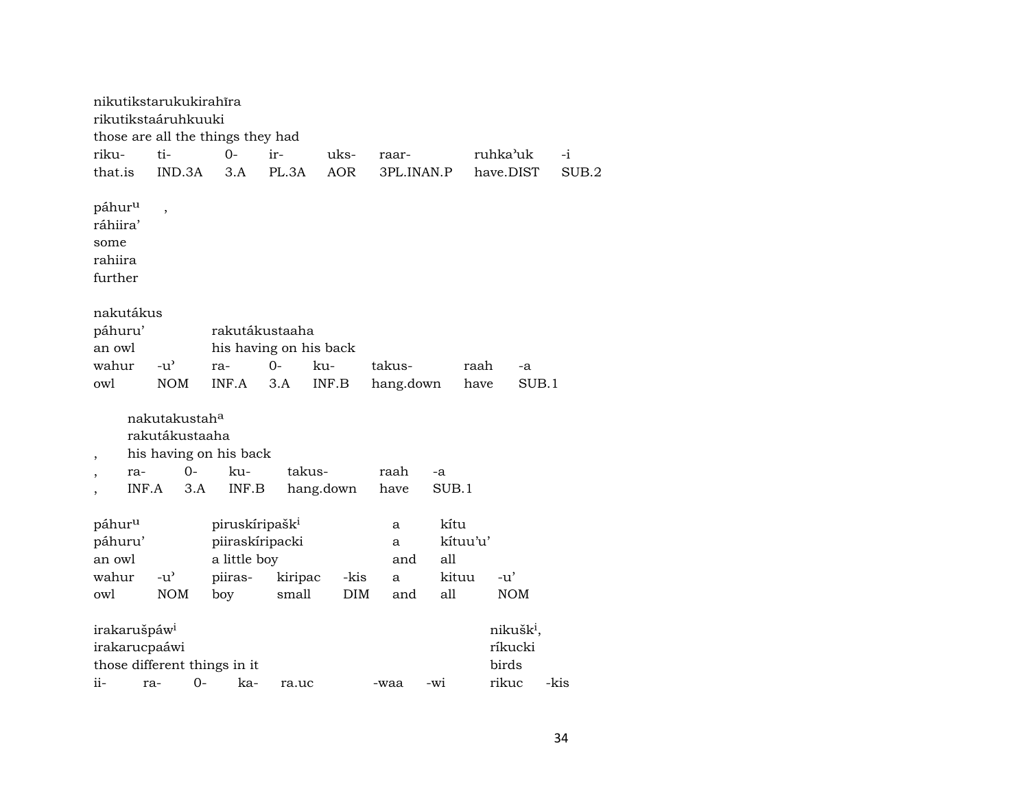nikutikstarukukirahīra
rikutikstaáruhkuuki
those are all the things they had

| riku- | ti- | 0- | ir- | uks- | raar- | ruhka'uk | -i |
|---|---|---|---|---|---|---|---|
| that.is | IND.3A | 3.A | PL.3A | AOR | 3PL.INAN.P | have.DIST | SUB.2 |

páhur[u] ,
ráhiira'
some
rahiira
further

nakutákus
páhuru' rakutákustaaha
an owl his having on his back

| wahur | -u' | ra- | 0- | ku- | takus- | raah | -a |
|---|---|---|---|---|---|---|---|
| owl | NOM | INF.A | 3.A | INF.B | hang.down | have | SUB.1 |

nakutakustah[a]
rakutákustaaha
, his having on his back

| , | ra- | 0- | ku- | takus- | raah | -a |
|---|---|---|---|---|---|---|
| , | INF.A | 3.A | INF.B | hang.down | have | SUB.1 |

páhur[u] piruskíripašk[i] a kítu
páhuru' piiraskíripacki a kítuu'u'
an owl a little boy and all

| wahur | -u' | piiras- | kiripac | -kis | a | kituu | -u' |
|---|---|---|---|---|---|---|---|
| owl | NOM | boy | small | DIM | and | all | NOM |

irakaruš páw[i] nikušk[i],
irakarucpaáwi ríkucki
those different things in it birds

| ii- | ra- | 0- | ka- | ra.uc | -waa | -wi | rikuc | -kis |
|---|---|---|---|---|---|---|---|---|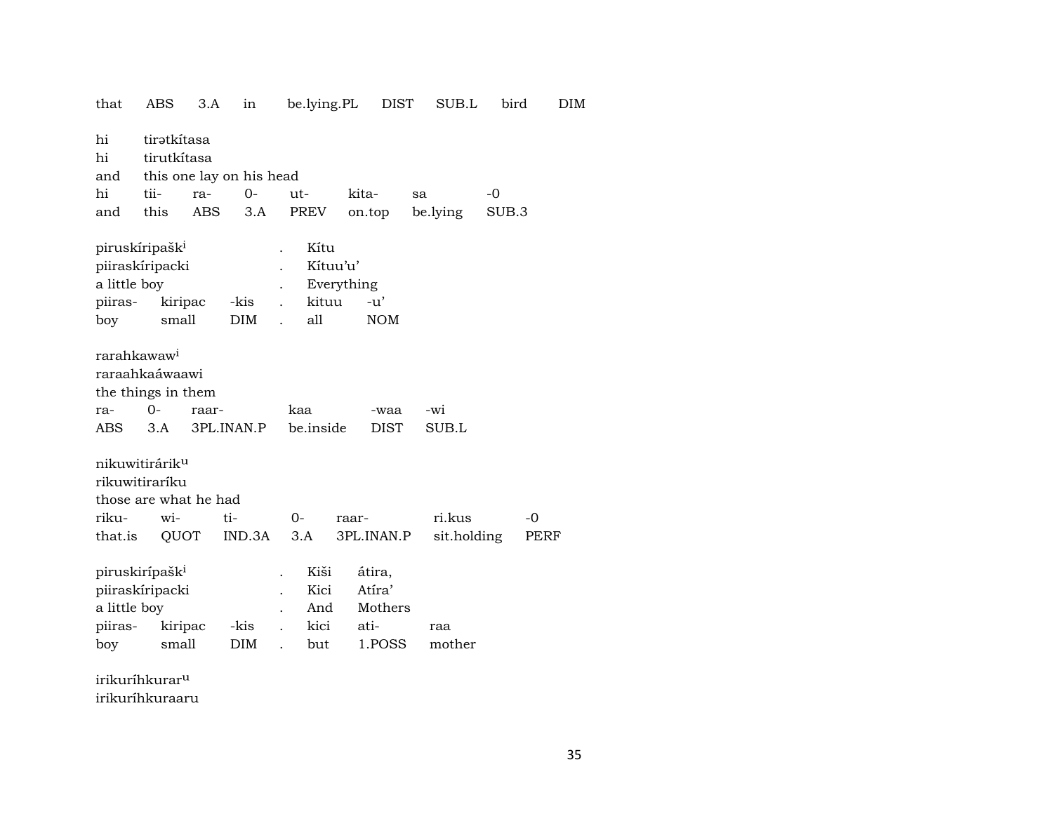that    ABS    3.A    in    be.lying.PL    DIST    SUB.L    bird    DIM

hi    tirətkítasa
hi    tirutkítasa
and    this one lay on his head
hi    tii-    ra-    0-    ut-    kita-    sa    -0
and    this    ABS    3.A    PREV    on.top    be.lying    SUB.3

piruskíripašk[i]    .    Kítu
piiraskíripacki    .    Kítuu'u'
a little boy    .    Everything
piiras-    kiripac    -kis    .    kituu    -u'
boy    small    DIM    .    all    NOM

rarahkawaw[i]
raraahkaáwaawi
the things in them
ra-    0-    raar-    kaa    -waa    -wi
ABS    3.A    3PL.INAN.P    be.inside    DIST    SUB.L

nikuwitirárik[u]
rikuwitiraríku
those are what he had
riku-    wi-    ti-    0-    raar-    ri.kus    -0
that.is    QUOT    IND.3A    3.A    3PL.INAN.P    sit.holding    PERF

piruskirípašk[i]    .    Kiši    átira,
piiraskíripacki    .    Kici    Atíra'
a little boy    .    And    Mothers
piiras-    kiripac    -kis    .    kici    ati-    raa
boy    small    DIM    .    but    1.POSS    mother

irikuríhkurar[u]
irikuríhkuraaru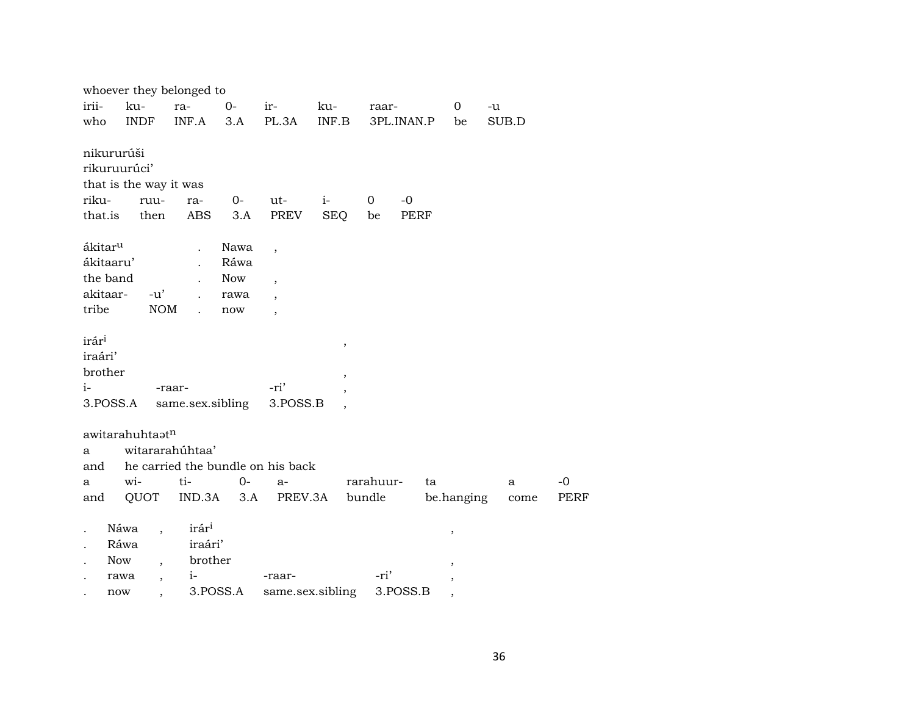whoever they belonged to

| irii- | ku- | ra- | 0- | ir- | ku- | raar- | 0 | -u |
|---|---|---|---|---|---|---|---|---|
| who | INDF | INF.A | 3.A | PL.3A | INF.B | 3PL.INAN.P | be | SUB.D |

nikururúši
rikuruurúci'
that is the way it was

| riku- | ruu- | ra- | 0- | ut- | i- | 0 | -0 |
|---|---|---|---|---|---|---|---|
| that.is | then | ABS | 3.A | PREV | SEQ | be | PERF |

| ákitar[u] | | . | Nawa | , |
|---|---|---|---|---|
| ákitaaru' | | . | Ráwa | |
| the band | | . | Now | , |
| akitaar- | -u' | . | rawa | , |
| tribe | NOM | . | now | , |

| irár[i] | | | , |
|---|---|---|---|
| iraári' | | | |
| brother | | | , |
| i- | -raar- | -ri' | , |
| 3.POSS.A | same.sex.sibling | 3.POSS.B | , |

awitarahuhtaət[n]

| a | witararahúhtaa' | | | | | | | |
|---|---|---|---|---|---|---|---|---|
| and | he carried the bundle on his back | | | | | | | |
| a | wi- | ti- | 0- | a- | rarahuur- | ta | a | -0 |
| and | QUOT | IND.3A | 3.A | PREV.3A | bundle | be.hanging | come | PERF |

| . | Náwa | , | irár[i] | | | , |
|---|---|---|---|---|---|---|
| . | Ráwa | | iraári' | | | |
| . | Now | , | brother | | | , |
| . | rawa | , | i- | -raar- | -ri' | , |
| . | now | , | 3.POSS.A | same.sex.sibling | 3.POSS.B | , |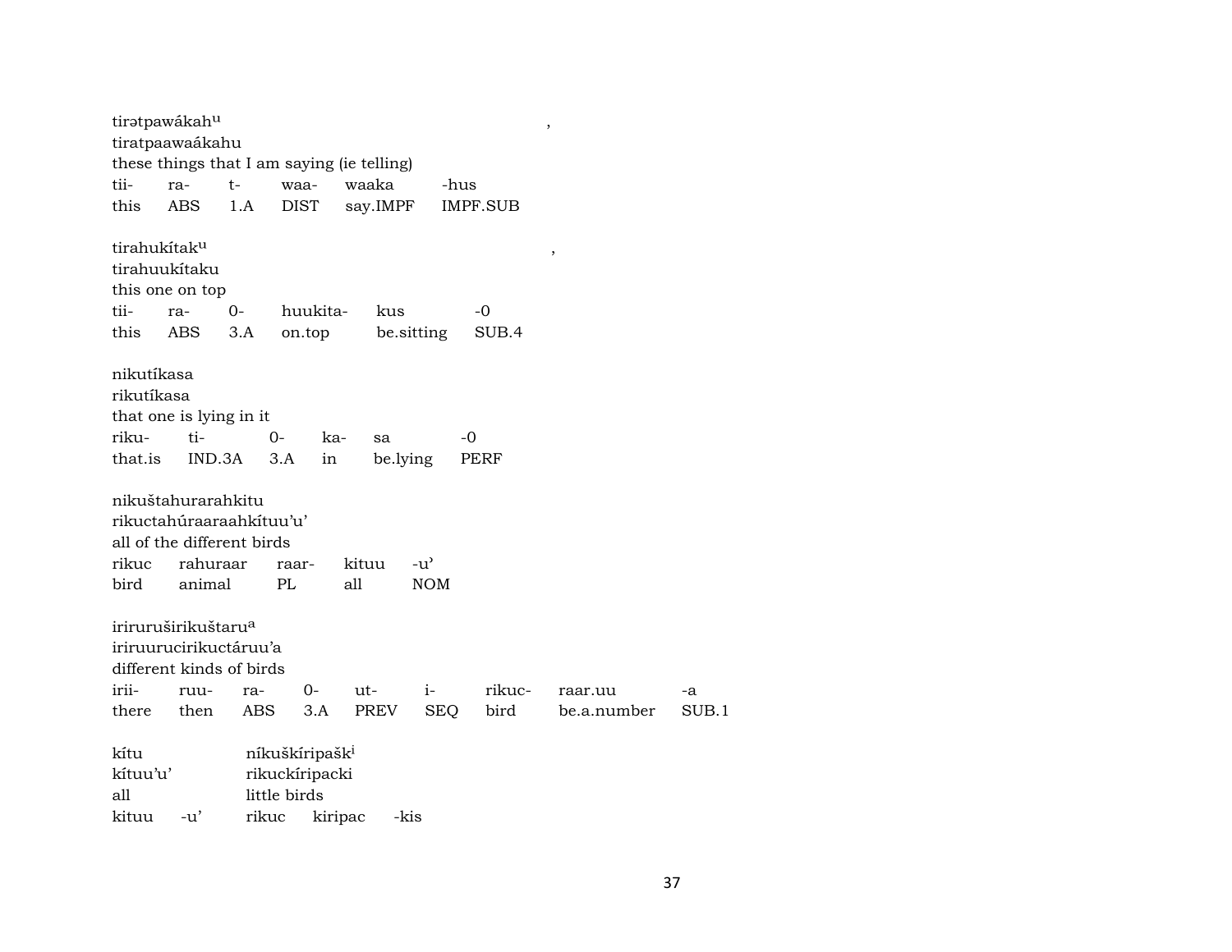tirətpawákah[u] ,

tiratpaawaákahu

these things that I am saying (ie telling)

| tii- | ra- | t- | waa- | waaka | -hus |
|---|---|---|---|---|---|
| this | ABS | 1.A | DIST | say.IMPF | IMPF.SUB |

tirahukítak[u] ,

tirahuukítaku

this one on top

| tii- | ra- | 0- | huukita- | kus | -0 |
|---|---|---|---|---|---|
| this | ABS | 3.A | on.top | be.sitting | SUB.4 |

nikutíkasa

rikutíkasa

that one is lying in it

| riku- | ti- | 0- | ka- | sa | -0 |
|---|---|---|---|---|---|
| that.is | IND.3A | 3.A | in | be.lying | PERF |

nikuštahurarahkitu

rikuctahúraaraahkítuu'u'

all of the different birds

| rikuc | rahuraar | raar- | kituu | -u' |
|---|---|---|---|---|
| bird | animal | PL | all | NOM |

iriruruširikuštaru[a]

iriruurucirikuctáruu'a

different kinds of birds

| irii- | ruu- | ra- | 0- | ut- | i- | rikuc- | raar.uu | -a |
|---|---|---|---|---|---|---|---|---|
| there | then | ABS | 3.A | PREV | SEQ | bird | be.a.number | SUB.1 |

kítu — níkuškíripašk[i]

kítuu'u' — rikuckíripacki

all — little birds

| kituu | -u' | rikuc | kiripac | -kis |
|---|---|---|---|---|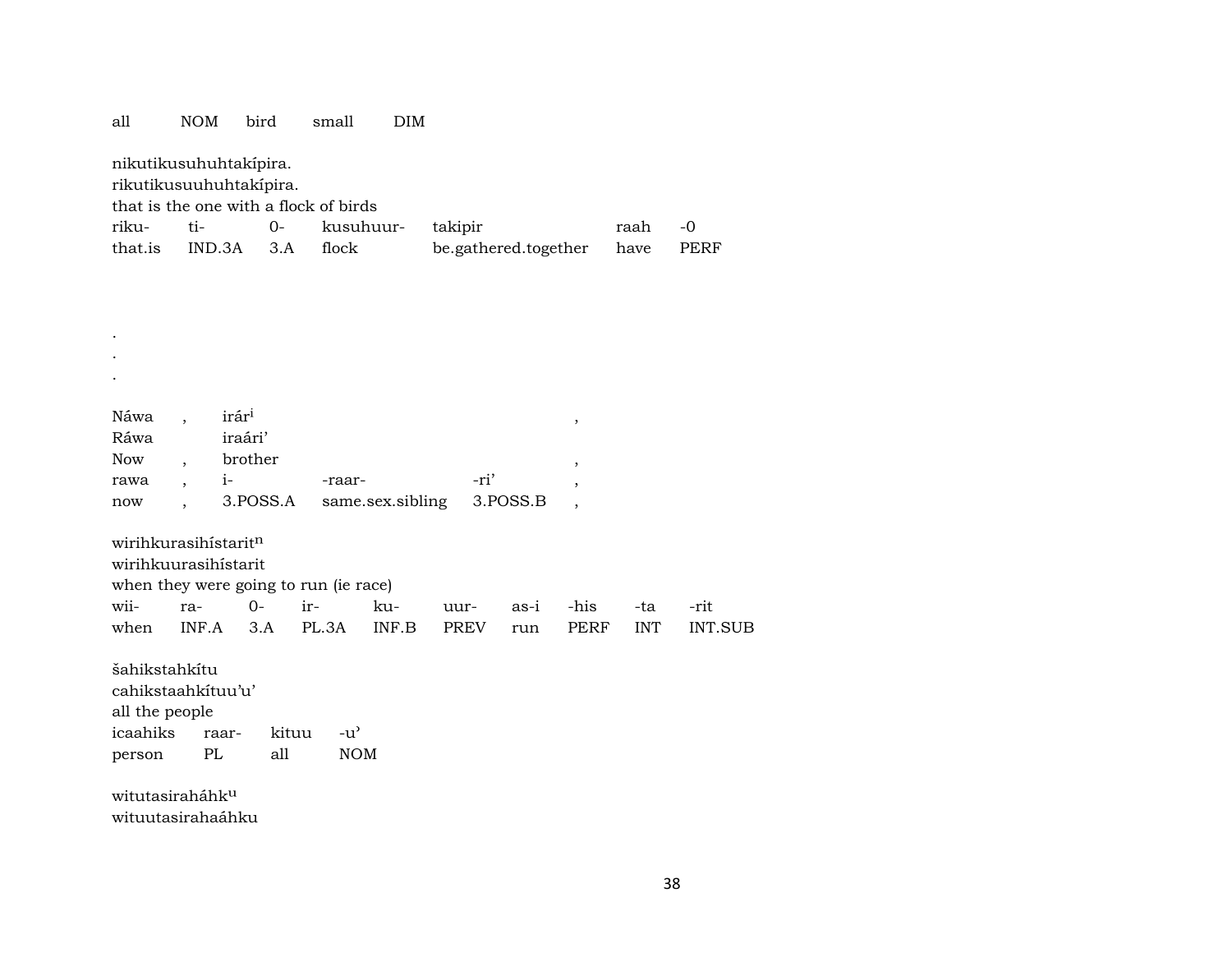| all | NOM | bird | small | DIM |
|---|---|---|---|---|

nikutikusuhuhtakípira.
rikutikusuuhuhtakípira.
that is the one with a flock of birds

| riku- | ti- | 0- | kusuhuur- | takipir | raah | -0 |
|---|---|---|---|---|---|---|
| that.is | IND.3A | 3.A | flock | be.gathered.together | have | PERF |

.
.
.

| Náwa | , | irár[i] | | | , |
|---|---|---|---|---|---|
| Ráwa | | iraári’ | | | |
| Now | , | brother | | | , |
| rawa | , | i- | -raar- | -ri’ | , |
| now | , | 3.POSS.A | same.sex.sibling | 3.POSS.B | , |

wirihkurasihístarit[n]
wirihkuurasihístarit
when they were going to run (ie race)

| wii- | ra- | 0- | ir- | ku- | uur- | as-i | -his | -ta | -rit |
|---|---|---|---|---|---|---|---|---|---|
| when | INF.A | 3.A | PL.3A | INF.B | PREV | run | PERF | INT | INT.SUB |

šahikstahkítu
cahikstaahkítuu’u’
all the people

| icaahiks | raar- | kituu | -u’ |
|---|---|---|---|
| person | PL | all | NOM |

witutasiraháhk[u]
wituutasirahaáhku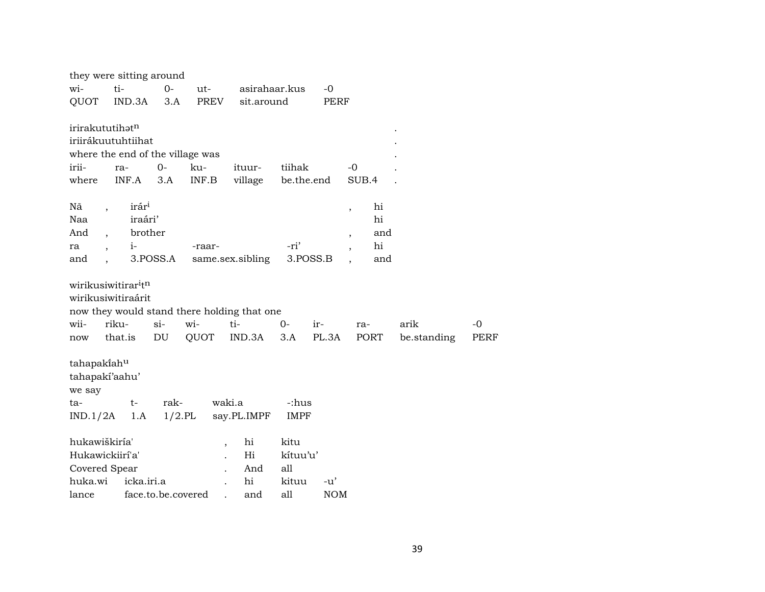they were sitting around

| wi- | ti- | 0- | ut- | asirahaar.kus | -0 |
|---|---|---|---|---|---|
| QUOT | IND.3A | 3.A | PREV | sit.around | PERF |

irirakututihət[n] .
iriirákuutuhtiihat .
where the end of the village was .

| irii- | ra- | 0- | ku- | ituur- | tiihak | -0 | . |
|---|---|---|---|---|---|---|---|
| where | INF.A | 3.A | INF.B | village | be.the.end | SUB.4 | . |

| Nã | , | irár[i] | | | , | hi |
|---|---|---|---|---|---|---|
| Naa | | iraári’ | | | | hi |
| And | , | brother | | | , | and |
| ra | , | i- | -raar- | -ri’ | , | hi |
| and | , | 3.POSS.A | same.sex.sibling | 3.POSS.B | , | and |

wirikusiwitirar[i]t[n]
wirikusiwitiraárit
now they would stand there holding that one

| wii- | riku- | si- | wi- | ti- | 0- | ir- | ra- | arik | -0 |
|---|---|---|---|---|---|---|---|---|---|
| now | that.is | DU | QUOT | IND.3A | 3.A | PL.3A | PORT | be.standing | PERF |

tahapakíah[u]
tahapakí’aahu’
we say

| ta- | t- | rak- | waki.a | -:hus |
|---|---|---|---|---|
| IND.1/2A | 1.A | 1/2.PL | say.PL.IMPF | IMPF |

| hukawiškiría' | | , | hi | kitu | |
|---|---|---|---|---|---|
| Hukawickiirí'a' | | . | Hi | kítuu’u’ | |
| Covered Spear | | . | And | all | |
| huka.wi | icka.iri.a | . | hi | kituu | -u’ |
| lance | face.to.be.covered | . | and | all | NOM |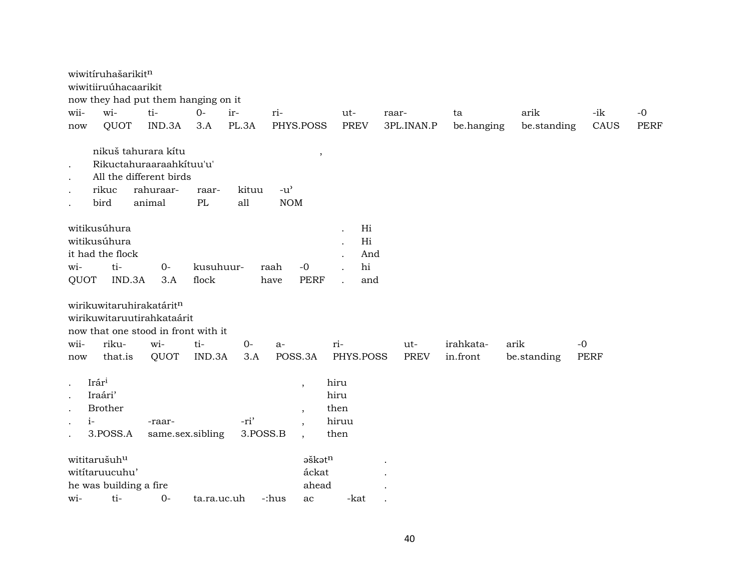wiwitíruhašarikit[n]
wiwitiiruúhacaarikit
now they had put them hanging on it

| wii- | wi- | ti- | 0- | ir- | ri- | ut- | raar- | ta | arik | -ik | -0 |
|---|---|---|---|---|---|---|---|---|---|---|---|
| now | QUOT | IND.3A | 3.A | PL.3A | PHYS.POSS | PREV | 3PL.INAN.P | be.hanging | be.standing | CAUS | PERF |

. nikuš tahurara kítu ,
. Rikuctahuraaraahkítuu'u'
. All the different birds

| . | rikuc | rahuraar- | raar- | kituu | -u’ |
|---|---|---|---|---|---|
| . | bird | animal | PL | all | NOM |

witikusúhura . Hi
witikusúhura . Hi
it had the flock . And

| wi- | ti- | 0- | kusuhuur- | raah | -0 | . | hi |
|---|---|---|---|---|---|---|---|
| QUOT | IND.3A | 3.A | flock | have | PERF | . | and |

wirikuwitaruhirakatárit[n]
wirikuwitaruutirahkataárit
now that one stood in front with it

| wii- | riku- | wi- | ti- | 0- | a- | ri- | ut- | irahkata- | arik | -0 |
|---|---|---|---|---|---|---|---|---|---|---|
| now | that.is | QUOT | IND.3A | 3.A | POSS.3A | PHYS.POSS | PREV | in.front | be.standing | PERF |

. Irár[i] , hiru
. Iraári’ hiru
. Brother , then

| . | i- | -raar- | -ri’ | , | hiruu |
|---|---|---|---|---|---|
| . | 3.POSS.A | same.sex.sibling | 3.POSS.B | , | then |

wititarušuh[u] əškət[n] .
witítaruucuhu’ áckat .
he was building a fire ahead .

| wi- | ti- | 0- | ta.ra.uc.uh | -:hus | ac | -kat | . |
|---|---|---|---|---|---|---|---|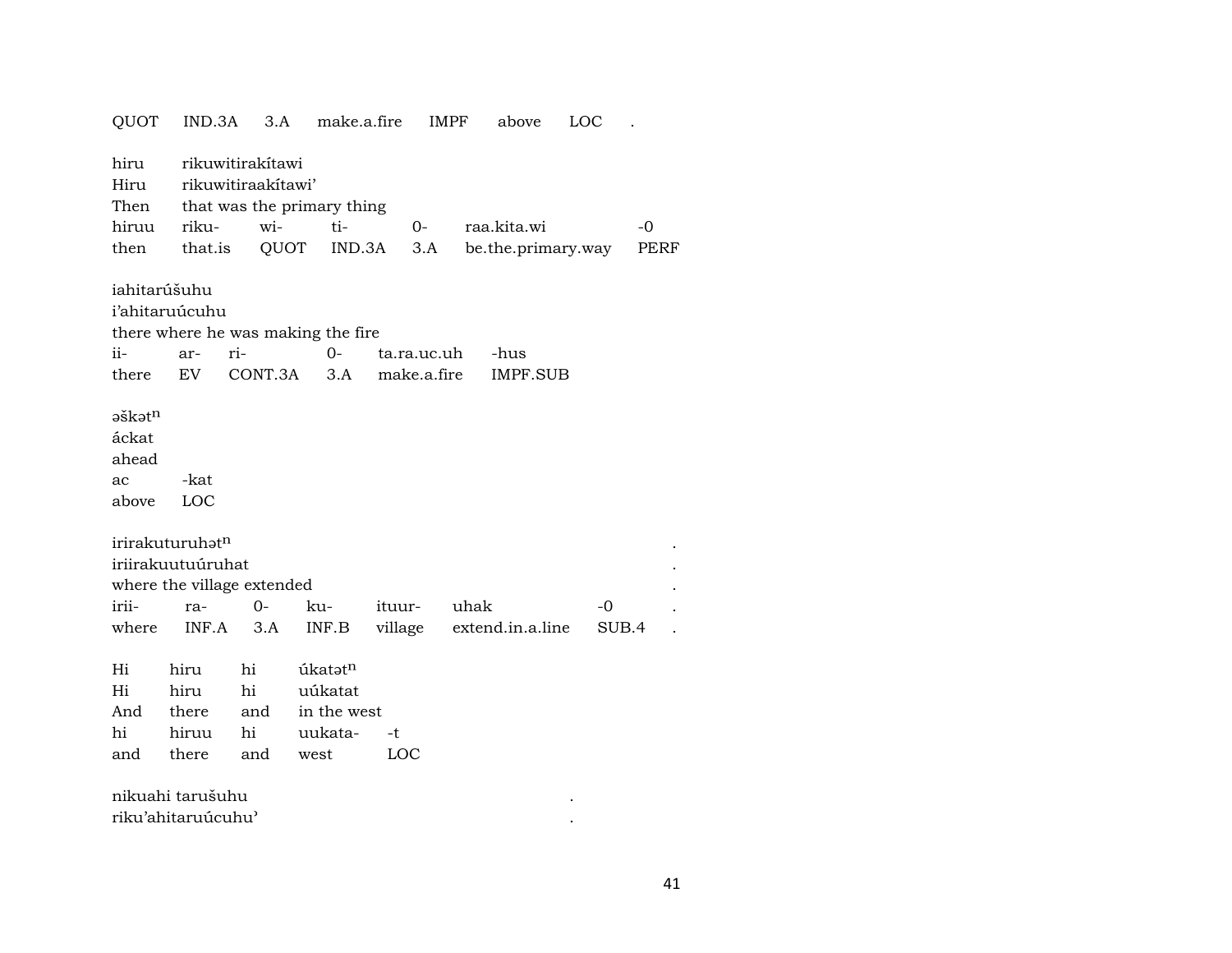QUOT IND.3A 3.A make.a.fire IMPF above LOC .

hiru rikuwitirakítawi
Hiru rikuwitiraakítawi'
Then that was the primary thing

| hiruu | riku- | wi- | ti- | 0- | raa.kita.wi | -0 |
|---|---|---|---|---|---|---|
| then | that.is | QUOT | IND.3A | 3.A | be.the.primary.way | PERF |

iahitarúšuhu
i'ahitaruúcuhu
there where he was making the fire

| ii- | ar- | ri- | 0- | ta.ra.uc.uh | -hus |
|---|---|---|---|---|---|
| there | EV | CONT.3A | 3.A | make.a.fire | IMPF.SUB |

əškət$^{n}$
áckat
ahead

| ac | -kat |
|---|---|
| above | LOC |

irirakuturuhət$^{n}$ .
iriirakuutuúruhat .
where the village extended .

| irii- | ra- | 0- | ku- | ituur- | uhak | -0 | . |
|---|---|---|---|---|---|---|---|
| where | INF.A | 3.A | INF.B | village | extend.in.a.line | SUB.4 | . |

Hi hiru hi úkatət$^{n}$
Hi hiru hi uúkatat
And there and in the west

| hi | hiruu | hi | uukata- | -t |
|---|---|---|---|---|
| and | there | and | west | LOC |

nikuahi tarušuhu .
riku'ahitaruúcuhu' .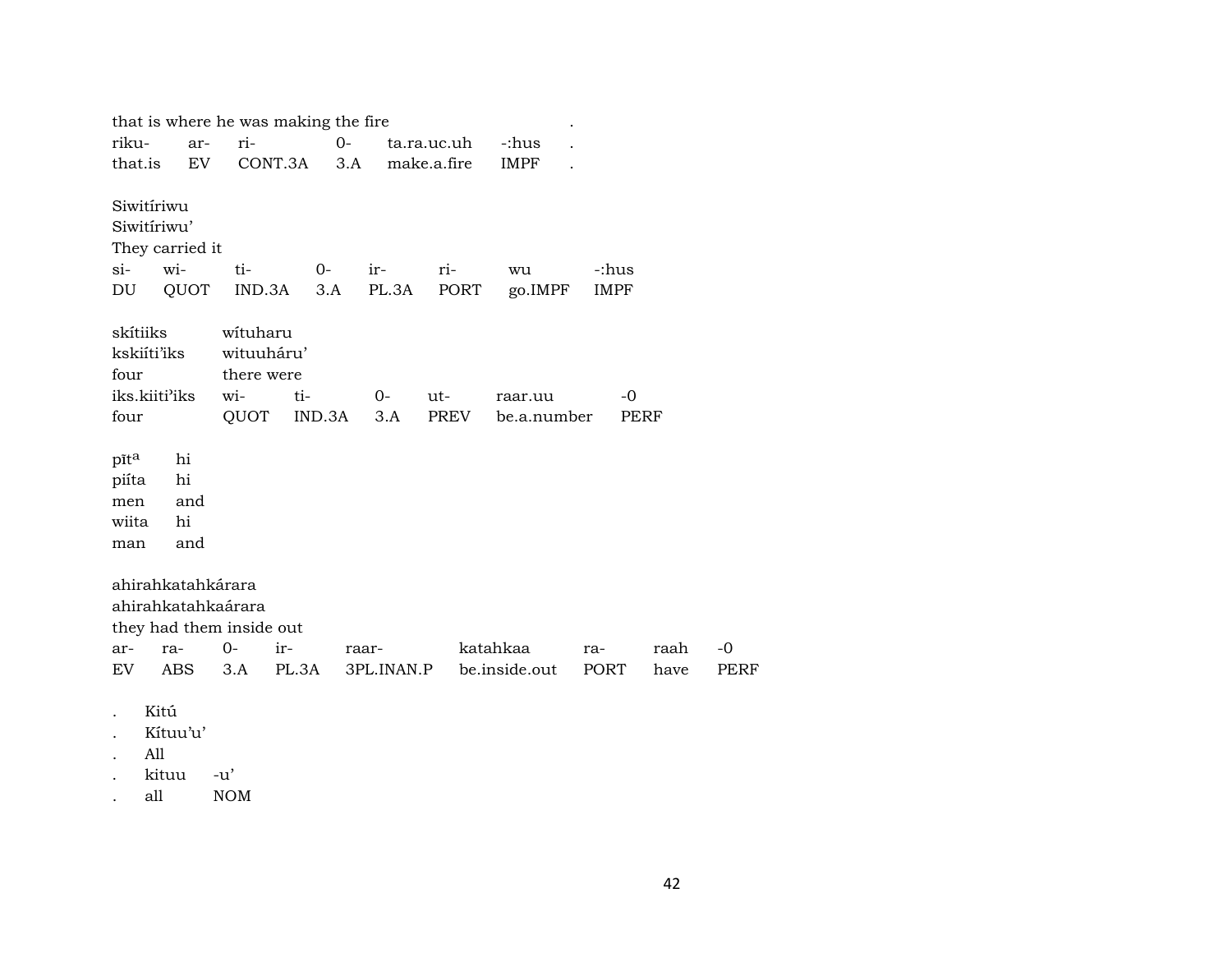that is where he was making the fire .

| riku- | ar- | ri- | 0- | ta.ra.uc.uh | -:hus | . |
|---|---|---|---|---|---|---|
| that.is | EV | CONT.3A | 3.A | make.a.fire | IMPF | . |

Siwitíriwu
Siwitíriwu'
They carried it

| si- | wi- | ti- | 0- | ir- | ri- | wu | -:hus |
|---|---|---|---|---|---|---|---|
| DU | QUOT | IND.3A | 3.A | PL.3A | PORT | go.IMPF | IMPF |

| skítiiks | wítuharu | | | | | |
|---|---|---|---|---|---|---|
| kskiíti'iks | wituuháru' | | | | | |
| four | there were | | | | | |
| iks.kiiti'iks | wi- | ti- | 0- | ut- | raar.uu | -0 |
| four | QUOT | IND.3A | 3.A | PREV | be.a.number | PERF |

| pīt^a | hi |
|---|---|
| piíta | hi |
| men | and |
| wiita | hi |
| man | and |

ahirahkatahkárara
ahirahkatahkaárara
they had them inside out

| ar- | ra- | 0- | ir- | raar- | katahkaa | ra- | raah | -0 |
|---|---|---|---|---|---|---|---|---|
| EV | ABS | 3.A | PL.3A | 3PL.INAN.P | be.inside.out | PORT | have | PERF |

| . | Kitú | |
|---|---|---|
| . | Kítuu'u' | |
| . | All | |
| . | kituu | -u' |
| . | all | NOM |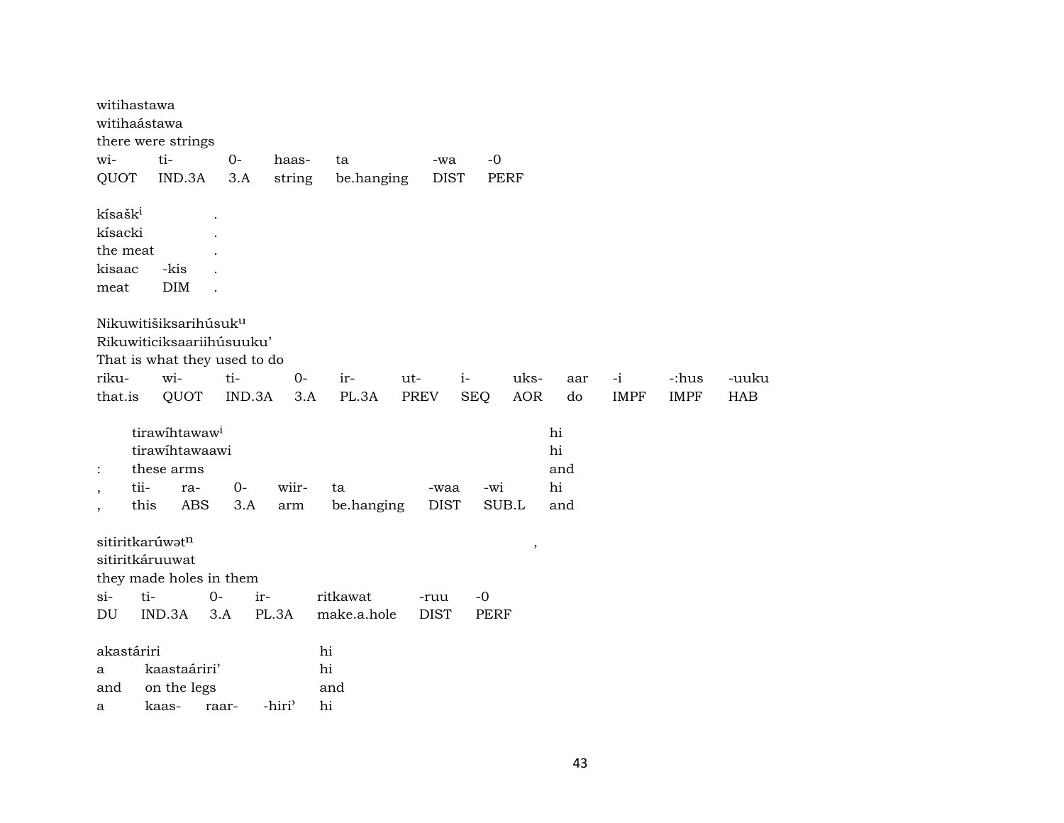witihastawa
witihaástawa
there were strings

| wi- | ti- | 0- | haas- | ta | -wa | -0 |
|---|---|---|---|---|---|---|
| QUOT | IND.3A | 3.A | string | be.hanging | DIST | PERF |

kísaški .
kísacki .
the meat .

| kisaac | -kis | . |
|---|---|---|
| meat | DIM | . |

Nikuwitišiksarihúsuku
Rikuwiticiksaariihúsuuku'
That is what they used to do

| riku- | wi- | ti- | 0- | ir- | ut- | i- | uks- | aar | -i | -:hus | -uuku |
|---|---|---|---|---|---|---|---|---|---|---|---|
| that.is | QUOT | IND.3A | 3.A | PL.3A | PREV | SEQ | AOR | do | IMPF | IMPF | HAB |

|  | tirawíhtawawi |  |  |  |  |  |  | hi |
|---|---|---|---|---|---|---|---|---|
|  | tirawíhtawaawi |  |  |  |  |  |  | hi |
| : | these arms |  |  |  |  |  |  | and |
| , | tii- | ra- | 0- | wiir- | ta | -waa | -wi | hi |
| , | this | ABS | 3.A | arm | be.hanging | DIST | SUB.L | and |

sitiritkarúwətn ,
sitiritkáruuwat
they made holes in them

| si- | ti- | 0- | ir- | ritkawat | -ruu | -0 |
|---|---|---|---|---|---|---|
| DU | IND.3A | 3.A | PL.3A | make.a.hole | DIST | PERF |

| akastáriri |  |  |  | hi |
|---|---|---|---|---|
| a | kaastaáriri' |  |  | hi |
| and | on the legs |  |  | and |
| a | kaas- | raar- | -hiri' | hi |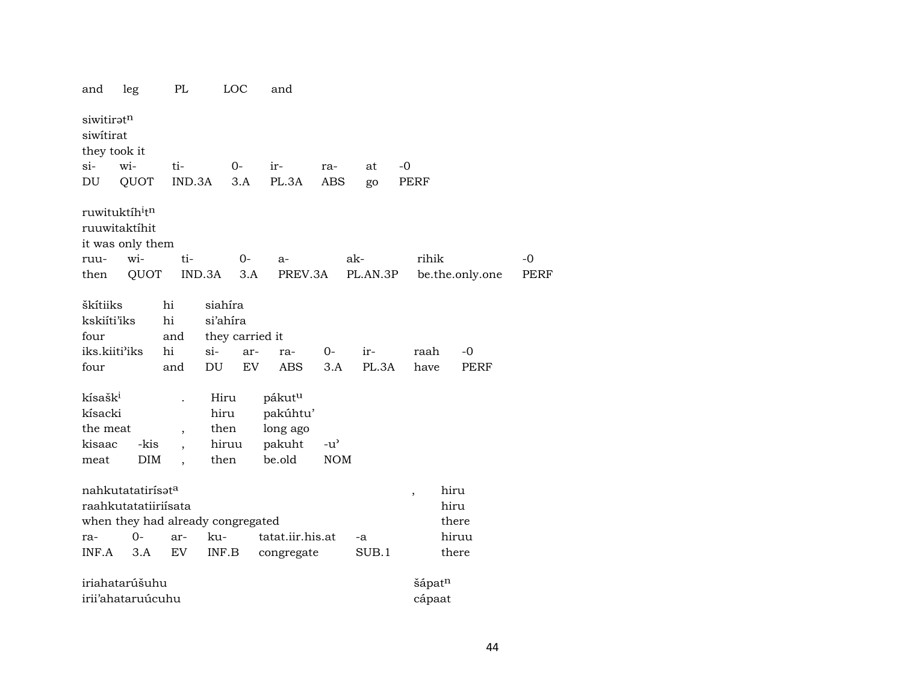and leg PL LOC and

siwitirət$^n$
siwítirat
they took it
si- wi- ti- 0- ir- ra- at -0
DU QUOT IND.3A 3.A PL.3A ABS go PERF

ruwituktíh$^i$t$^n$
ruuwitaktíhit
it was only them
ruu- wi- ti- 0- a- ak- rihik -0
then QUOT IND.3A 3.A PREV.3A PL.AN.3P be.the.only.one PERF

škítiiks hi siahíra
kskiíti'iks hi si'ahíra
four and they carried it
iks.kiiti'iks hi si- ar- ra- 0- ir- raah -0
four and DU EV ABS 3.A PL.3A have PERF

kísašk$^i$ . Hiru pákut$^u$
kísacki hiru pakúhtu'
the meat , then long ago
kisaac -kis , hiruu pakuht -u'
meat DIM , then be.old NOM

nahkutatatirísət$^a$ , hiru
raahkutatatiiriísata hiru
when they had already congregated there
ra- 0- ar- ku- tatat.iir.his.at -a hiruu
INF.A 3.A EV INF.B congregate SUB.1 there

iriahatarúšuhu šápat$^n$
irii'ahataruúcuhu cápaat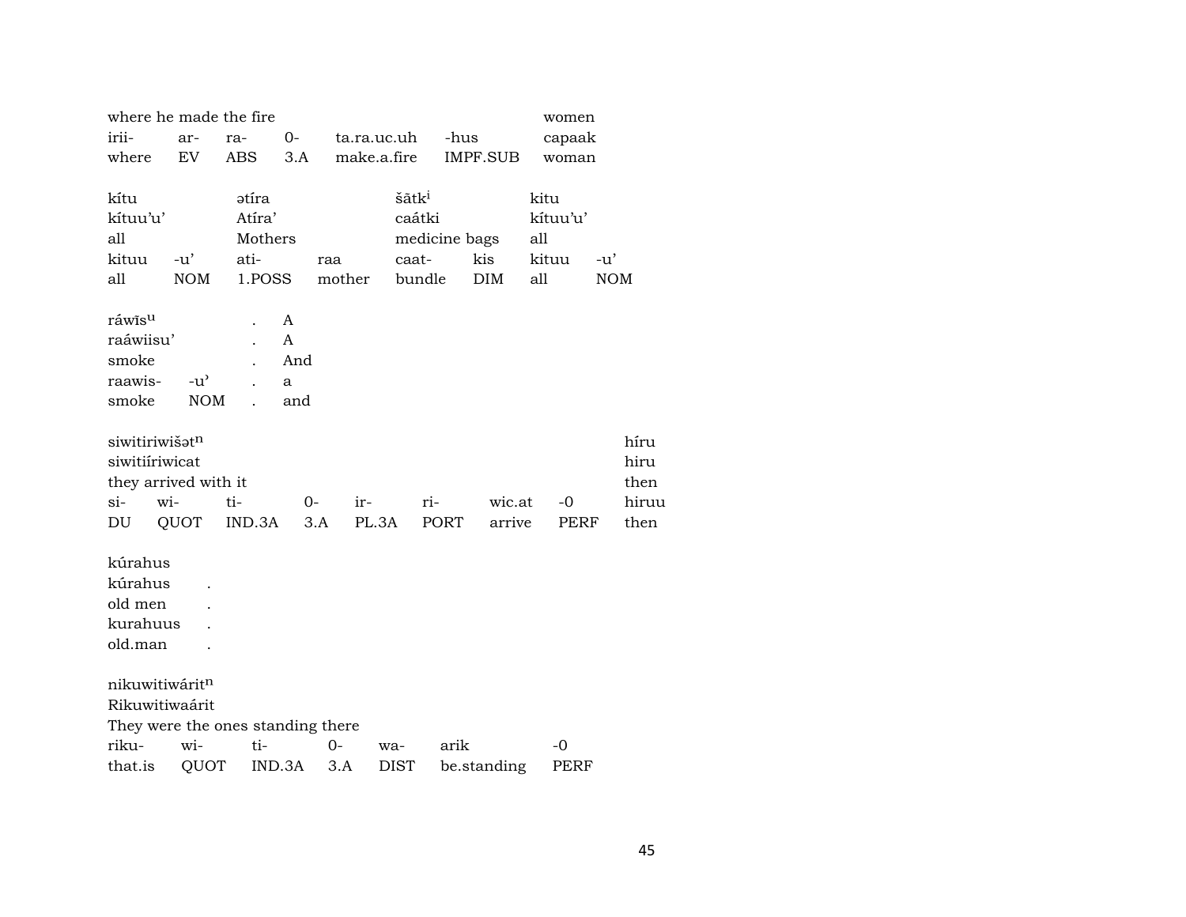| where he made the fire | | | | | | women |
|---|---|---|---|---|---|---|
| irii- | ar- | ra- | 0- | ta.ra.uc.uh | -hus | capaak |
| where | EV | ABS | 3.A | make.a.fire | IMPF.SUB | woman |

| kítu | | ətíra | | šātk$^{i}$ | | kitu | |
|---|---|---|---|---|---|---|---|
| kítuu'u' | | Atíra' | | caátki | | kítuu'u' | |
| all | | Mothers | | medicine bags | | all | |
| kituu | -u' | ati- | raa | caat- | kis | kituu | -u' |
| all | NOM | 1.POSS | mother | bundle | DIM | all | NOM |

| ráwĩs$^{u}$ | | . | A |
|---|---|---|---|
| raáwiisu' | | . | A |
| smoke | | . | And |
| raawis- | -u' | . | a |
| smoke | NOM | . | and |

| siwitiriwišət$^{n}$ | | | | | | | | híru |
|---|---|---|---|---|---|---|---|---|
| siwitiíriwicat | | | | | | | | hiru |
| they arrived with it | | | | | | | | then |
| si- | wi- | ti- | 0- | ir- | ri- | wic.at | -0 | hiruu |
| DU | QUOT | IND.3A | 3.A | PL.3A | PORT | arrive | PERF | then |

| kúrahus | |
|---|---|
| kúrahus | . |
| old men | . |
| kurahuus | . |
| old.man | . |

| nikuwitiwárit$^{n}$ | | | | | | |
|---|---|---|---|---|---|---|
| Rikuwitiwaárit | | | | | | |
| They were the ones standing there | | | | | | |
| riku- | wi- | ti- | 0- | wa- | arik | -0 |
| that.is | QUOT | IND.3A | 3.A | DIST | be.standing | PERF |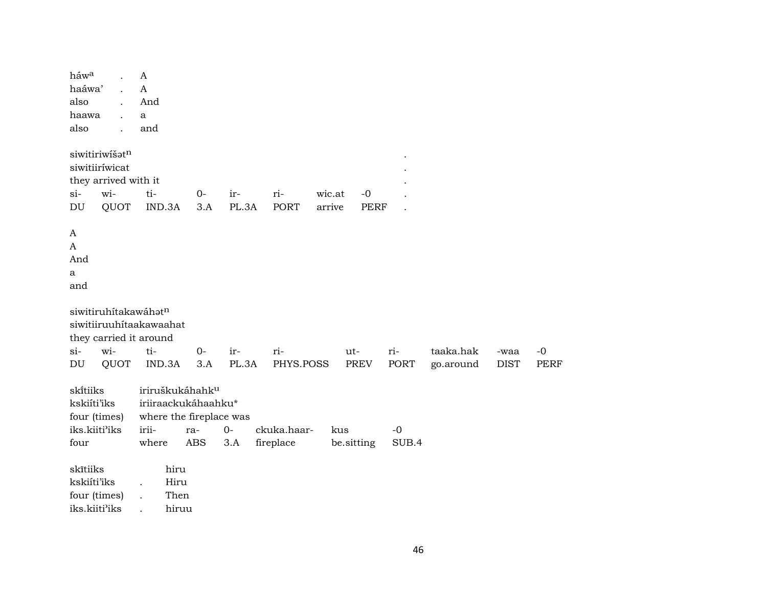háw$^{a}$ . A
haáwa' . A
also . And
haawa . a
also . and

| siwitiriwíšət$^{n}$ | | | | | | | | . |
|---|---|---|---|---|---|---|---|---|
| siwitiiríwicat | | | | | | | | . |
| they arrived with it | | | | | | | | . |
| si- | wi- | ti- | 0- | ir- | ri- | wic.at | -0 | . |
| DU | QUOT | IND.3A | 3.A | PL.3A | PORT | arrive | PERF | . |

A
A
And
a
and

| siwitiruhítakawáhət$^{n}$ | | | | | | | | | | | |
|---|---|---|---|---|---|---|---|---|---|---|---|
| siwitiiruuhítaakawaahat | | | | | | | | | | | |
| they carried it around | | | | | | | | | | | |
| si- | wi- | ti- | 0- | ir- | ri- | ut- | ri- | taaka.hak | -waa | -0 | |
| DU | QUOT | IND.3A | 3.A | PL.3A | PHYS.POSS | PREV | PORT | go.around | DIST | PERF | |

| skī́tiiks | iriruškukáhahk$^{u}$ | | | | | |
|---|---|---|---|---|---|---|
| kskiíti'iks | iriiraackukáhaahku* | | | | | |
| four (times) | where the fireplace was | | | | | |
| iks.kiiti'iks | irii- | ra- | 0- | ckuka.haar- | kus | -0 |
| four | where | ABS | 3.A | fireplace | be.sitting | SUB.4 |

| skītiiks | | hiru |
|---|---|---|
| kskiíti'iks | . | Hiru |
| four (times) | . | Then |
| iks.kiiti'iks | . | hiruu |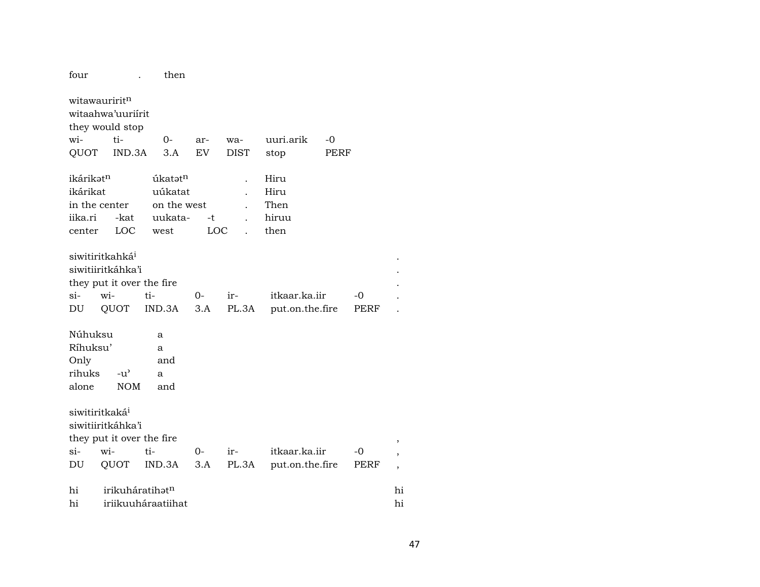four . then

witawauriritⁿ
witaahwa'uuriírit
they would stop

| wi- | ti- | 0- | ar- | wa- | uuri.arik | -0 |
|---|---|---|---|---|---|---|
| QUOT | IND.3A | 3.A | EV | DIST | stop | PERF |

| ikárikətⁿ | | úkatətⁿ | | . | Hiru |
|---|---|---|---|---|---|
| ikárikat | | uúkatat | | . | Hiru |
| in the center | | on the west | | . | Then |
| iika.ri | -kat | uukata- | -t | . | hiruu |
| center | LOC | west | LOC | . | then |

siwitiritkahká^i .
siwitiiritkáhka'i .
they put it over the fire .

| si- | wi- | ti- | 0- | ir- | itkaar.ka.iir | -0 | . |
|---|---|---|---|---|---|---|---|
| DU | QUOT | IND.3A | 3.A | PL.3A | put.on.the.fire | PERF | . |

| Núhuksu | | a |
|---|---|---|
| Ríhuksu' | | a |
| Only | | and |
| rihuks | -u' | a |
| alone | NOM | and |

siwitiritkaká^i
siwitiiritkáhka'i
they put it over the fire ,

| si- | wi- | ti- | 0- | ir- | itkaar.ka.iir | -0 | , |
|---|---|---|---|---|---|---|---|
| DU | QUOT | IND.3A | 3.A | PL.3A | put.on.the.fire | PERF | , |

hi irikuháratihətⁿ hi
hi iriikuuháraatiihat hi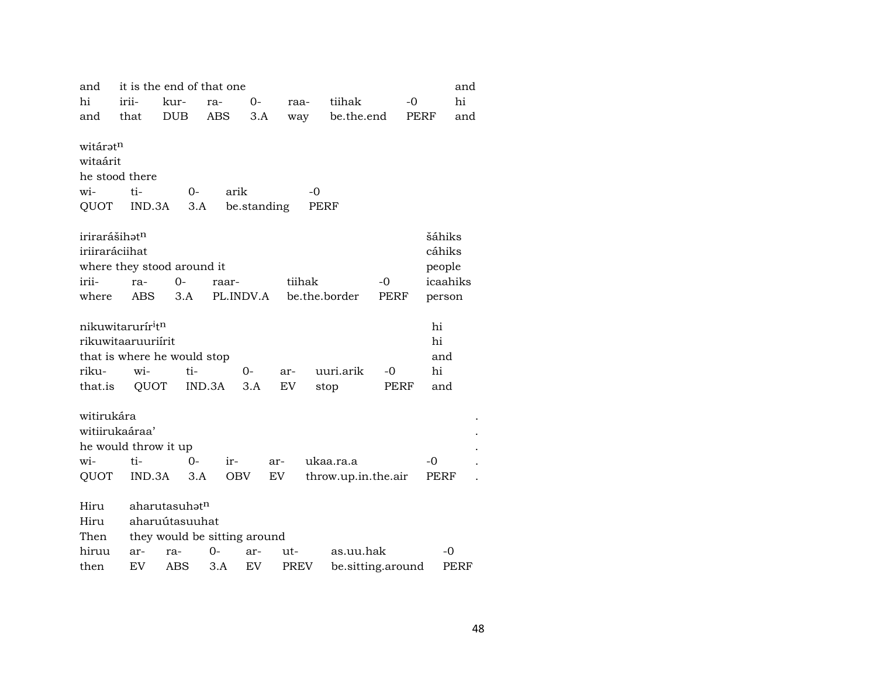| and | it is the end of that one | | | | | | | and |
|---|---|---|---|---|---|---|---|---|
| hi | irii- | kur- | ra- | 0- | raa- | tiihak | -0 | hi |
| and | that | DUB | ABS | 3.A | way | be.the.end | PERF | and |

| witárətⁿ | | | | |
|---|---|---|---|---|
| witaárit | | | | |
| he stood there | | | | |
| wi- | ti- | 0- | arik | -0 |
| QUOT | IND.3A | 3.A | be.standing | PERF |

| iriraráših ətⁿ | | | | | | šáhiks |
|---|---|---|---|---|---|---|
| iriiraráciihat | | | | | | cáhiks |
| where they stood around it | | | | | | people |
| irii- | ra- | 0- | raar- | tiihak | -0 | icaahiks |
| where | ABS | 3.A | PL.INDV.A | be.the.border | PERF | person |

| nikuwitarurírⁱtⁿ | | | | | | | hi |
|---|---|---|---|---|---|---|---|
| rikuwitaaruuriírit | | | | | | | hi |
| that is where he would stop | | | | | | | and |
| riku- | wi- | ti- | 0- | ar- | uuri.arik | -0 | hi |
| that.is | QUOT | IND.3A | 3.A | EV | stop | PERF | and |

| witirukára | | | | | | | . |
|---|---|---|---|---|---|---|---|
| witiirukaáraa’ | | | | | | | . |
| he would throw it up | | | | | | | . |
| wi- | ti- | 0- | ir- | ar- | ukaa.ra.a | -0 | . |
| QUOT | IND.3A | 3.A | OBV | EV | throw.up.in.the.air | PERF | . |

| Hiru | aharutasuhətⁿ | | | | | |
|---|---|---|---|---|---|---|
| Hiru | aharuútasuuhat | | | | | |
| Then | they would be sitting around | | | | | |
| hiruu | ar- | ra- | 0- | ar- | ut- | as.uu.hak | -0 |
| then | EV | ABS | 3.A | EV | PREV | be.sitting.around | PERF |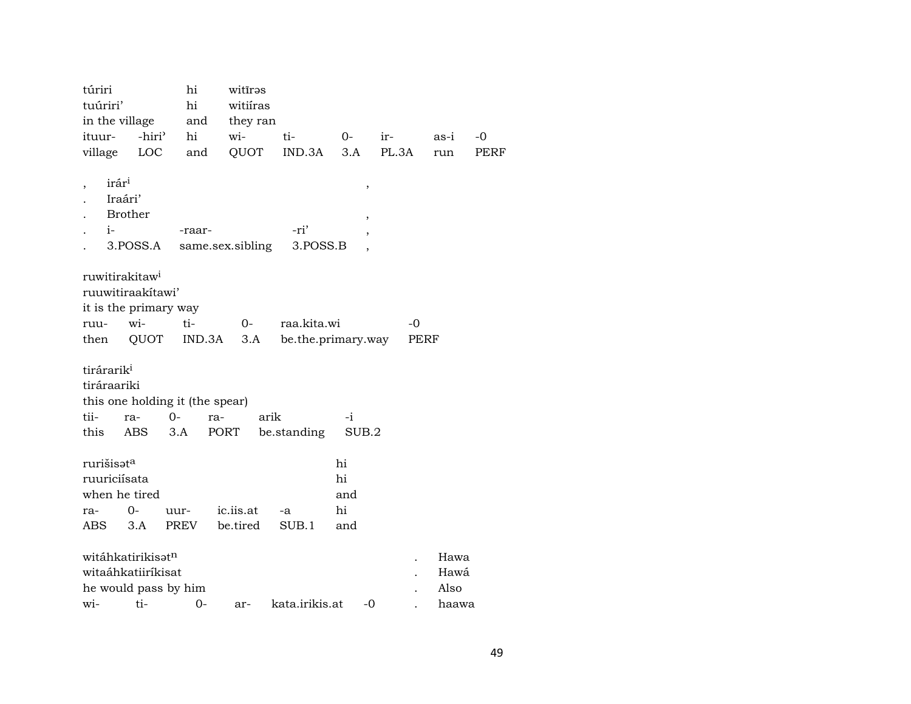| túriri | | hi | witīrəs | | | | | |
|---|---|---|---|---|---|---|---|---|
| tuúriri’ | | hi | witiíras | | | | | |
| in the village | | and | they ran | | | | | |
| ituur- | -hiri’ | hi | wi- | ti- | 0- | ir- | as-i | -0 |
| village | LOC | and | QUOT | IND.3A | 3.A | PL.3A | run | PERF |

| , | irár[i] | | | , |
|---|---|---|---|---|
| . | Iraári’ | | | |
| . | Brother | | | , |
| . | i- | -raar- | -ri’ | , |
| . | 3.POSS.A | same.sex.sibling | 3.POSS.B | , |

| ruwitirakitaw[i] | | | | | |
|---|---|---|---|---|---|
| ruuwitiraakítawi’ | | | | | |
| it is the primary way | | | | | |
| ruu- | wi- | ti- | 0- | raa.kita.wi | -0 |
| then | QUOT | IND.3A | 3.A | be.the.primary.way | PERF |

| tirárarik[i] | | | | | |
|---|---|---|---|---|---|
| tiráraariki | | | | | |
| this one holding it (the spear) | | | | | |
| tii- | ra- | 0- | ra- | arik | -i |
| this | ABS | 3.A | PORT | be.standing | SUB.2 |

| rurišisət[a] | | | | | hi |
|---|---|---|---|---|---|
| ruuriciísata | | | | | hi |
| when he tired | | | | | and |
| ra- | 0- | uur- | ic.iis.at | -a | hi |
| ABS | 3.A | PREV | be.tired | SUB.1 | and |

| witáhkatirikisət[n] | | | | | | . | Hawa |
|---|---|---|---|---|---|---|---|
| witaáhkatiiríkisat | | | | | | . | Hawá |
| he would pass by him | | | | | | . | Also |
| wi- | ti- | 0- | ar- | kata.irikis.at | -0 | . | haawa |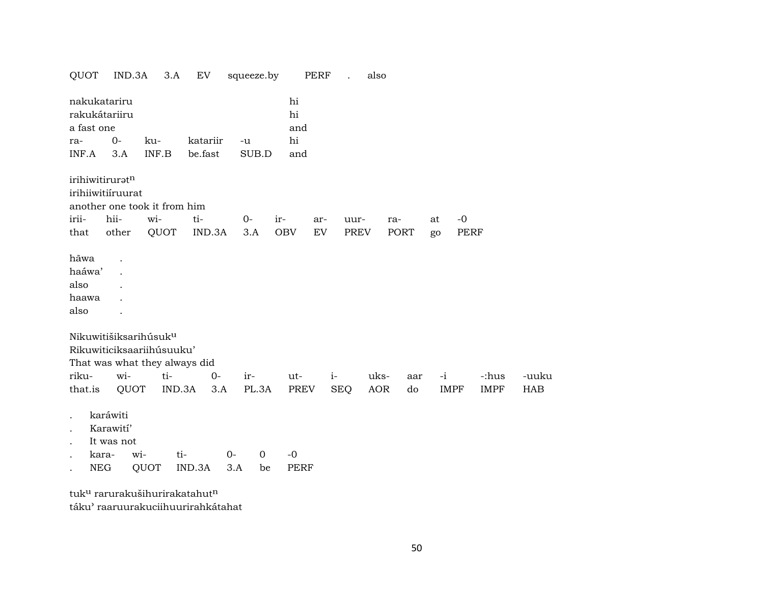QUOT IND.3A 3.A EV squeeze.by PERF . also

nakukatariru hi
rakukátariiru hi
a fast one and

| ra- | 0- | ku- | katariir | -u | hi |
|---|---|---|---|---|---|
| INF.A | 3.A | INF.B | be.fast | SUB.D | and |

irihiwitirurət$^{n}$
irihiiwitiíruurat
another one took it from him

| irii- | hii- | wi- | ti- | 0- | ir- | ar- | uur- | ra- | at | -0 |
|---|---|---|---|---|---|---|---|---|---|---|
| that | other | QUOT | IND.3A | 3.A | OBV | EV | PREV | PORT | go | PERF |

hāwa .
haáwa' .
also .
haawa .
also .

Nikuwitišiksarihúsuk$^{u}$
Rikuwiticiksaariihúsuuku'
That was what they always did

| riku- | wi- | ti- | 0- | ir- | ut- | i- | uks- | aar | -i | -:hus | -uuku |
|---|---|---|---|---|---|---|---|---|---|---|---|
| that.is | QUOT | IND.3A | 3.A | PL.3A | PREV | SEQ | AOR | do | IMPF | IMPF | HAB |

. karáwiti
. Karawití'
. It was not

| . | kara- | wi- | ti- | 0- | 0 | -0 |
|---|---|---|---|---|---|---|
| . | NEG | QUOT | IND.3A | 3.A | be | PERF |

tuk$^{u}$ rarurakušihurirakatahut$^{n}$
táku' raaruurakuciihuurirahkátahat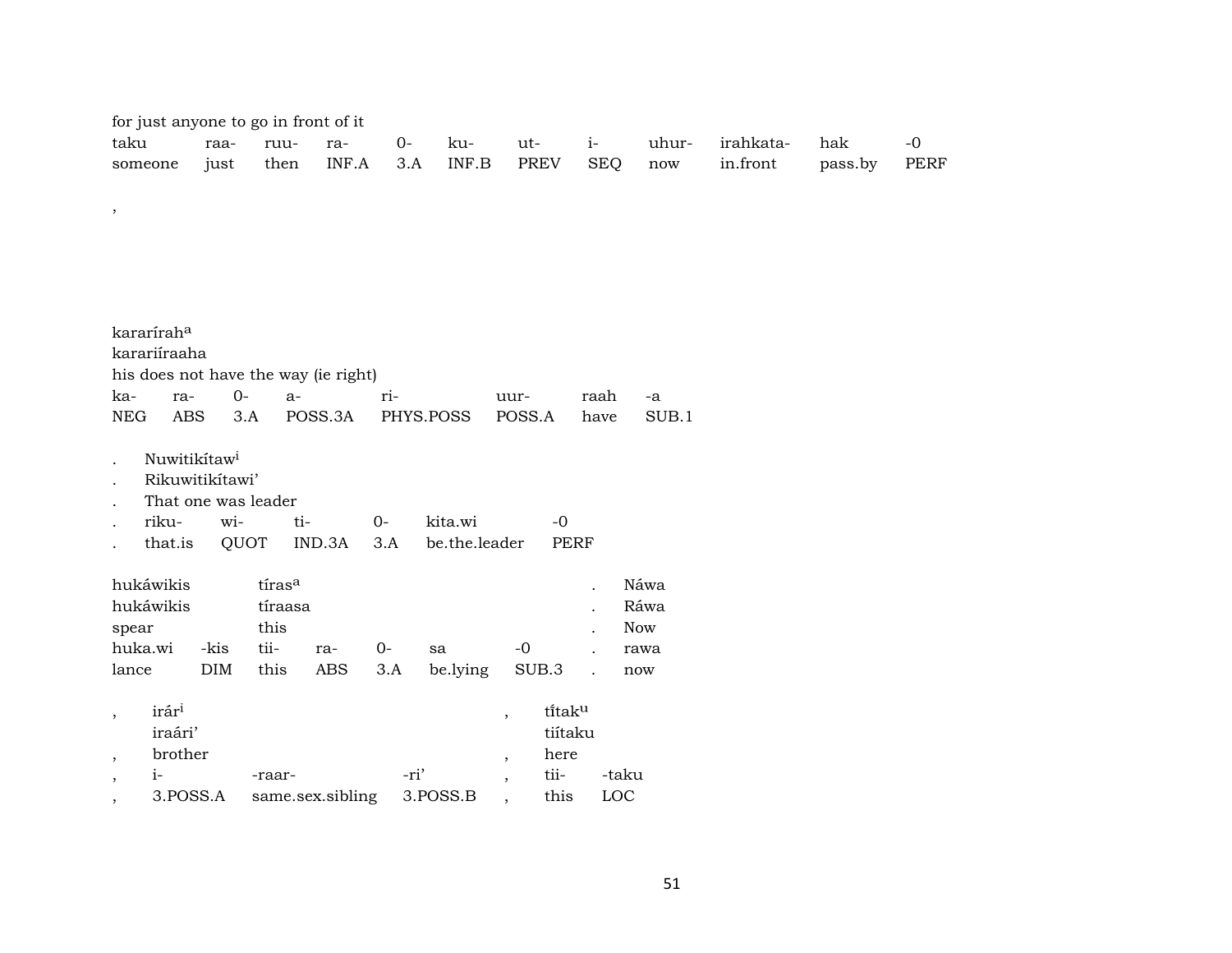for just anyone to go in front of it

| taku | raa- | ruu- | ra- | 0- | ku- | ut- | i- | uhur- | irahkata- | hak | -0 |
|---|---|---|---|---|---|---|---|---|---|---|---|
| someone | just | then | INF.A | 3.A | INF.B | PREV | SEQ | now | in.front | pass.by | PERF |

,

kararírah[a]
karariíraaha
his does not have the way (ie right)

| ka- | ra- | 0- | a- | ri- | uur- | raah | -a |
|---|---|---|---|---|---|---|---|
| NEG | ABS | 3.A | POSS.3A | PHYS.POSS | POSS.A | have | SUB.1 |

. Nuwitikítaw[i]
. Rikuwitikítawi’
. That one was leader

| . | riku- | wi- | ti- | 0- | kita.wi | -0 |
|---|---|---|---|---|---|---|
| . | that.is | QUOT | IND.3A | 3.A | be.the.leader | PERF |

hukáwikis tíras[a]
hukáwikis tíraasa
spear this

| huka.wi | -kis | tii- | ra- | 0- | sa | -0 |
|---|---|---|---|---|---|---|
| lance | DIM | this | ABS | 3.A | be.lying | SUB.3 |

. Náwa
. Ráwa
. Now
. rawa
. now

, irár[i]
iraári’
, brother

| , | i- | -raar- | -ri’ |
|---|---|---|---|
| , | 3.POSS.A | same.sex.sibling | 3.POSS.B |

, tī́tak[u]
tiítaku
, here

| , | tii- | -taku |
|---|---|---|
| , | this | LOC |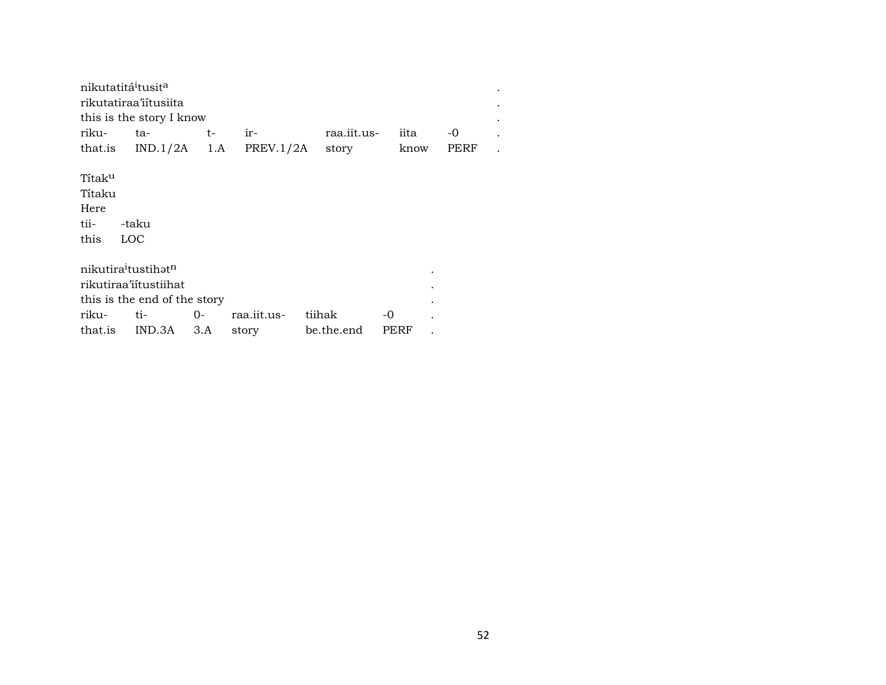nikutatitá[i]tusit[a] .
rikutatiraa'iítusiita .
this is the story I know .

| | | | | | | | |
|---|---|---|---|---|---|---|---|
| riku- | ta- | t- | ir- | raa.iit.us- | iita | -0 | . |
| that.is | IND.1/2A | 1.A | PREV.1/2A | story | know | PERF | . |

Títak[u]
Títaku
Here

| | |
|---|---|
| tii- | -taku |
| this | LOC |

nikutira[i]tustihət[n] .
rikutiraa'iítustiihat .
this is the end of the story .

| | | | | | | |
|---|---|---|---|---|---|---|
| riku- | ti- | 0- | raa.iit.us- | tiihak | -0 | . |
| that.is | IND.3A | 3.A | story | be.the.end | PERF | . |